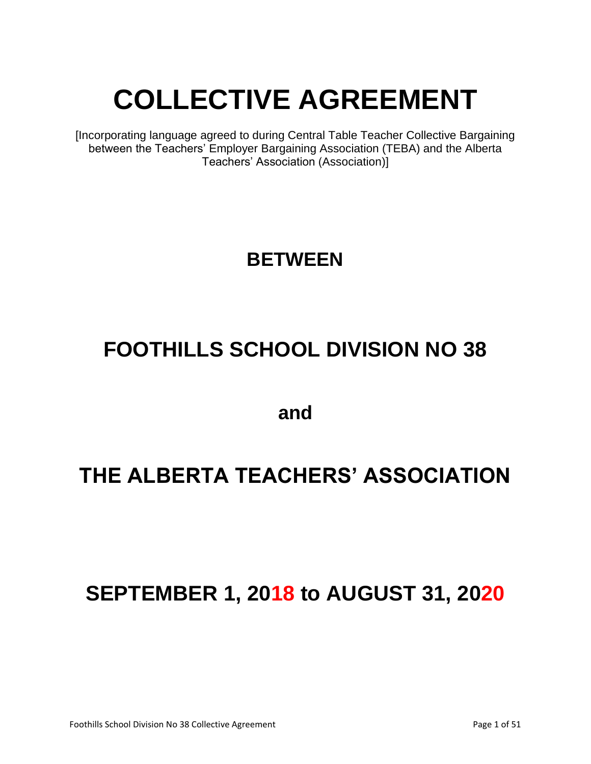# COLLECTIVE AGREEMENT

[Incorporating language agreed to during Central Table Teacher Collective Bargaining between the Teachers' Employer Bargaining Association (TEBA) and the Alberta Teachers' Association (Association)]

## BETWEEN

## FOOTHILLS SCHOOL DIVISION NO 38

## and

## THE ALBERTA TEACHERS' ASSOCIATION

## SEPTEMBER 1, 2018 to AUGUST 31, 2020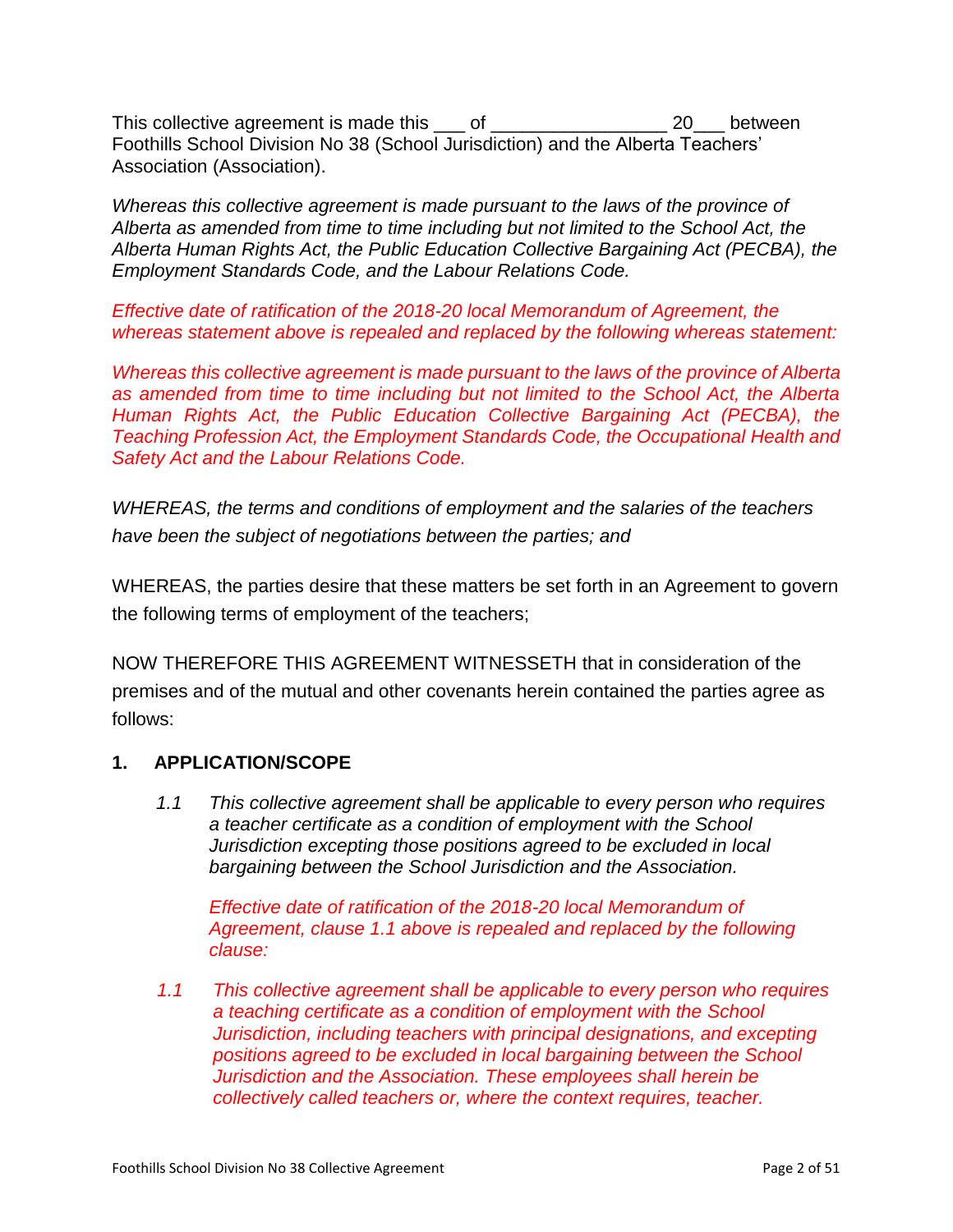This collective agreement is made this ___ of ________________ 20___ between Foothills School Division No 38 (School Jurisdiction) and the Alberta Teachers' Association (Association).

*Whereas this collective agreement is made pursuant to the laws of the province of Alberta as amended from time to time including but not limited to the School Act, the Alberta Human Rights Act, the Public Education Collective Bargaining Act (PECBA), the Employment Standards Code, and the Labour Relations Code.*

*Effective date of ratification of the 2018-20 local Memorandum of Agreement, the whereas statement above is repealed and replaced by the following whereas statement:*

*Whereas this collective agreement is made pursuant to the laws of the province of Alberta as amended from time to time including but not limited to the School Act, the Alberta Human Rights Act, the Public Education Collective Bargaining Act (PECBA), the Teaching Profession Act, the Employment Standards Code, the Occupational Health and Safety Act and the Labour Relations Code.*

*WHEREAS, the terms and conditions of employment and the salaries of the teachers have been the subject of negotiations between the parties; and*

WHEREAS, the parties desire that these matters be set forth in an Agreement to govern the following terms of employment of the teachers;

NOW THEREFORE THIS AGREEMENT WITNESSETH that in consideration of the premises and of the mutual and other covenants herein contained the parties agree as follows:

## 1. APPLICATION/SCOPE

*1.1 This collective agreement shall be applicable to every person who requires a teacher certificate as a condition of employment with the School Jurisdiction excepting those positions agreed to be excluded in local bargaining between the School Jurisdiction and the Association.*

*Effective date of ratification of the 2018-20 local Memorandum of Agreement, clause 1.1 above is repealed and replaced by the following clause:*

*1.1 This collective agreement shall be applicable to every person who requires a teaching certificate as a condition of employment with the School Jurisdiction, including teachers with principal designations, and excepting positions agreed to be excluded in local bargaining between the School Jurisdiction and the Association. These employees shall herein be collectively called teachers or, where the context requires, teacher.*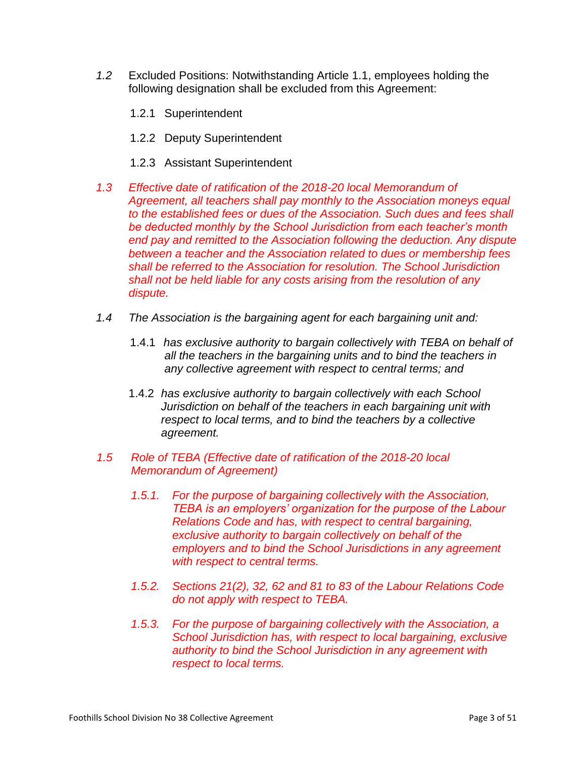*1.2* Excluded Positions: Notwithstanding Article 1.1, employees holding the following designation shall be excluded from this Agreement:

1.2.1 Superintendent

1.2.2 Deputy Superintendent

1.2.3 Assistant Superintendent

*1.3 Effective date of ratification of the 2018-20 local Memorandum of Agreement, all teachers shall pay monthly to the Association moneys equal to the established fees or dues of the Association. Such dues and fees shall be deducted monthly by the School Jurisdiction from each teacher's month end pay and remitted to the Association following the deduction. Any dispute between a teacher and the Association related to dues or membership fees shall be referred to the Association for resolution. The School Jurisdiction shall not be held liable for any costs arising from the resolution of any dispute.*

*1.4 The Association is the bargaining agent for each bargaining unit and:*

1.4.1 *has exclusive authority to bargain collectively with TEBA on behalf of all the teachers in the bargaining units and to bind the teachers in any collective agreement with respect to central terms; and*

1.4.2 *has exclusive authority to bargain collectively with each School Jurisdiction on behalf of the teachers in each bargaining unit with respect to local terms, and to bind the teachers by a collective agreement.*

*1.5 Role of TEBA (Effective date of ratification of the 2018-20 local Memorandum of Agreement)*

*1.5.1. For the purpose of bargaining collectively with the Association, TEBA is an employers' organization for the purpose of the Labour Relations Code and has, with respect to central bargaining, exclusive authority to bargain collectively on behalf of the employers and to bind the School Jurisdictions in any agreement with respect to central terms.*

*1.5.2. Sections 21(2), 32, 62 and 81 to 83 of the Labour Relations Code do not apply with respect to TEBA.*

*1.5.3. For the purpose of bargaining collectively with the Association, a School Jurisdiction has, with respect to local bargaining, exclusive authority to bind the School Jurisdiction in any agreement with respect to local terms.*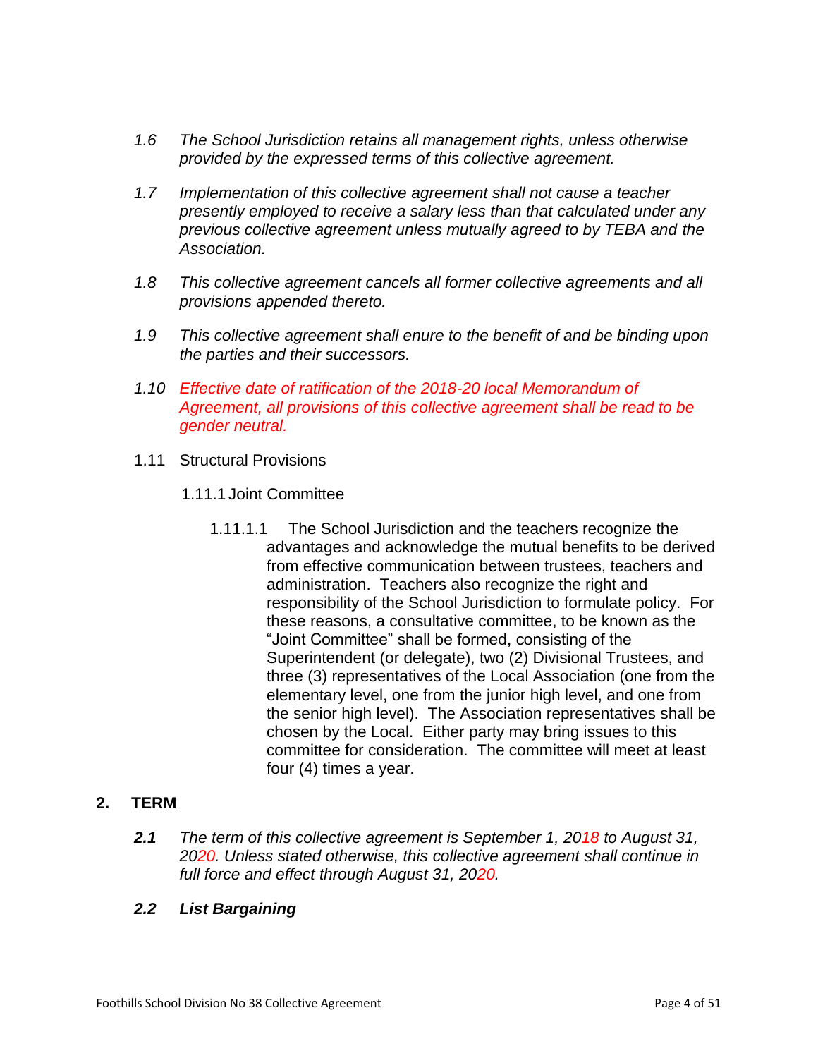*1.6 The School Jurisdiction retains all management rights, unless otherwise provided by the expressed terms of this collective agreement.*

*1.7 Implementation of this collective agreement shall not cause a teacher presently employed to receive a salary less than that calculated under any previous collective agreement unless mutually agreed to by TEBA and the Association.*

*1.8 This collective agreement cancels all former collective agreements and all provisions appended thereto.*

*1.9 This collective agreement shall enure to the benefit of and be binding upon the parties and their successors.*

*1.10 Effective date of ratification of the 2018-20 local Memorandum of Agreement, all provisions of this collective agreement shall be read to be gender neutral.*

1.11 Structural Provisions

1.11.1 Joint Committee

1.11.1.1 The School Jurisdiction and the teachers recognize the advantages and acknowledge the mutual benefits to be derived from effective communication between trustees, teachers and administration. Teachers also recognize the right and responsibility of the School Jurisdiction to formulate policy. For these reasons, a consultative committee, to be known as the "Joint Committee" shall be formed, consisting of the Superintendent (or delegate), two (2) Divisional Trustees, and three (3) representatives of the Local Association (one from the elementary level, one from the junior high level, and one from the senior high level). The Association representatives shall be chosen by the Local. Either party may bring issues to this committee for consideration. The committee will meet at least four (4) times a year.

## 2. TERM

***2.1*** *The term of this collective agreement is September 1, 2018 to August 31, 2020. Unless stated otherwise, this collective agreement shall continue in full force and effect through August 31, 2020.*

***2.2 List Bargaining***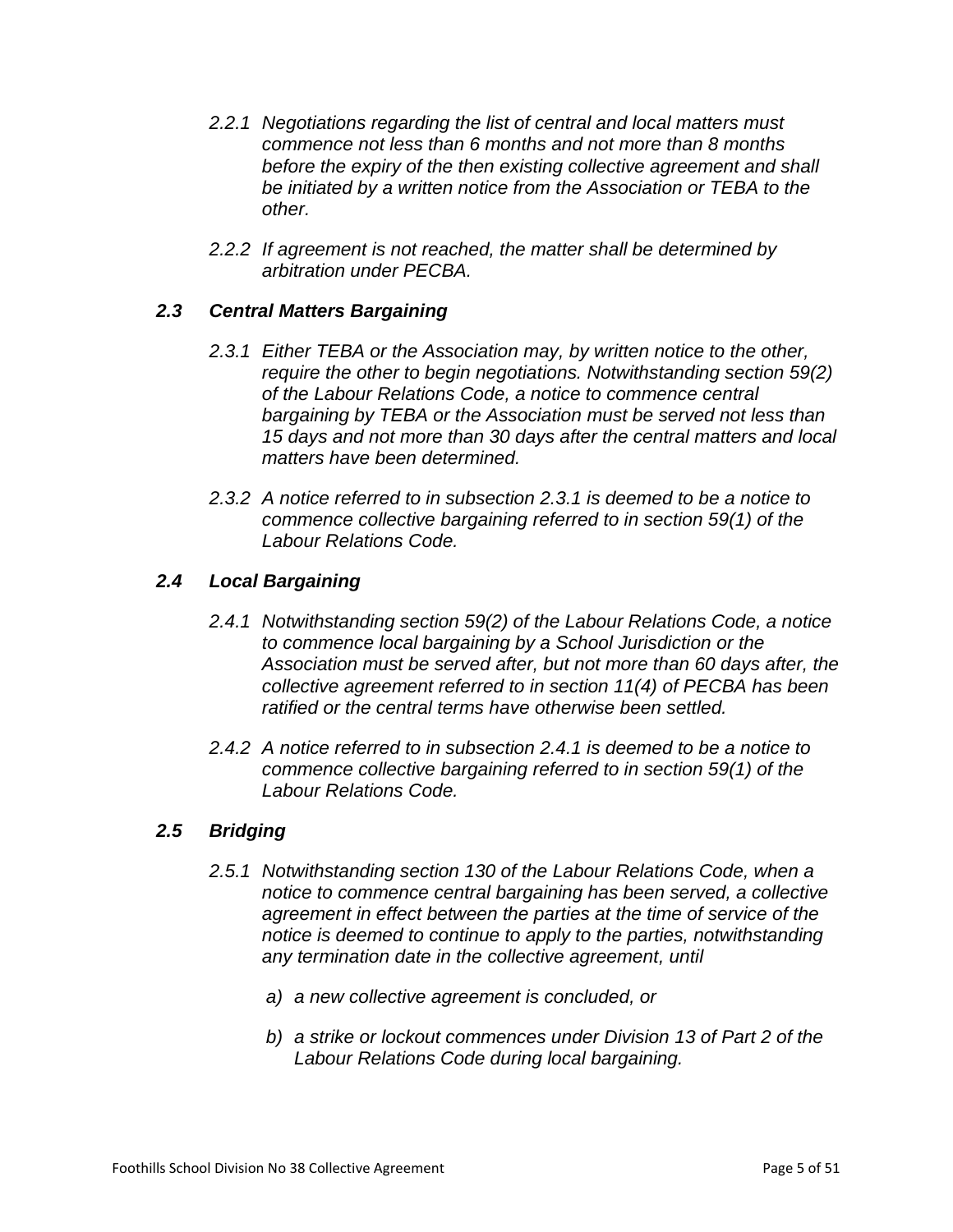*2.2.1 Negotiations regarding the list of central and local matters must commence not less than 6 months and not more than 8 months before the expiry of the then existing collective agreement and shall be initiated by a written notice from the Association or TEBA to the other.*

*2.2.2 If agreement is not reached, the matter shall be determined by arbitration under PECBA.*

### *2.3 Central Matters Bargaining*

*2.3.1 Either TEBA or the Association may, by written notice to the other, require the other to begin negotiations. Notwithstanding section 59(2) of the Labour Relations Code, a notice to commence central bargaining by TEBA or the Association must be served not less than 15 days and not more than 30 days after the central matters and local matters have been determined.*

*2.3.2 A notice referred to in subsection 2.3.1 is deemed to be a notice to commence collective bargaining referred to in section 59(1) of the Labour Relations Code.*

### *2.4 Local Bargaining*

*2.4.1 Notwithstanding section 59(2) of the Labour Relations Code, a notice to commence local bargaining by a School Jurisdiction or the Association must be served after, but not more than 60 days after, the collective agreement referred to in section 11(4) of PECBA has been ratified or the central terms have otherwise been settled.*

*2.4.2 A notice referred to in subsection 2.4.1 is deemed to be a notice to commence collective bargaining referred to in section 59(1) of the Labour Relations Code.*

### *2.5 Bridging*

*2.5.1 Notwithstanding section 130 of the Labour Relations Code, when a notice to commence central bargaining has been served, a collective agreement in effect between the parties at the time of service of the notice is deemed to continue to apply to the parties, notwithstanding any termination date in the collective agreement, until*

*a) a new collective agreement is concluded, or*

*b) a strike or lockout commences under Division 13 of Part 2 of the Labour Relations Code during local bargaining.*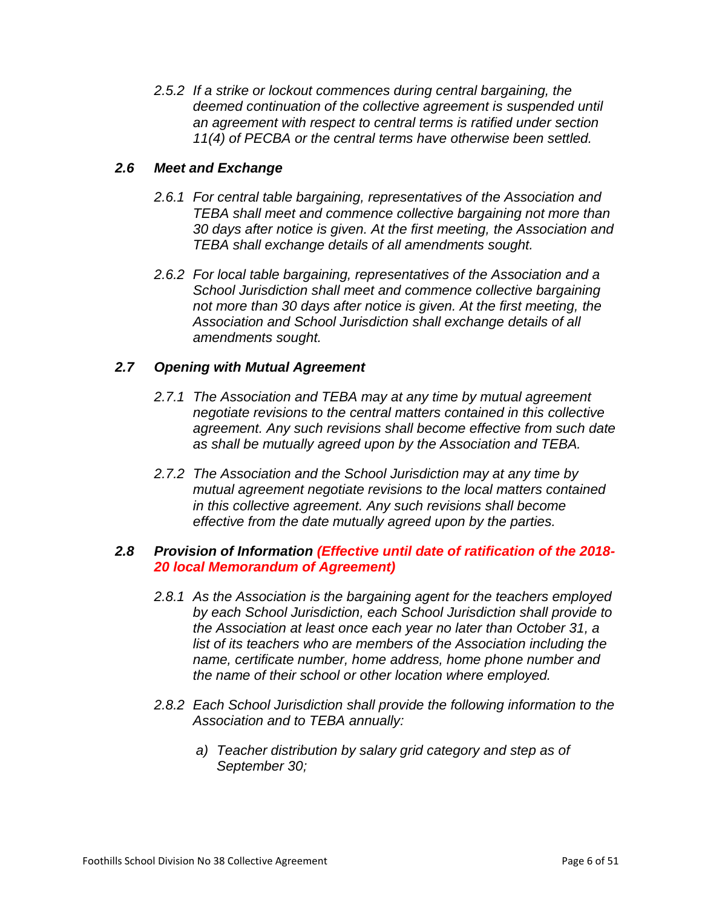*2.5.2 If a strike or lockout commences during central bargaining, the deemed continuation of the collective agreement is suspended until an agreement with respect to central terms is ratified under section 11(4) of PECBA or the central terms have otherwise been settled.*

### *2.6 Meet and Exchange*

*2.6.1 For central table bargaining, representatives of the Association and TEBA shall meet and commence collective bargaining not more than 30 days after notice is given. At the first meeting, the Association and TEBA shall exchange details of all amendments sought.*

*2.6.2 For local table bargaining, representatives of the Association and a School Jurisdiction shall meet and commence collective bargaining not more than 30 days after notice is given. At the first meeting, the Association and School Jurisdiction shall exchange details of all amendments sought.*

### *2.7 Opening with Mutual Agreement*

*2.7.1 The Association and TEBA may at any time by mutual agreement negotiate revisions to the central matters contained in this collective agreement. Any such revisions shall become effective from such date as shall be mutually agreed upon by the Association and TEBA.*

*2.7.2 The Association and the School Jurisdiction may at any time by mutual agreement negotiate revisions to the local matters contained in this collective agreement. Any such revisions shall become effective from the date mutually agreed upon by the parties.*

### *2.8 Provision of Information (Effective until date of ratification of the 2018-20 local Memorandum of Agreement)*

*2.8.1 As the Association is the bargaining agent for the teachers employed by each School Jurisdiction, each School Jurisdiction shall provide to the Association at least once each year no later than October 31, a list of its teachers who are members of the Association including the name, certificate number, home address, home phone number and the name of their school or other location where employed.*

*2.8.2 Each School Jurisdiction shall provide the following information to the Association and to TEBA annually:*

*a) Teacher distribution by salary grid category and step as of September 30;*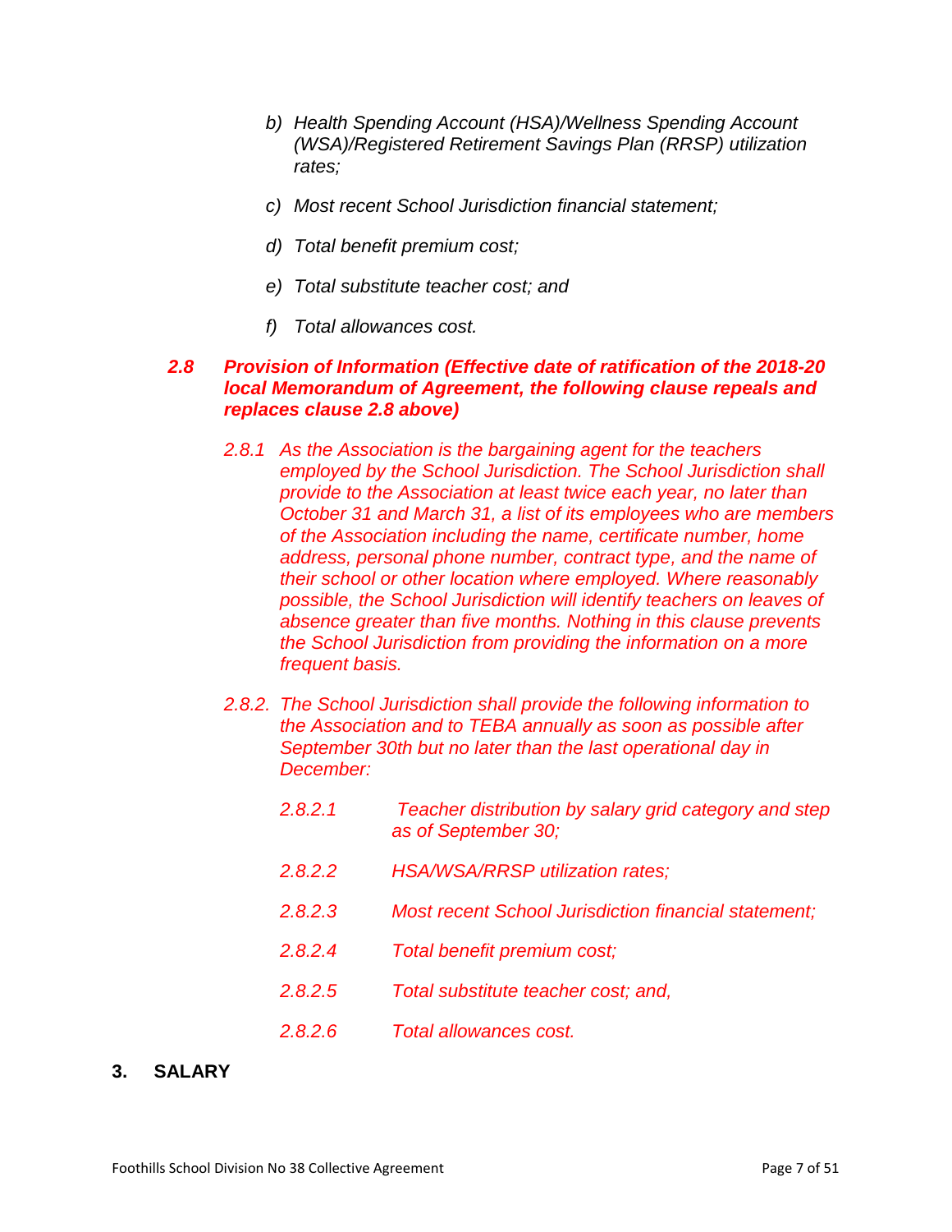*b) Health Spending Account (HSA)/Wellness Spending Account (WSA)/Registered Retirement Savings Plan (RRSP) utilization rates;*

*c) Most recent School Jurisdiction financial statement;*

*d) Total benefit premium cost;*

*e) Total substitute teacher cost; and*

*f) Total allowances cost.*

***2.8 Provision of Information (Effective date of ratification of the 2018-20 local Memorandum of Agreement, the following clause repeals and replaces clause 2.8 above)***

*2.8.1 As the Association is the bargaining agent for the teachers employed by the School Jurisdiction. The School Jurisdiction shall provide to the Association at least twice each year, no later than October 31 and March 31, a list of its employees who are members of the Association including the name, certificate number, home address, personal phone number, contract type, and the name of their school or other location where employed. Where reasonably possible, the School Jurisdiction will identify teachers on leaves of absence greater than five months. Nothing in this clause prevents the School Jurisdiction from providing the information on a more frequent basis.*

*2.8.2. The School Jurisdiction shall provide the following information to the Association and to TEBA annually as soon as possible after September 30th but no later than the last operational day in December:*

*2.8.2.1 Teacher distribution by salary grid category and step as of September 30;*

*2.8.2.2 HSA/WSA/RRSP utilization rates;*

*2.8.2.3 Most recent School Jurisdiction financial statement;*

*2.8.2.4 Total benefit premium cost;*

*2.8.2.5 Total substitute teacher cost; and,*

*2.8.2.6 Total allowances cost.*

## 3. SALARY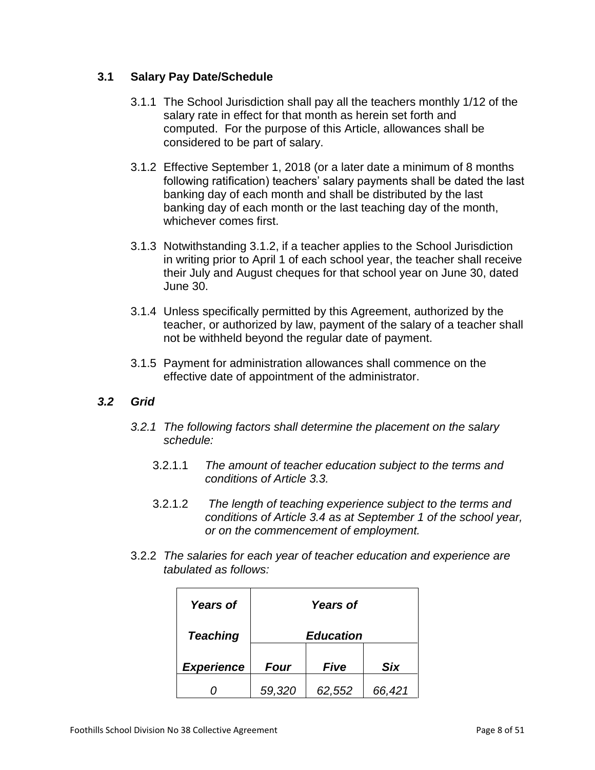### 3.1 Salary Pay Date/Schedule

3.1.1 The School Jurisdiction shall pay all the teachers monthly 1/12 of the salary rate in effect for that month as herein set forth and computed. For the purpose of this Article, allowances shall be considered to be part of salary.

3.1.2 Effective September 1, 2018 (or a later date a minimum of 8 months following ratification) teachers' salary payments shall be dated the last banking day of each month and shall be distributed by the last banking day of each month or the last teaching day of the month, whichever comes first.

3.1.3 Notwithstanding 3.1.2, if a teacher applies to the School Jurisdiction in writing prior to April 1 of each school year, the teacher shall receive their July and August cheques for that school year on June 30, dated June 30.

3.1.4 Unless specifically permitted by this Agreement, authorized by the teacher, or authorized by law, payment of the salary of a teacher shall not be withheld beyond the regular date of payment.

3.1.5 Payment for administration allowances shall commence on the effective date of appointment of the administrator.

### *3.2 Grid*

3.2.1 *The following factors shall determine the placement on the salary schedule:*

3.2.1.1 *The amount of teacher education subject to the terms and conditions of Article 3.3.*

3.2.1.2 *The length of teaching experience subject to the terms and conditions of Article 3.4 as at September 1 of the school year, or on the commencement of employment.*

3.2.2 *The salaries for each year of teacher education and experience are tabulated as follows:*

| *Years of Teaching Experience* | *Years of Education* | | |
|---|---|---|---|
| | ***Four*** | ***Five*** | ***Six*** |
| *0* | *59,320* | *62,552* | *66,421* |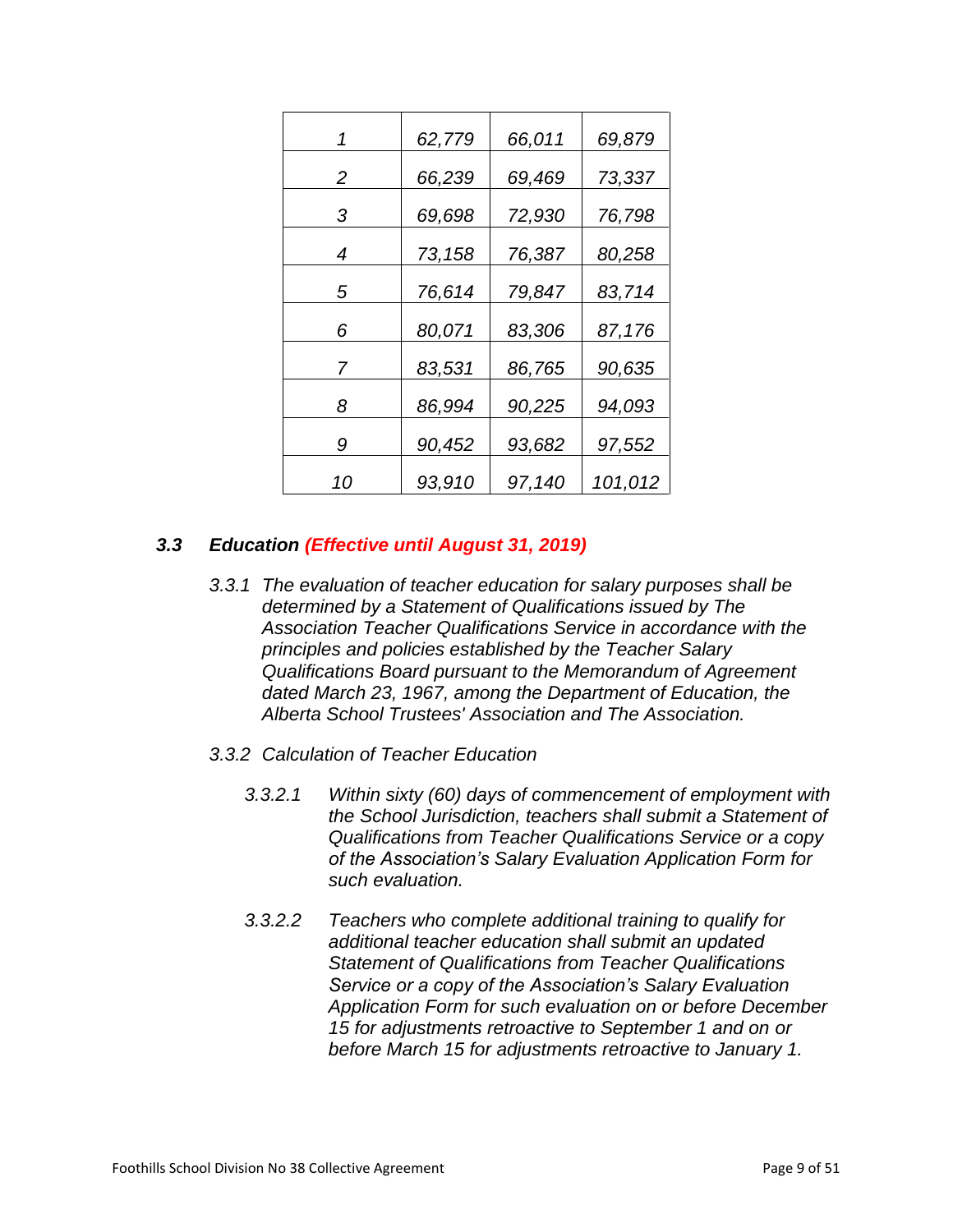| *1* | *62,779* | *66,011* | *69,879* |
|---|---|---|---|
| *2* | *66,239* | *69,469* | *73,337* |
| *3* | *69,698* | *72,930* | *76,798* |
| *4* | *73,158* | *76,387* | *80,258* |
| *5* | *76,614* | *79,847* | *83,714* |
| *6* | *80,071* | *83,306* | *87,176* |
| *7* | *83,531* | *86,765* | *90,635* |
| *8* | *86,994* | *90,225* | *94,093* |
| *9* | *90,452* | *93,682* | *97,552* |
| *10* | *93,910* | *97,140* | *101,012* |

### *3.3 Education (Effective until August 31, 2019)*

*3.3.1 The evaluation of teacher education for salary purposes shall be determined by a Statement of Qualifications issued by The Association Teacher Qualifications Service in accordance with the principles and policies established by the Teacher Salary Qualifications Board pursuant to the Memorandum of Agreement dated March 23, 1967, among the Department of Education, the Alberta School Trustees' Association and The Association.*

*3.3.2 Calculation of Teacher Education*

*3.3.2.1 Within sixty (60) days of commencement of employment with the School Jurisdiction, teachers shall submit a Statement of Qualifications from Teacher Qualifications Service or a copy of the Association's Salary Evaluation Application Form for such evaluation.*

*3.3.2.2 Teachers who complete additional training to qualify for additional teacher education shall submit an updated Statement of Qualifications from Teacher Qualifications Service or a copy of the Association's Salary Evaluation Application Form for such evaluation on or before December 15 for adjustments retroactive to September 1 and on or before March 15 for adjustments retroactive to January 1.*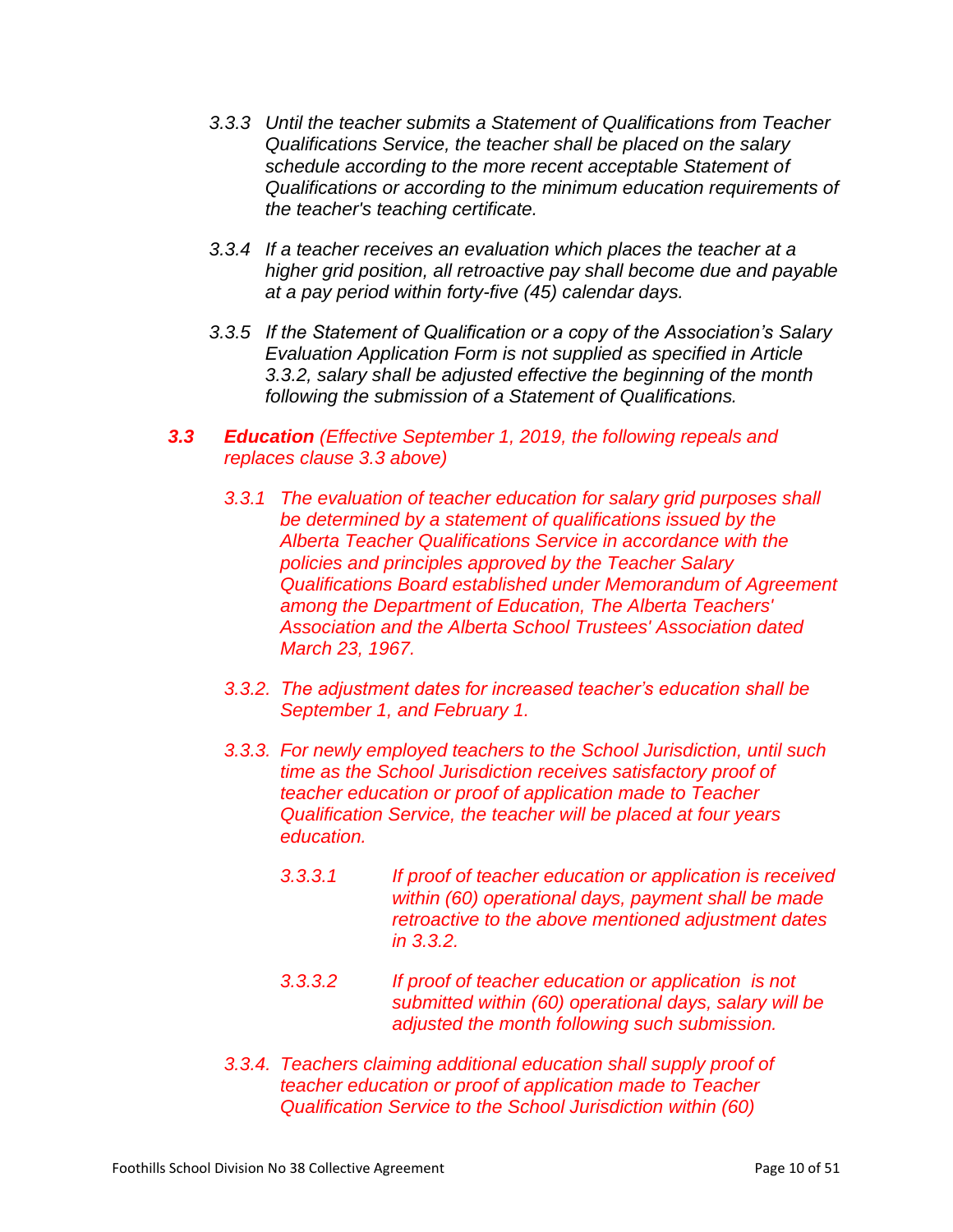*3.3.3 Until the teacher submits a Statement of Qualifications from Teacher Qualifications Service, the teacher shall be placed on the salary schedule according to the more recent acceptable Statement of Qualifications or according to the minimum education requirements of the teacher's teaching certificate.*

*3.3.4 If a teacher receives an evaluation which places the teacher at a higher grid position, all retroactive pay shall become due and payable at a pay period within forty-five (45) calendar days.*

*3.3.5 If the Statement of Qualification or a copy of the Association's Salary Evaluation Application Form is not supplied as specified in Article 3.3.2, salary shall be adjusted effective the beginning of the month following the submission of a Statement of Qualifications.*

***3.3 Education** (Effective September 1, 2019, the following repeals and replaces clause 3.3 above)*

*3.3.1 The evaluation of teacher education for salary grid purposes shall be determined by a statement of qualifications issued by the Alberta Teacher Qualifications Service in accordance with the policies and principles approved by the Teacher Salary Qualifications Board established under Memorandum of Agreement among the Department of Education, The Alberta Teachers' Association and the Alberta School Trustees' Association dated March 23, 1967.*

*3.3.2. The adjustment dates for increased teacher's education shall be September 1, and February 1.*

*3.3.3. For newly employed teachers to the School Jurisdiction, until such time as the School Jurisdiction receives satisfactory proof of teacher education or proof of application made to Teacher Qualification Service, the teacher will be placed at four years education.*

*3.3.3.1 If proof of teacher education or application is received within (60) operational days, payment shall be made retroactive to the above mentioned adjustment dates in 3.3.2.*

*3.3.3.2 If proof of teacher education or application is not submitted within (60) operational days, salary will be adjusted the month following such submission.*

*3.3.4. Teachers claiming additional education shall supply proof of teacher education or proof of application made to Teacher Qualification Service to the School Jurisdiction within (60)*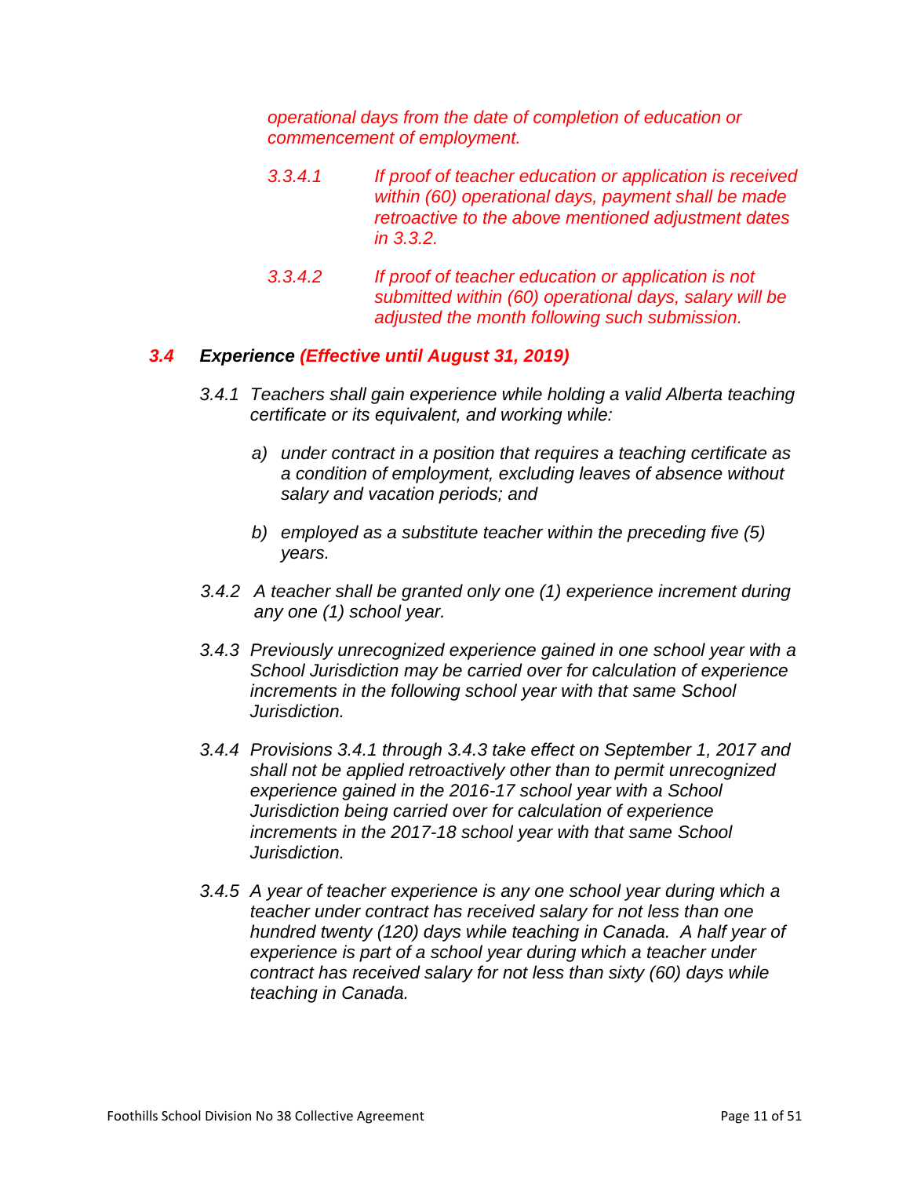*operational days from the date of completion of education or commencement of employment.*

*3.3.4.1 If proof of teacher education or application is received within (60) operational days, payment shall be made retroactive to the above mentioned adjustment dates in 3.3.2.*

*3.3.4.2 If proof of teacher education or application is not submitted within (60) operational days, salary will be adjusted the month following such submission.*

### *3.4 Experience (Effective until August 31, 2019)*

*3.4.1 Teachers shall gain experience while holding a valid Alberta teaching certificate or its equivalent, and working while:*

*a) under contract in a position that requires a teaching certificate as a condition of employment, excluding leaves of absence without salary and vacation periods; and*

*b) employed as a substitute teacher within the preceding five (5) years.*

*3.4.2 A teacher shall be granted only one (1) experience increment during any one (1) school year.*

*3.4.3 Previously unrecognized experience gained in one school year with a School Jurisdiction may be carried over for calculation of experience increments in the following school year with that same School Jurisdiction.*

*3.4.4 Provisions 3.4.1 through 3.4.3 take effect on September 1, 2017 and shall not be applied retroactively other than to permit unrecognized experience gained in the 2016-17 school year with a School Jurisdiction being carried over for calculation of experience increments in the 2017-18 school year with that same School Jurisdiction.*

*3.4.5 A year of teacher experience is any one school year during which a teacher under contract has received salary for not less than one hundred twenty (120) days while teaching in Canada. A half year of experience is part of a school year during which a teacher under contract has received salary for not less than sixty (60) days while teaching in Canada.*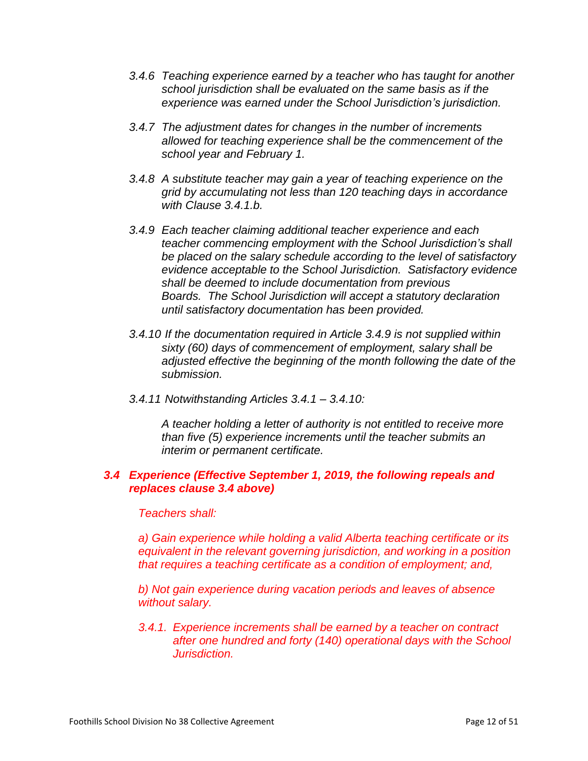*3.4.6 Teaching experience earned by a teacher who has taught for another school jurisdiction shall be evaluated on the same basis as if the experience was earned under the School Jurisdiction's jurisdiction.*

*3.4.7 The adjustment dates for changes in the number of increments allowed for teaching experience shall be the commencement of the school year and February 1.*

*3.4.8 A substitute teacher may gain a year of teaching experience on the grid by accumulating not less than 120 teaching days in accordance with Clause 3.4.1.b.*

*3.4.9 Each teacher claiming additional teacher experience and each teacher commencing employment with the School Jurisdiction's shall be placed on the salary schedule according to the level of satisfactory evidence acceptable to the School Jurisdiction. Satisfactory evidence shall be deemed to include documentation from previous Boards. The School Jurisdiction will accept a statutory declaration until satisfactory documentation has been provided.*

*3.4.10 If the documentation required in Article 3.4.9 is not supplied within sixty (60) days of commencement of employment, salary shall be adjusted effective the beginning of the month following the date of the submission.*

*3.4.11 Notwithstanding Articles 3.4.1 – 3.4.10:*

*A teacher holding a letter of authority is not entitled to receive more than five (5) experience increments until the teacher submits an interim or permanent certificate.*

### *3.4 Experience (Effective September 1, 2019, the following repeals and replaces clause 3.4 above)*

*Teachers shall:*

*a) Gain experience while holding a valid Alberta teaching certificate or its equivalent in the relevant governing jurisdiction, and working in a position that requires a teaching certificate as a condition of employment; and,*

*b) Not gain experience during vacation periods and leaves of absence without salary.*

*3.4.1. Experience increments shall be earned by a teacher on contract after one hundred and forty (140) operational days with the School Jurisdiction.*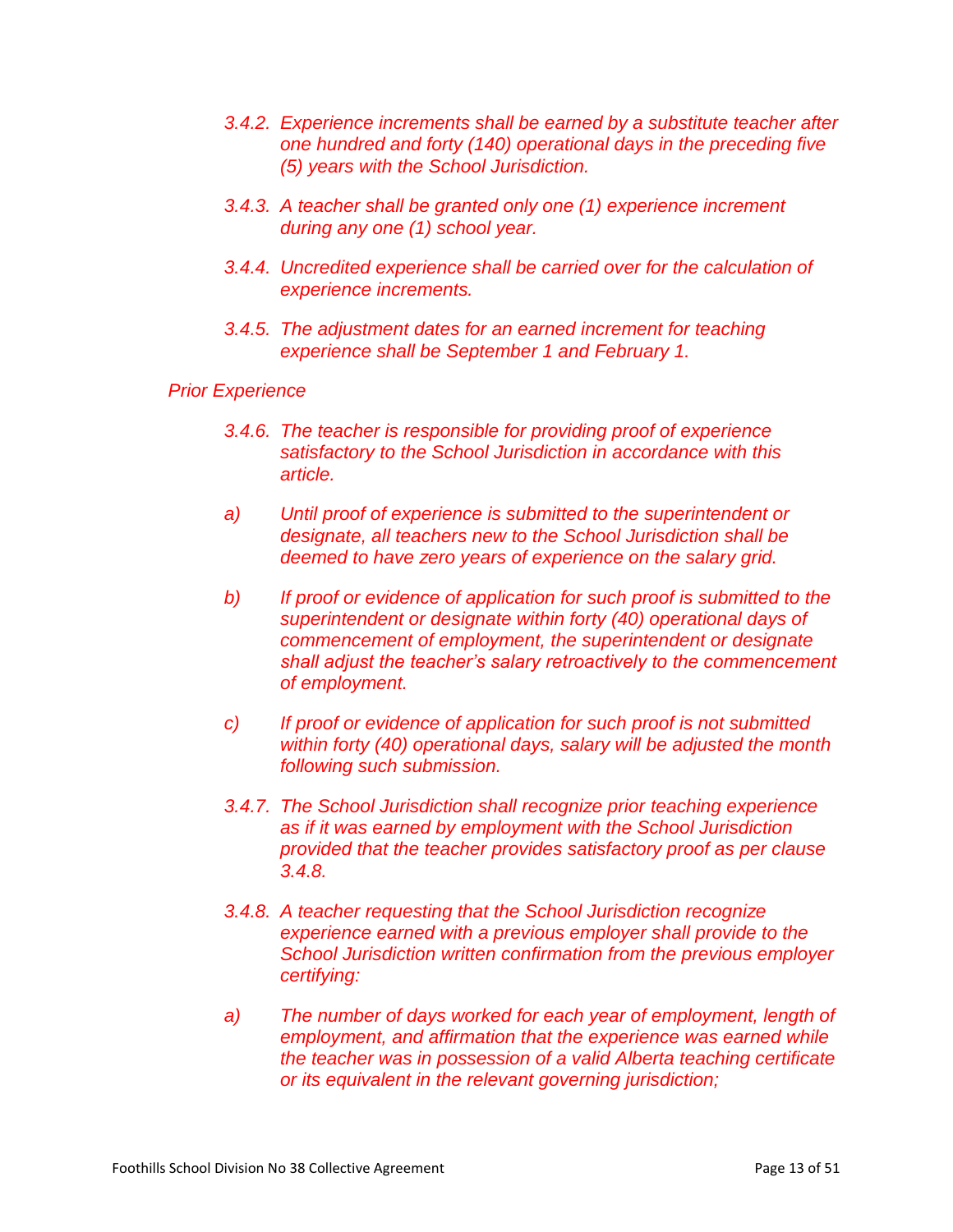*3.4.2. Experience increments shall be earned by a substitute teacher after one hundred and forty (140) operational days in the preceding five (5) years with the School Jurisdiction.*

*3.4.3. A teacher shall be granted only one (1) experience increment during any one (1) school year.*

*3.4.4. Uncredited experience shall be carried over for the calculation of experience increments.*

*3.4.5. The adjustment dates for an earned increment for teaching experience shall be September 1 and February 1.*

*Prior Experience*

*3.4.6. The teacher is responsible for providing proof of experience satisfactory to the School Jurisdiction in accordance with this article.*

*a) Until proof of experience is submitted to the superintendent or designate, all teachers new to the School Jurisdiction shall be deemed to have zero years of experience on the salary grid.*

*b) If proof or evidence of application for such proof is submitted to the superintendent or designate within forty (40) operational days of commencement of employment, the superintendent or designate shall adjust the teacher's salary retroactively to the commencement of employment.*

*c) If proof or evidence of application for such proof is not submitted within forty (40) operational days, salary will be adjusted the month following such submission.*

*3.4.7. The School Jurisdiction shall recognize prior teaching experience as if it was earned by employment with the School Jurisdiction provided that the teacher provides satisfactory proof as per clause 3.4.8.*

*3.4.8. A teacher requesting that the School Jurisdiction recognize experience earned with a previous employer shall provide to the School Jurisdiction written confirmation from the previous employer certifying:*

*a) The number of days worked for each year of employment, length of employment, and affirmation that the experience was earned while the teacher was in possession of a valid Alberta teaching certificate or its equivalent in the relevant governing jurisdiction;*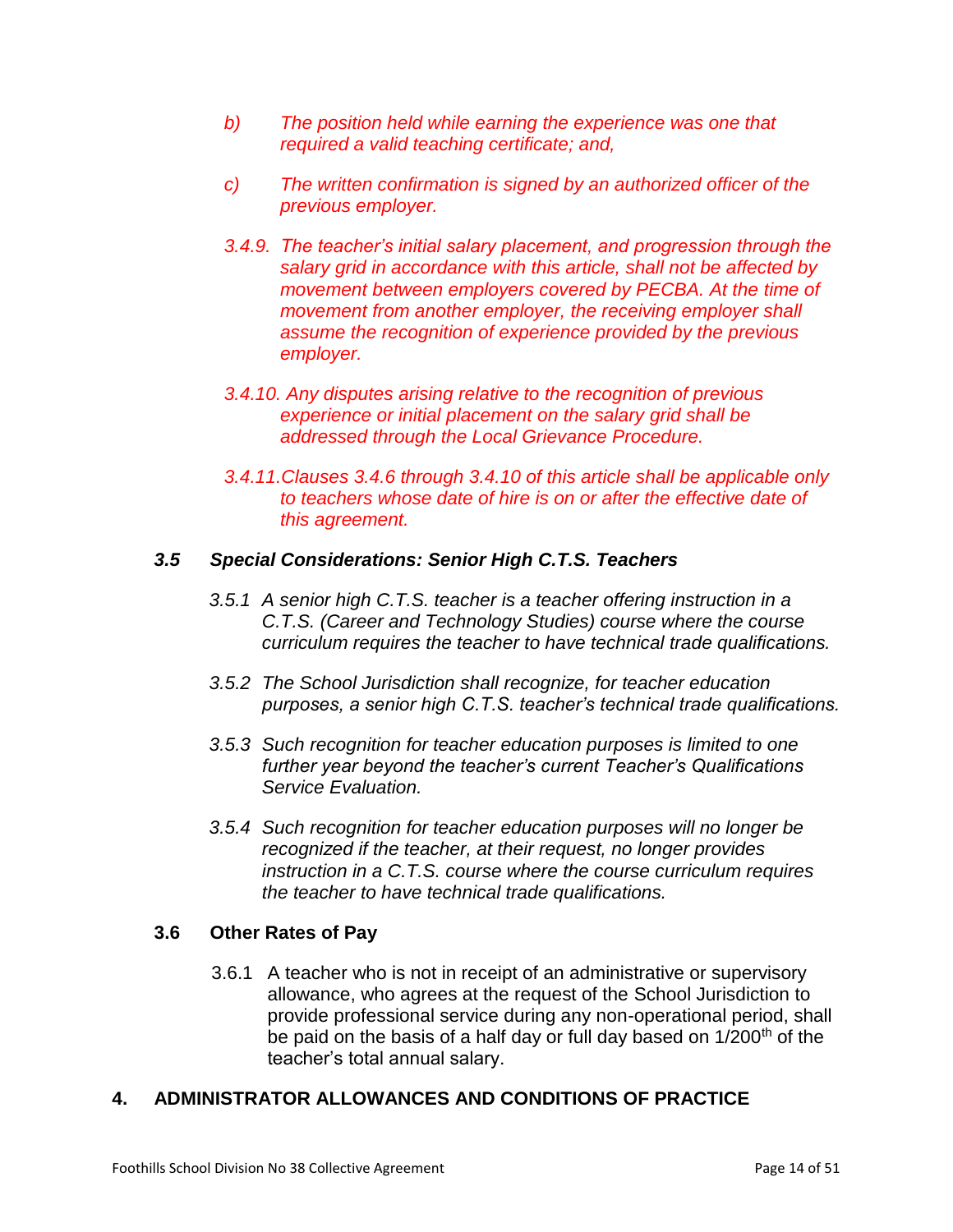*b) The position held while earning the experience was one that required a valid teaching certificate; and,*

*c) The written confirmation is signed by an authorized officer of the previous employer.*

*3.4.9. The teacher's initial salary placement, and progression through the salary grid in accordance with this article, shall not be affected by movement between employers covered by PECBA. At the time of movement from another employer, the receiving employer shall assume the recognition of experience provided by the previous employer.*

*3.4.10. Any disputes arising relative to the recognition of previous experience or initial placement on the salary grid shall be addressed through the Local Grievance Procedure.*

*3.4.11. Clauses 3.4.6 through 3.4.10 of this article shall be applicable only to teachers whose date of hire is on or after the effective date of this agreement.*

### ***3.5 Special Considerations: Senior High C.T.S. Teachers***

*3.5.1 A senior high C.T.S. teacher is a teacher offering instruction in a C.T.S. (Career and Technology Studies) course where the course curriculum requires the teacher to have technical trade qualifications.*

*3.5.2 The School Jurisdiction shall recognize, for teacher education purposes, a senior high C.T.S. teacher's technical trade qualifications.*

*3.5.3 Such recognition for teacher education purposes is limited to one further year beyond the teacher's current Teacher's Qualifications Service Evaluation.*

*3.5.4 Such recognition for teacher education purposes will no longer be recognized if the teacher, at their request, no longer provides instruction in a C.T.S. course where the course curriculum requires the teacher to have technical trade qualifications.*

### **3.6 Other Rates of Pay**

3.6.1 A teacher who is not in receipt of an administrative or supervisory allowance, who agrees at the request of the School Jurisdiction to provide professional service during any non-operational period, shall be paid on the basis of a half day or full day based on 1/200th of the teacher's total annual salary.

## **4. ADMINISTRATOR ALLOWANCES AND CONDITIONS OF PRACTICE**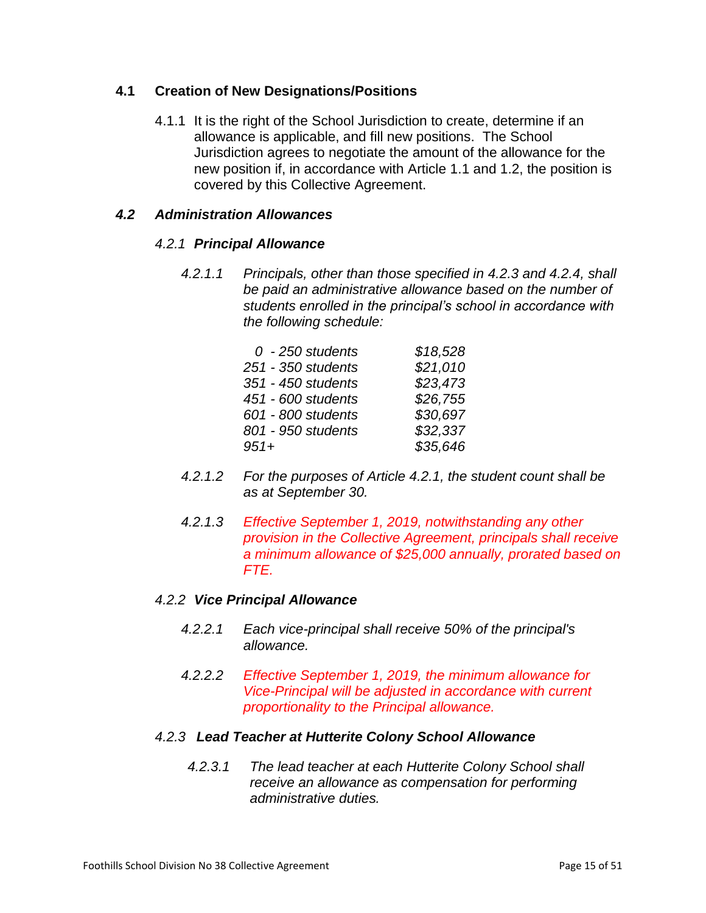## 4.1 Creation of New Designations/Positions

4.1.1 It is the right of the School Jurisdiction to create, determine if an allowance is applicable, and fill new positions. The School Jurisdiction agrees to negotiate the amount of the allowance for the new position if, in accordance with Article 1.1 and 1.2, the position is covered by this Collective Agreement.

## *4.2 Administration Allowances*

### *4.2.1 Principal Allowance*

*4.2.1.1 Principals, other than those specified in 4.2.3 and 4.2.4, shall be paid an administrative allowance based on the number of students enrolled in the principal's school in accordance with the following schedule:*

| | |
|---|---|
| *0 - 250 students* | *$18,528* |
| *251 - 350 students* | *$21,010* |
| *351 - 450 students* | *$23,473* |
| *451 - 600 students* | *$26,755* |
| *601 - 800 students* | *$30,697* |
| *801 - 950 students* | *$32,337* |
| *951+* | *$35,646* |

*4.2.1.2 For the purposes of Article 4.2.1, the student count shall be as at September 30.*

*4.2.1.3 Effective September 1, 2019, notwithstanding any other provision in the Collective Agreement, principals shall receive a minimum allowance of $25,000 annually, prorated based on FTE.*

### *4.2.2 Vice Principal Allowance*

*4.2.2.1 Each vice-principal shall receive 50% of the principal's allowance.*

*4.2.2.2 Effective September 1, 2019, the minimum allowance for Vice-Principal will be adjusted in accordance with current proportionality to the Principal allowance.*

### *4.2.3 Lead Teacher at Hutterite Colony School Allowance*

*4.2.3.1 The lead teacher at each Hutterite Colony School shall receive an allowance as compensation for performing administrative duties.*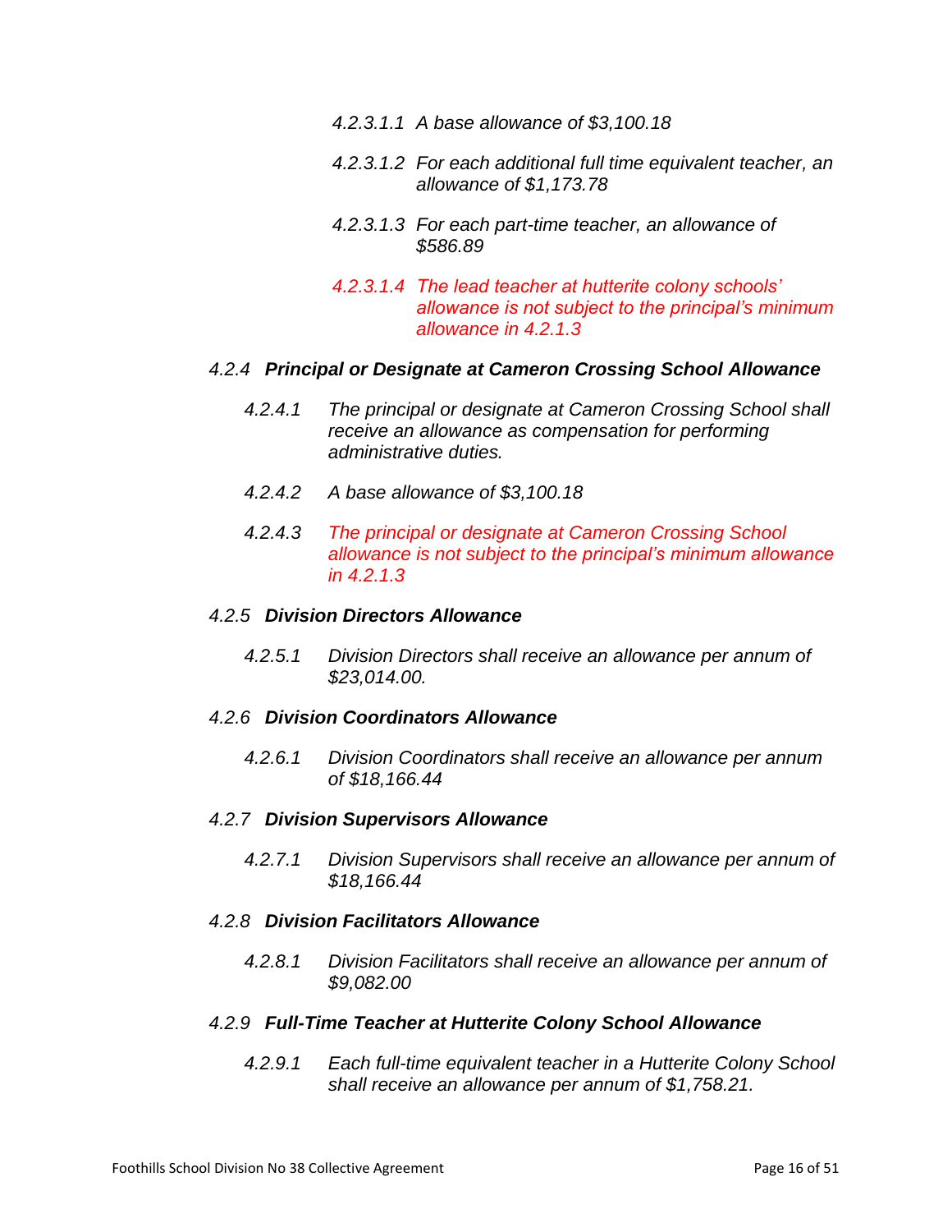*4.2.3.1.1 A base allowance of $3,100.18*

*4.2.3.1.2 For each additional full time equivalent teacher, an allowance of $1,173.78*

*4.2.3.1.3 For each part-time teacher, an allowance of $586.89*

*4.2.3.1.4 The lead teacher at hutterite colony schools' allowance is not subject to the principal's minimum allowance in 4.2.1.3*

### *4.2.4 **Principal or Designate at Cameron Crossing School Allowance***

*4.2.4.1 The principal or designate at Cameron Crossing School shall receive an allowance as compensation for performing administrative duties.*

*4.2.4.2 A base allowance of $3,100.18*

*4.2.4.3 The principal or designate at Cameron Crossing School allowance is not subject to the principal's minimum allowance in 4.2.1.3*

### *4.2.5 **Division Directors Allowance***

*4.2.5.1 Division Directors shall receive an allowance per annum of $23,014.00.*

### *4.2.6 **Division Coordinators Allowance***

*4.2.6.1 Division Coordinators shall receive an allowance per annum of $18,166.44*

### *4.2.7 **Division Supervisors Allowance***

*4.2.7.1 Division Supervisors shall receive an allowance per annum of $18,166.44*

### *4.2.8 **Division Facilitators Allowance***

*4.2.8.1 Division Facilitators shall receive an allowance per annum of $9,082.00*

### *4.2.9 **Full-Time Teacher at Hutterite Colony School Allowance***

*4.2.9.1 Each full-time equivalent teacher in a Hutterite Colony School shall receive an allowance per annum of $1,758.21.*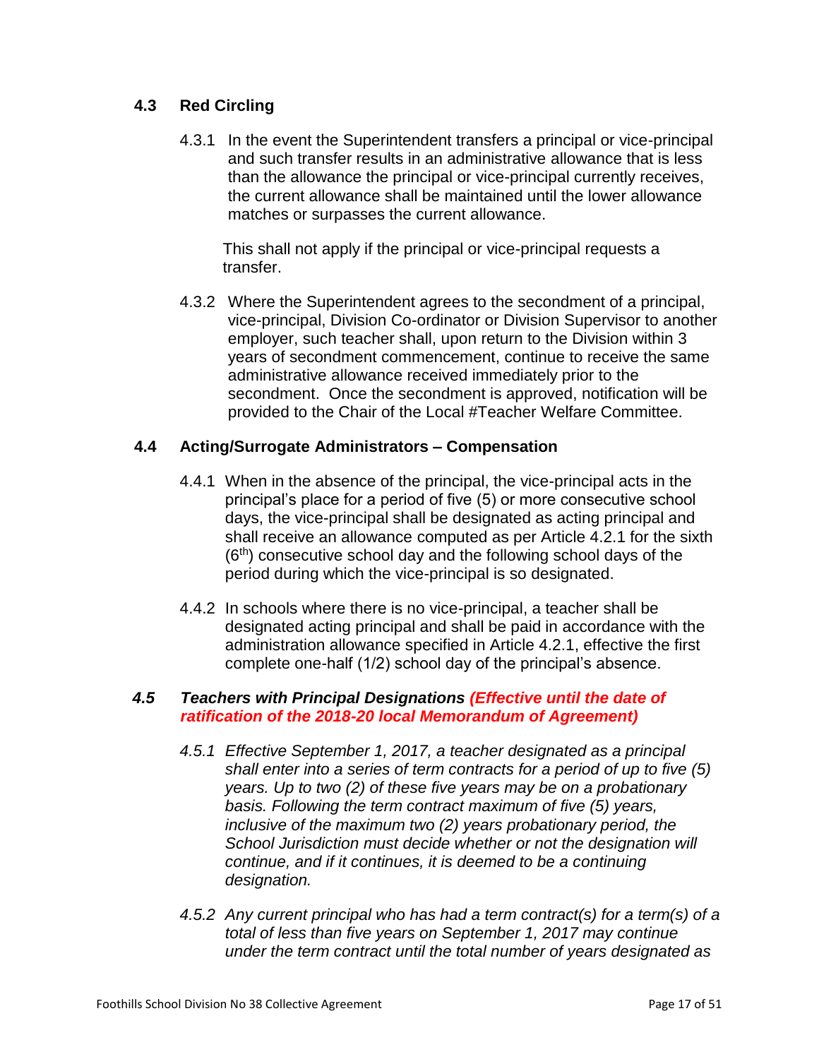## 4.3 Red Circling

4.3.1 In the event the Superintendent transfers a principal or vice-principal and such transfer results in an administrative allowance that is less than the allowance the principal or vice-principal currently receives, the current allowance shall be maintained until the lower allowance matches or surpasses the current allowance.

This shall not apply if the principal or vice-principal requests a transfer.

4.3.2 Where the Superintendent agrees to the secondment of a principal, vice-principal, Division Co-ordinator or Division Supervisor to another employer, such teacher shall, upon return to the Division within 3 years of secondment commencement, continue to receive the same administrative allowance received immediately prior to the secondment. Once the secondment is approved, notification will be provided to the Chair of the Local #Teacher Welfare Committee.

## 4.4 Acting/Surrogate Administrators – Compensation

4.4.1 When in the absence of the principal, the vice-principal acts in the principal's place for a period of five (5) or more consecutive school days, the vice-principal shall be designated as acting principal and shall receive an allowance computed as per Article 4.2.1 for the sixth (6th) consecutive school day and the following school days of the period during which the vice-principal is so designated.

4.4.2 In schools where there is no vice-principal, a teacher shall be designated acting principal and shall be paid in accordance with the administration allowance specified in Article 4.2.1, effective the first complete one-half (1/2) school day of the principal's absence.

## *4.5 Teachers with Principal Designations (Effective until the date of ratification of the 2018-20 local Memorandum of Agreement)*

*4.5.1 Effective September 1, 2017, a teacher designated as a principal shall enter into a series of term contracts for a period of up to five (5) years. Up to two (2) of these five years may be on a probationary basis. Following the term contract maximum of five (5) years, inclusive of the maximum two (2) years probationary period, the School Jurisdiction must decide whether or not the designation will continue, and if it continues, it is deemed to be a continuing designation.*

*4.5.2 Any current principal who has had a term contract(s) for a term(s) of a total of less than five years on September 1, 2017 may continue under the term contract until the total number of years designated as*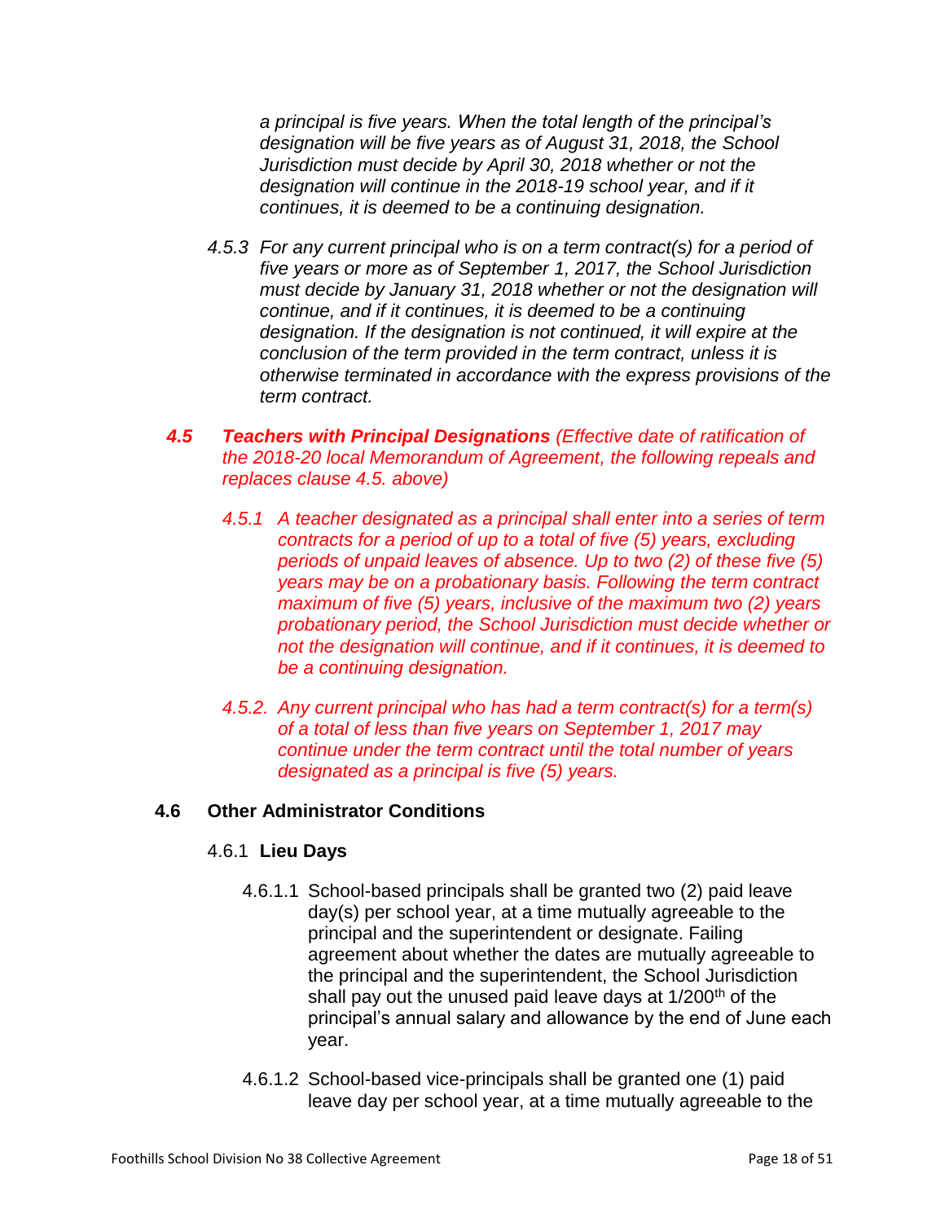*a principal is five years. When the total length of the principal's designation will be five years as of August 31, 2018, the School Jurisdiction must decide by April 30, 2018 whether or not the designation will continue in the 2018-19 school year, and if it continues, it is deemed to be a continuing designation.*

*4.5.3 For any current principal who is on a term contract(s) for a period of five years or more as of September 1, 2017, the School Jurisdiction must decide by January 31, 2018 whether or not the designation will continue, and if it continues, it is deemed to be a continuing designation. If the designation is not continued, it will expire at the conclusion of the term provided in the term contract, unless it is otherwise terminated in accordance with the express provisions of the term contract.*

***4.5 Teachers with Principal Designations** (Effective date of ratification of the 2018-20 local Memorandum of Agreement, the following repeals and replaces clause 4.5. above)*

*4.5.1 A teacher designated as a principal shall enter into a series of term contracts for a period of up to a total of five (5) years, excluding periods of unpaid leaves of absence. Up to two (2) of these five (5) years may be on a probationary basis. Following the term contract maximum of five (5) years, inclusive of the maximum two (2) years probationary period, the School Jurisdiction must decide whether or not the designation will continue, and if it continues, it is deemed to be a continuing designation.*

*4.5.2. Any current principal who has had a term contract(s) for a term(s) of a total of less than five years on September 1, 2017 may continue under the term contract until the total number of years designated as a principal is five (5) years.*

## 4.6 Other Administrator Conditions

### 4.6.1 **Lieu Days**

4.6.1.1 School-based principals shall be granted two (2) paid leave day(s) per school year, at a time mutually agreeable to the principal and the superintendent or designate. Failing agreement about whether the dates are mutually agreeable to the principal and the superintendent, the School Jurisdiction shall pay out the unused paid leave days at 1/200th of the principal's annual salary and allowance by the end of June each year.

4.6.1.2 School-based vice-principals shall be granted one (1) paid leave day per school year, at a time mutually agreeable to the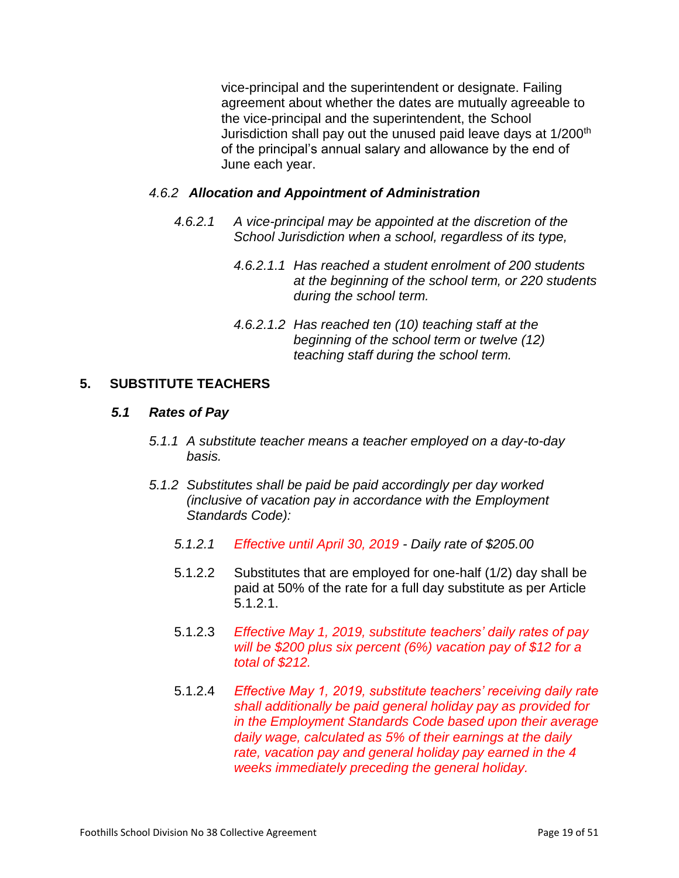vice-principal and the superintendent or designate. Failing agreement about whether the dates are mutually agreeable to the vice-principal and the superintendent, the School Jurisdiction shall pay out the unused paid leave days at 1/200th of the principal's annual salary and allowance by the end of June each year.

### 4.6.2 ***Allocation and Appointment of Administration***

*4.6.2.1 A vice-principal may be appointed at the discretion of the School Jurisdiction when a school, regardless of its type,*

*4.6.2.1.1 Has reached a student enrolment of 200 students at the beginning of the school term, or 220 students during the school term.*

*4.6.2.1.2 Has reached ten (10) teaching staff at the beginning of the school term or twelve (12) teaching staff during the school term.*

## 5. SUBSTITUTE TEACHERS

### ***5.1 Rates of Pay***

*5.1.1 A substitute teacher means a teacher employed on a day-to-day basis.*

*5.1.2 Substitutes shall be paid be paid accordingly per day worked (inclusive of vacation pay in accordance with the Employment Standards Code):*

*5.1.2.1 Effective until April 30, 2019 - Daily rate of $205.00*

5.1.2.2 Substitutes that are employed for one-half (1/2) day shall be paid at 50% of the rate for a full day substitute as per Article 5.1.2.1.

5.1.2.3 *Effective May 1, 2019, substitute teachers' daily rates of pay will be $200 plus six percent (6%) vacation pay of $12 for a total of $212.*

5.1.2.4 *Effective May 1, 2019, substitute teachers' receiving daily rate shall additionally be paid general holiday pay as provided for in the Employment Standards Code based upon their average daily wage, calculated as 5% of their earnings at the daily rate, vacation pay and general holiday pay earned in the 4 weeks immediately preceding the general holiday.*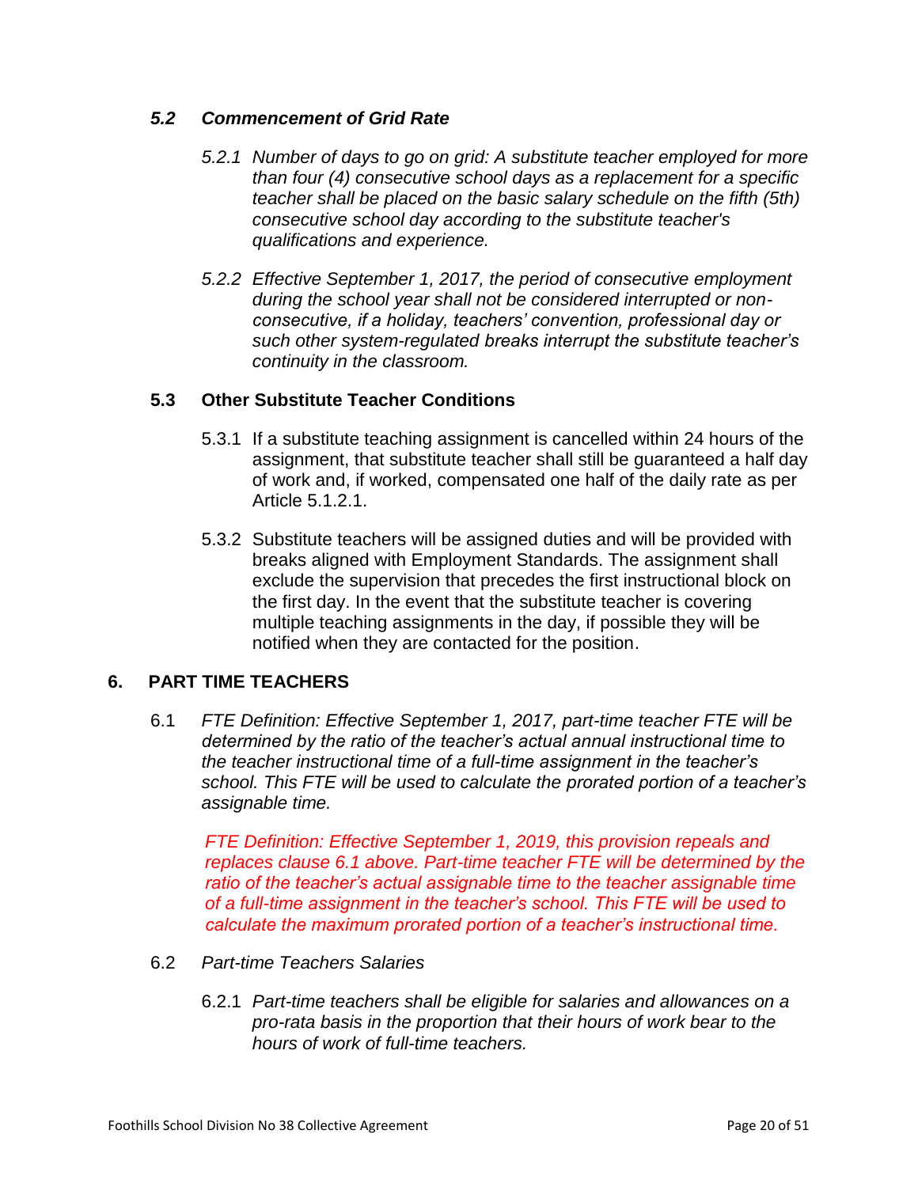### *5.2 Commencement of Grid Rate*

*5.2.1 Number of days to go on grid: A substitute teacher employed for more than four (4) consecutive school days as a replacement for a specific teacher shall be placed on the basic salary schedule on the fifth (5th) consecutive school day according to the substitute teacher's qualifications and experience.*

*5.2.2 Effective September 1, 2017, the period of consecutive employment during the school year shall not be considered interrupted or non-consecutive, if a holiday, teachers' convention, professional day or such other system-regulated breaks interrupt the substitute teacher's continuity in the classroom.*

### 5.3 Other Substitute Teacher Conditions

5.3.1 If a substitute teaching assignment is cancelled within 24 hours of the assignment, that substitute teacher shall still be guaranteed a half day of work and, if worked, compensated one half of the daily rate as per Article 5.1.2.1.

5.3.2 Substitute teachers will be assigned duties and will be provided with breaks aligned with Employment Standards. The assignment shall exclude the supervision that precedes the first instructional block on the first day. In the event that the substitute teacher is covering multiple teaching assignments in the day, if possible they will be notified when they are contacted for the position.

## 6. PART TIME TEACHERS

6.1 *FTE Definition: Effective September 1, 2017, part-time teacher FTE will be determined by the ratio of the teacher's actual annual instructional time to the teacher instructional time of a full-time assignment in the teacher's school. This FTE will be used to calculate the prorated portion of a teacher's assignable time.*

*FTE Definition: Effective September 1, 2019, this provision repeals and replaces clause 6.1 above. Part-time teacher FTE will be determined by the ratio of the teacher's actual assignable time to the teacher assignable time of a full-time assignment in the teacher's school. This FTE will be used to calculate the maximum prorated portion of a teacher's instructional time.*

6.2 *Part-time Teachers Salaries*

6.2.1 *Part-time teachers shall be eligible for salaries and allowances on a pro-rata basis in the proportion that their hours of work bear to the hours of work of full-time teachers.*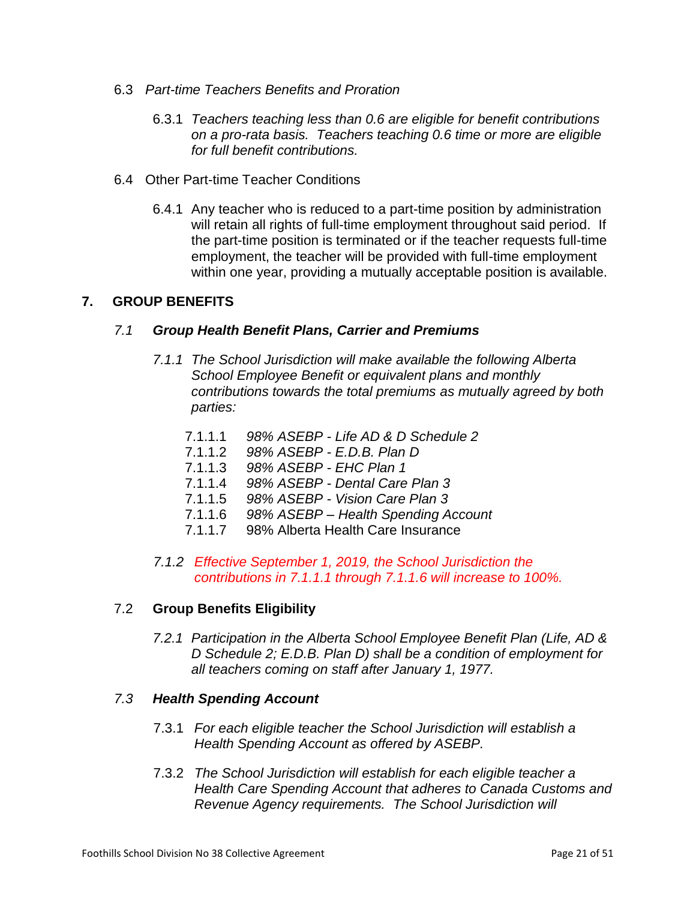6.3 *Part-time Teachers Benefits and Proration*

6.3.1 *Teachers teaching less than 0.6 are eligible for benefit contributions on a pro-rata basis. Teachers teaching 0.6 time or more are eligible for full benefit contributions.*

6.4 Other Part-time Teacher Conditions

6.4.1 Any teacher who is reduced to a part-time position by administration will retain all rights of full-time employment throughout said period. If the part-time position is terminated or if the teacher requests full-time employment, the teacher will be provided with full-time employment within one year, providing a mutually acceptable position is available.

## 7. GROUP BENEFITS

### *7.1 Group Health Benefit Plans, Carrier and Premiums*

*7.1.1 The School Jurisdiction will make available the following Alberta School Employee Benefit or equivalent plans and monthly contributions towards the total premiums as mutually agreed by both parties:*

7.1.1.1 *98% ASEBP - Life AD & D Schedule 2*
7.1.1.2 *98% ASEBP - E.D.B. Plan D*
7.1.1.3 *98% ASEBP - EHC Plan 1*
7.1.1.4 *98% ASEBP - Dental Care Plan 3*
7.1.1.5 *98% ASEBP - Vision Care Plan 3*
7.1.1.6 *98% ASEBP – Health Spending Account*
7.1.1.7 98% Alberta Health Care Insurance

*7.1.2 Effective September 1, 2019, the School Jurisdiction the contributions in 7.1.1.1 through 7.1.1.6 will increase to 100%.*

### 7.2 Group Benefits Eligibility

*7.2.1 Participation in the Alberta School Employee Benefit Plan (Life, AD & D Schedule 2; E.D.B. Plan D) shall be a condition of employment for all teachers coming on staff after January 1, 1977.*

### *7.3 Health Spending Account*

7.3.1 *For each eligible teacher the School Jurisdiction will establish a Health Spending Account as offered by ASEBP.*

7.3.2 *The School Jurisdiction will establish for each eligible teacher a Health Care Spending Account that adheres to Canada Customs and Revenue Agency requirements. The School Jurisdiction will*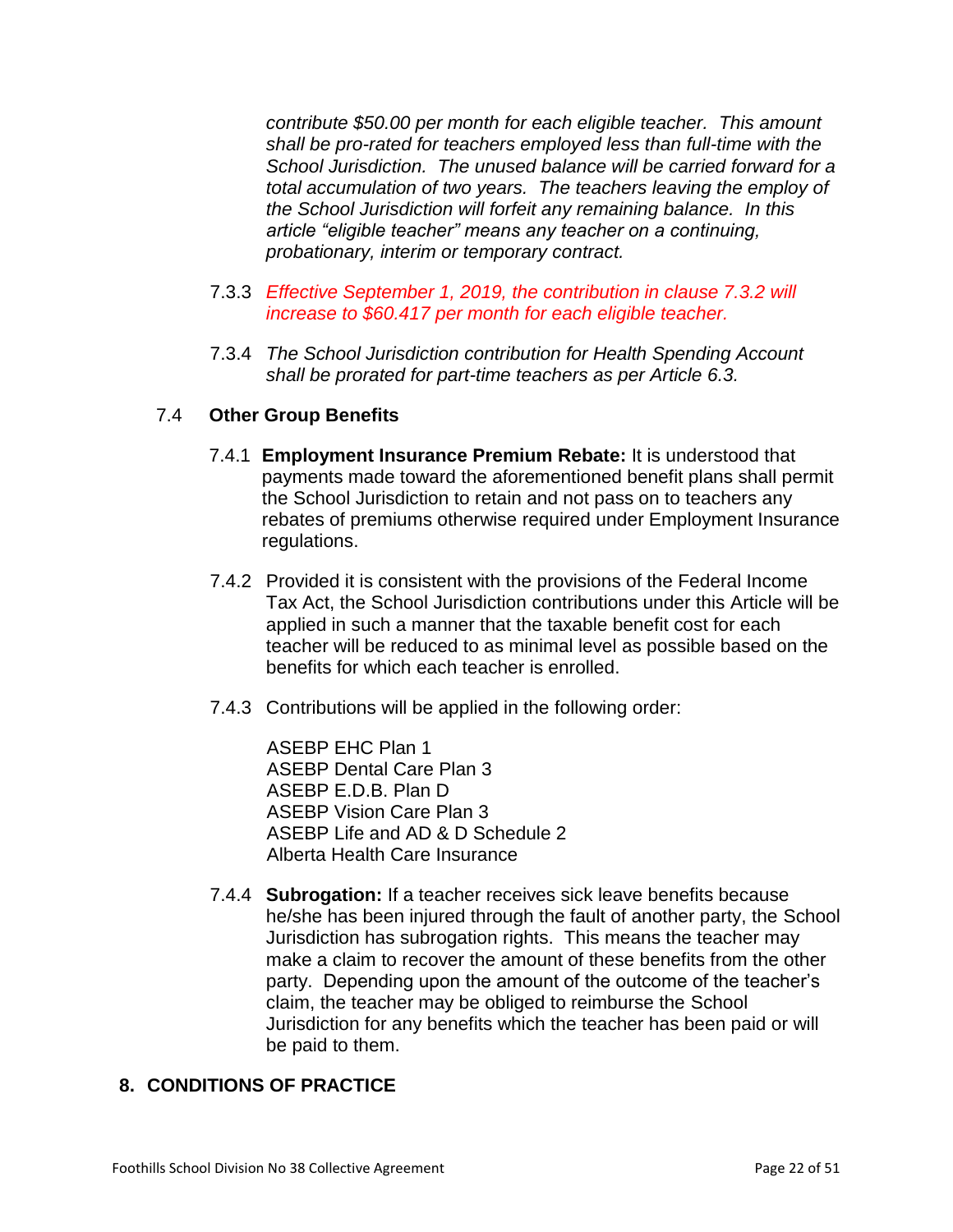*contribute $50.00 per month for each eligible teacher. This amount shall be pro-rated for teachers employed less than full-time with the School Jurisdiction. The unused balance will be carried forward for a total accumulation of two years. The teachers leaving the employ of the School Jurisdiction will forfeit any remaining balance. In this article "eligible teacher" means any teacher on a continuing, probationary, interim or temporary contract.*

7.3.3 *Effective September 1, 2019, the contribution in clause 7.3.2 will increase to $60.417 per month for each eligible teacher.*

7.3.4 *The School Jurisdiction contribution for Health Spending Account shall be prorated for part-time teachers as per Article 6.3.*

### 7.4 Other Group Benefits

7.4.1 **Employment Insurance Premium Rebate:** It is understood that payments made toward the aforementioned benefit plans shall permit the School Jurisdiction to retain and not pass on to teachers any rebates of premiums otherwise required under Employment Insurance regulations.

7.4.2 Provided it is consistent with the provisions of the Federal Income Tax Act, the School Jurisdiction contributions under this Article will be applied in such a manner that the taxable benefit cost for each teacher will be reduced to as minimal level as possible based on the benefits for which each teacher is enrolled.

7.4.3 Contributions will be applied in the following order:

ASEBP EHC Plan 1
ASEBP Dental Care Plan 3
ASEBP E.D.B. Plan D
ASEBP Vision Care Plan 3
ASEBP Life and AD & D Schedule 2
Alberta Health Care Insurance

7.4.4 **Subrogation:** If a teacher receives sick leave benefits because he/she has been injured through the fault of another party, the School Jurisdiction has subrogation rights. This means the teacher may make a claim to recover the amount of these benefits from the other party. Depending upon the amount of the outcome of the teacher's claim, the teacher may be obliged to reimburse the School Jurisdiction for any benefits which the teacher has been paid or will be paid to them.

## 8. CONDITIONS OF PRACTICE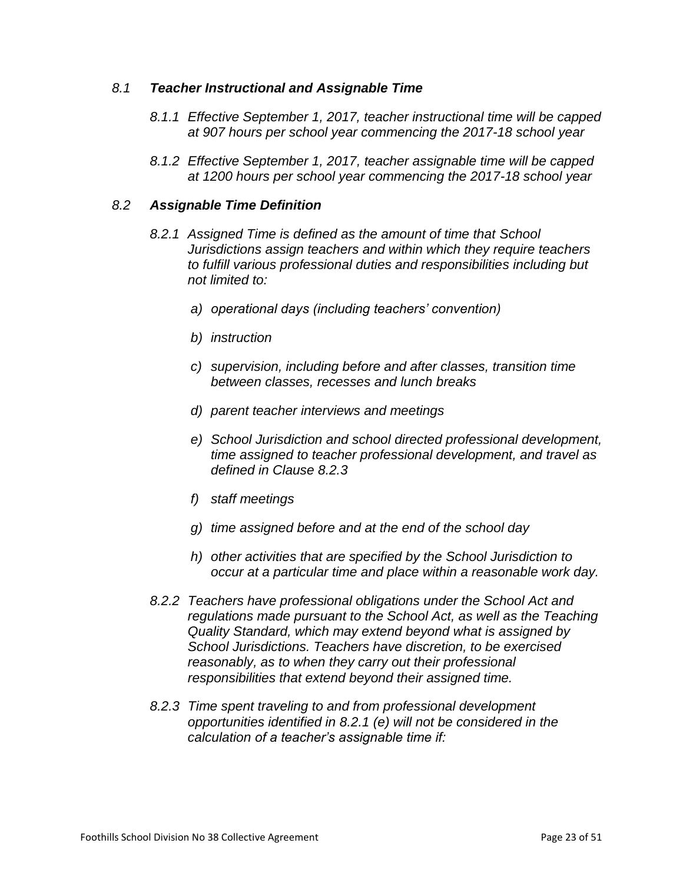## *8.1 Teacher Instructional and Assignable Time*

*8.1.1 Effective September 1, 2017, teacher instructional time will be capped at 907 hours per school year commencing the 2017-18 school year*

*8.1.2 Effective September 1, 2017, teacher assignable time will be capped at 1200 hours per school year commencing the 2017-18 school year*

## *8.2 Assignable Time Definition*

*8.2.1 Assigned Time is defined as the amount of time that School Jurisdictions assign teachers and within which they require teachers to fulfill various professional duties and responsibilities including but not limited to:*

*a) operational days (including teachers' convention)*

*b) instruction*

*c) supervision, including before and after classes, transition time between classes, recesses and lunch breaks*

*d) parent teacher interviews and meetings*

*e) School Jurisdiction and school directed professional development, time assigned to teacher professional development, and travel as defined in Clause 8.2.3*

*f) staff meetings*

*g) time assigned before and at the end of the school day*

*h) other activities that are specified by the School Jurisdiction to occur at a particular time and place within a reasonable work day.*

*8.2.2 Teachers have professional obligations under the School Act and regulations made pursuant to the School Act, as well as the Teaching Quality Standard, which may extend beyond what is assigned by School Jurisdictions. Teachers have discretion, to be exercised reasonably, as to when they carry out their professional responsibilities that extend beyond their assigned time.*

*8.2.3 Time spent traveling to and from professional development opportunities identified in 8.2.1 (e) will not be considered in the calculation of a teacher's assignable time if:*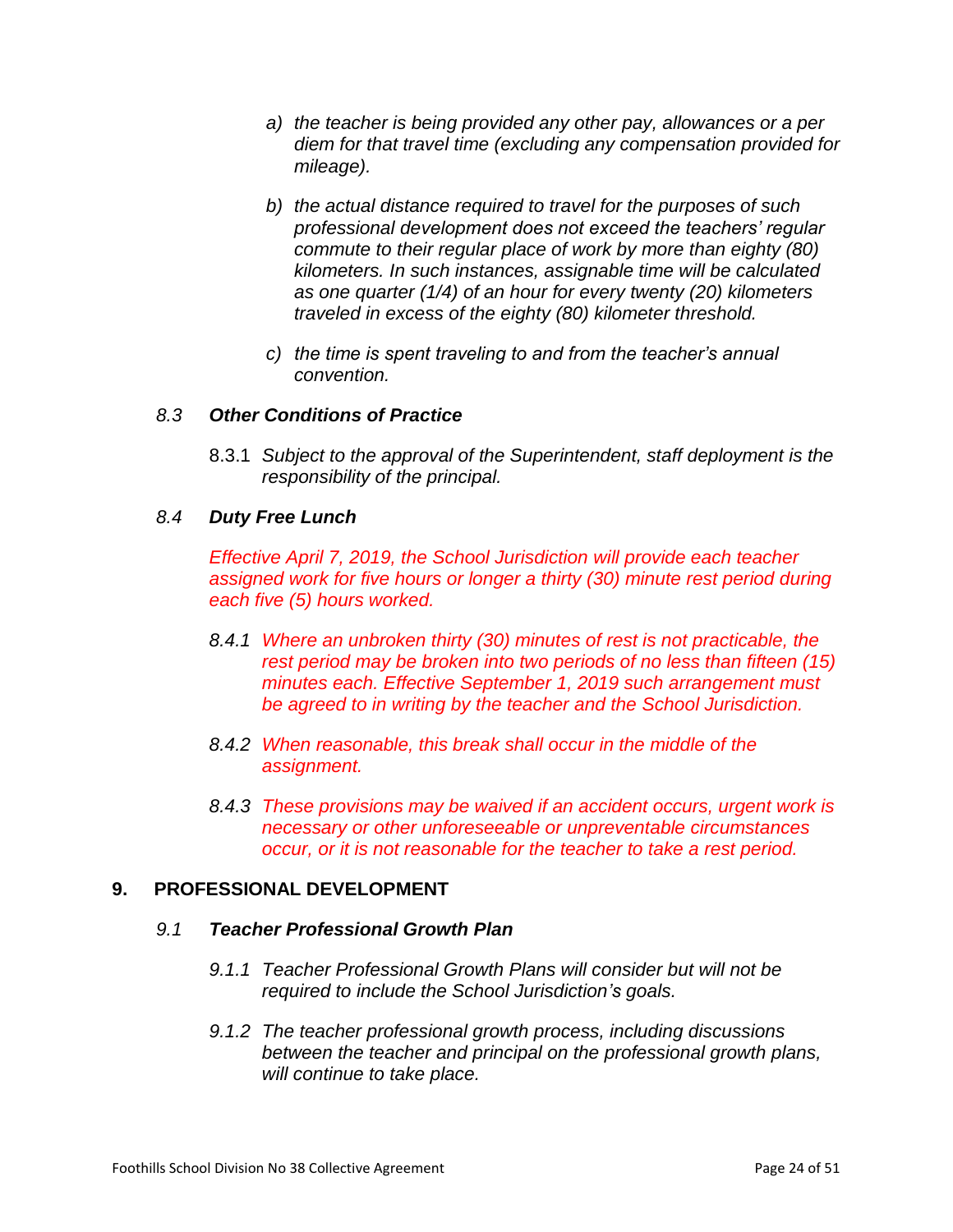a) *the teacher is being provided any other pay, allowances or a per diem for that travel time (excluding any compensation provided for mileage).*

b) *the actual distance required to travel for the purposes of such professional development does not exceed the teachers' regular commute to their regular place of work by more than eighty (80) kilometers. In such instances, assignable time will be calculated as one quarter (1/4) of an hour for every twenty (20) kilometers traveled in excess of the eighty (80) kilometer threshold.*

c) *the time is spent traveling to and from the teacher's annual convention.*

### *8.3 **Other Conditions of Practice***

8.3.1 *Subject to the approval of the Superintendent, staff deployment is the responsibility of the principal.*

### *8.4 **Duty Free Lunch***

*Effective April 7, 2019, the School Jurisdiction will provide each teacher assigned work for five hours or longer a thirty (30) minute rest period during each five (5) hours worked.*

*8.4.1 Where an unbroken thirty (30) minutes of rest is not practicable, the rest period may be broken into two periods of no less than fifteen (15) minutes each. Effective September 1, 2019 such arrangement must be agreed to in writing by the teacher and the School Jurisdiction.*

*8.4.2 When reasonable, this break shall occur in the middle of the assignment.*

*8.4.3 These provisions may be waived if an accident occurs, urgent work is necessary or other unforeseeable or unpreventable circumstances occur, or it is not reasonable for the teacher to take a rest period.*

## 9. PROFESSIONAL DEVELOPMENT

### *9.1 **Teacher Professional Growth Plan***

*9.1.1 Teacher Professional Growth Plans will consider but will not be required to include the School Jurisdiction's goals.*

*9.1.2 The teacher professional growth process, including discussions between the teacher and principal on the professional growth plans, will continue to take place.*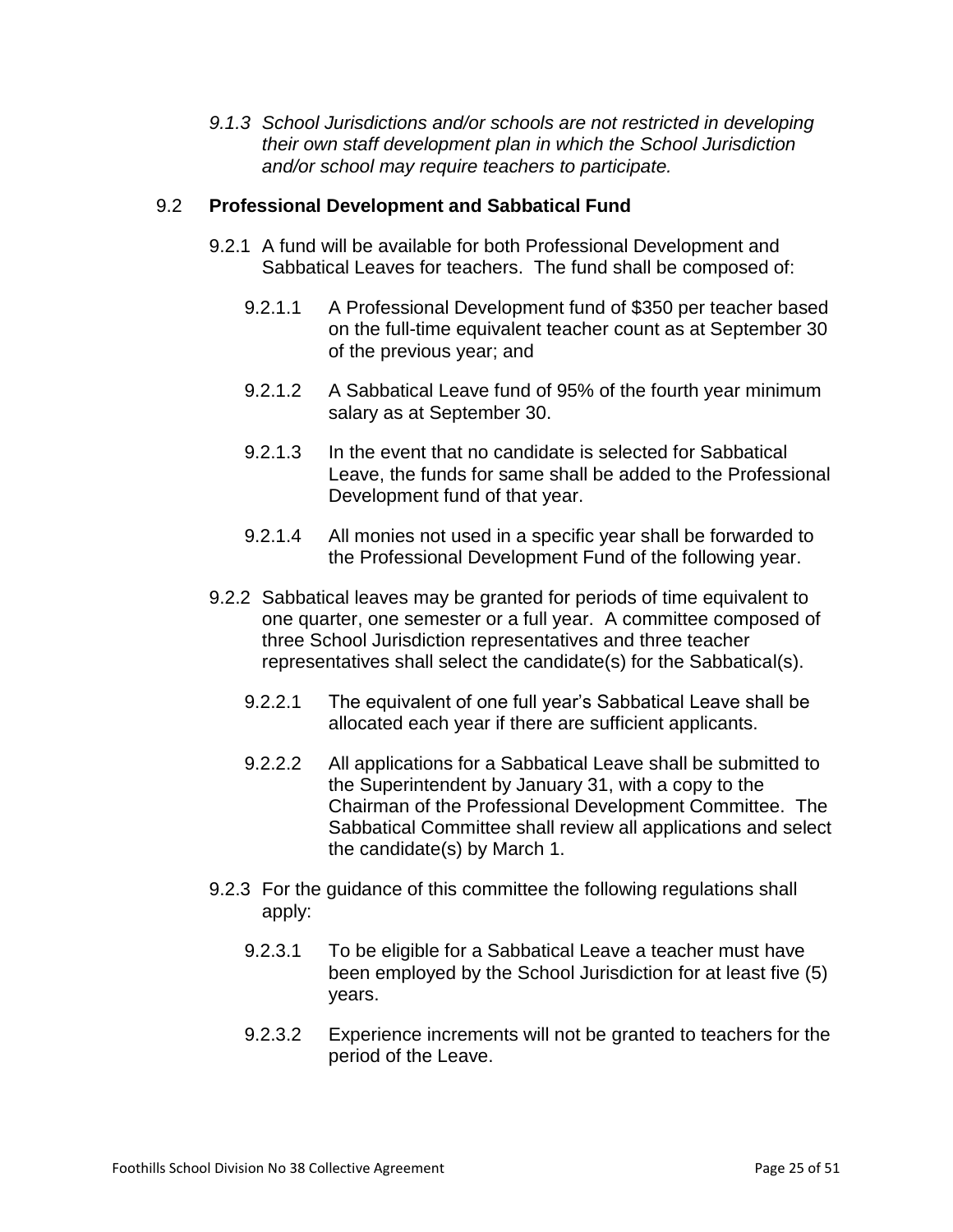*9.1.3 School Jurisdictions and/or schools are not restricted in developing their own staff development plan in which the School Jurisdiction and/or school may require teachers to participate.*

## 9.2 Professional Development and Sabbatical Fund

9.2.1 A fund will be available for both Professional Development and Sabbatical Leaves for teachers. The fund shall be composed of:

9.2.1.1 A Professional Development fund of $350 per teacher based on the full-time equivalent teacher count as at September 30 of the previous year; and

9.2.1.2 A Sabbatical Leave fund of 95% of the fourth year minimum salary as at September 30.

9.2.1.3 In the event that no candidate is selected for Sabbatical Leave, the funds for same shall be added to the Professional Development fund of that year.

9.2.1.4 All monies not used in a specific year shall be forwarded to the Professional Development Fund of the following year.

9.2.2 Sabbatical leaves may be granted for periods of time equivalent to one quarter, one semester or a full year. A committee composed of three School Jurisdiction representatives and three teacher representatives shall select the candidate(s) for the Sabbatical(s).

9.2.2.1 The equivalent of one full year's Sabbatical Leave shall be allocated each year if there are sufficient applicants.

9.2.2.2 All applications for a Sabbatical Leave shall be submitted to the Superintendent by January 31, with a copy to the Chairman of the Professional Development Committee. The Sabbatical Committee shall review all applications and select the candidate(s) by March 1.

9.2.3 For the guidance of this committee the following regulations shall apply:

9.2.3.1 To be eligible for a Sabbatical Leave a teacher must have been employed by the School Jurisdiction for at least five (5) years.

9.2.3.2 Experience increments will not be granted to teachers for the period of the Leave.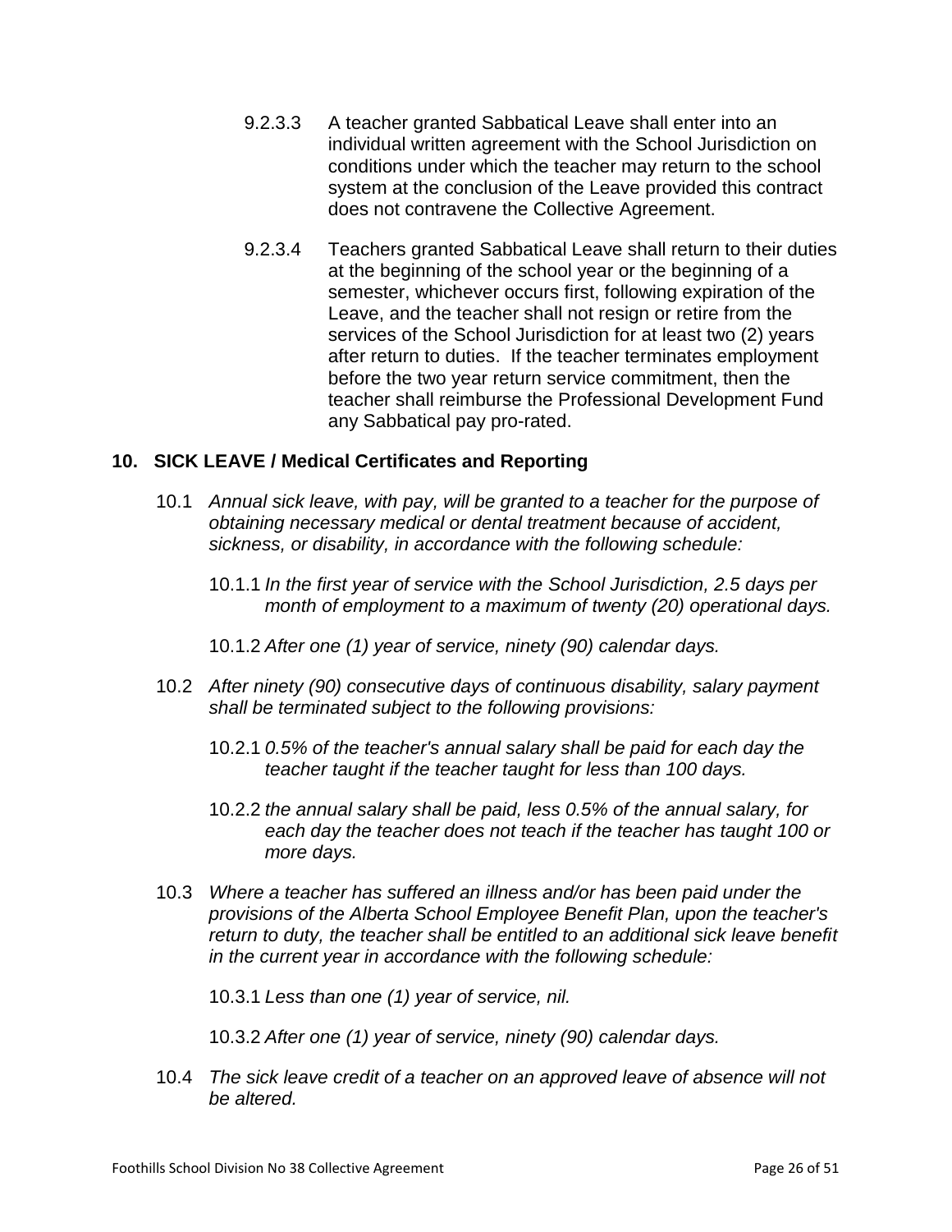9.2.3.3 A teacher granted Sabbatical Leave shall enter into an individual written agreement with the School Jurisdiction on conditions under which the teacher may return to the school system at the conclusion of the Leave provided this contract does not contravene the Collective Agreement.

9.2.3.4 Teachers granted Sabbatical Leave shall return to their duties at the beginning of the school year or the beginning of a semester, whichever occurs first, following expiration of the Leave, and the teacher shall not resign or retire from the services of the School Jurisdiction for at least two (2) years after return to duties. If the teacher terminates employment before the two year return service commitment, then the teacher shall reimburse the Professional Development Fund any Sabbatical pay pro-rated.

## 10. SICK LEAVE / Medical Certificates and Reporting

10.1 *Annual sick leave, with pay, will be granted to a teacher for the purpose of obtaining necessary medical or dental treatment because of accident, sickness, or disability, in accordance with the following schedule:*

10.1.1 *In the first year of service with the School Jurisdiction, 2.5 days per month of employment to a maximum of twenty (20) operational days.*

10.1.2 *After one (1) year of service, ninety (90) calendar days.*

10.2 *After ninety (90) consecutive days of continuous disability, salary payment shall be terminated subject to the following provisions:*

10.2.1 *0.5% of the teacher's annual salary shall be paid for each day the teacher taught if the teacher taught for less than 100 days.*

10.2.2 *the annual salary shall be paid, less 0.5% of the annual salary, for each day the teacher does not teach if the teacher has taught 100 or more days.*

10.3 *Where a teacher has suffered an illness and/or has been paid under the provisions of the Alberta School Employee Benefit Plan, upon the teacher's return to duty, the teacher shall be entitled to an additional sick leave benefit in the current year in accordance with the following schedule:*

10.3.1 *Less than one (1) year of service, nil.*

10.3.2 *After one (1) year of service, ninety (90) calendar days.*

10.4 *The sick leave credit of a teacher on an approved leave of absence will not be altered.*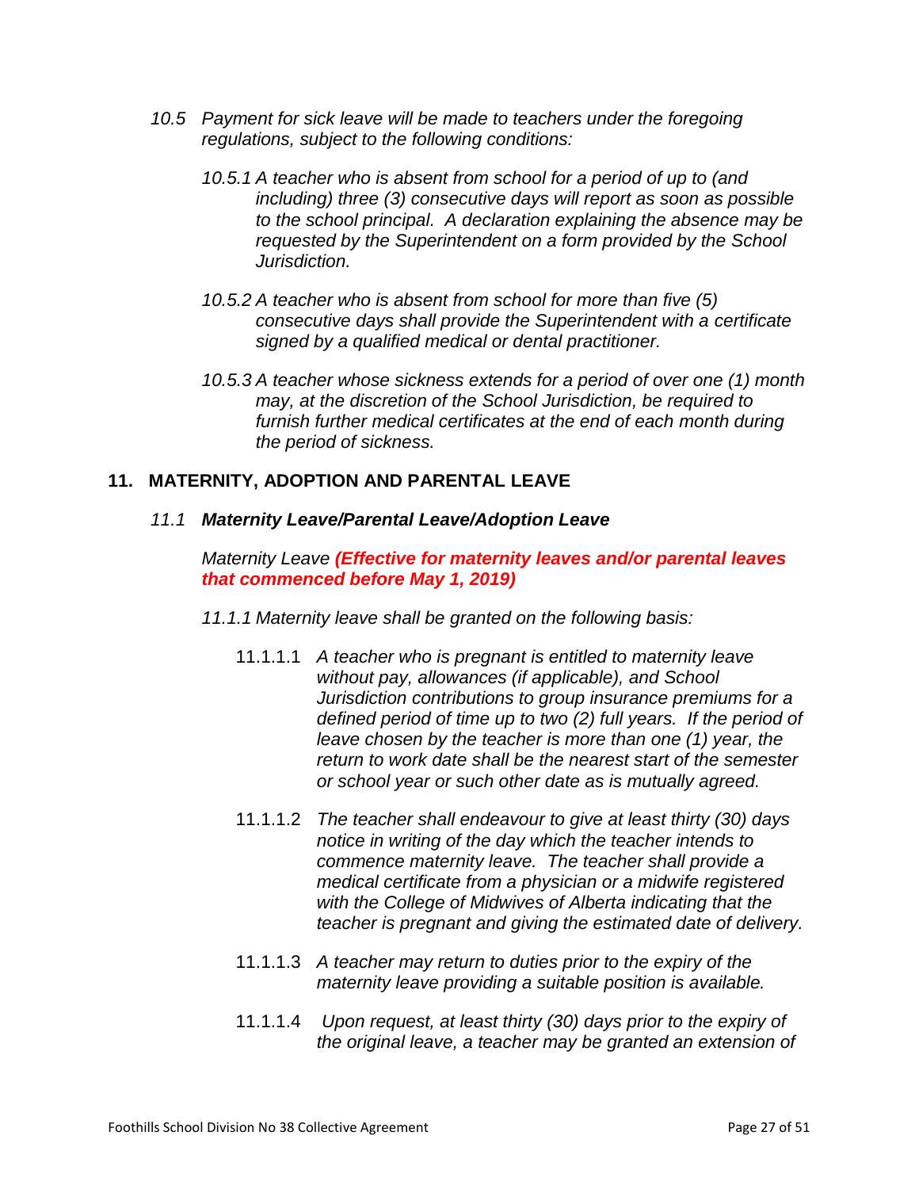*10.5 Payment for sick leave will be made to teachers under the foregoing regulations, subject to the following conditions:*

*10.5.1 A teacher who is absent from school for a period of up to (and including) three (3) consecutive days will report as soon as possible to the school principal. A declaration explaining the absence may be requested by the Superintendent on a form provided by the School Jurisdiction.*

*10.5.2 A teacher who is absent from school for more than five (5) consecutive days shall provide the Superintendent with a certificate signed by a qualified medical or dental practitioner.*

*10.5.3 A teacher whose sickness extends for a period of over one (1) month may, at the discretion of the School Jurisdiction, be required to furnish further medical certificates at the end of each month during the period of sickness.*

## 11. MATERNITY, ADOPTION AND PARENTAL LEAVE

### *11.1 Maternity Leave/Parental Leave/Adoption Leave*

*Maternity Leave* ***(Effective for maternity leaves and/or parental leaves that commenced before May 1, 2019)***

*11.1.1 Maternity leave shall be granted on the following basis:*

11.1.1.1 *A teacher who is pregnant is entitled to maternity leave without pay, allowances (if applicable), and School Jurisdiction contributions to group insurance premiums for a defined period of time up to two (2) full years. If the period of leave chosen by the teacher is more than one (1) year, the return to work date shall be the nearest start of the semester or school year or such other date as is mutually agreed.*

11.1.1.2 *The teacher shall endeavour to give at least thirty (30) days notice in writing of the day which the teacher intends to commence maternity leave. The teacher shall provide a medical certificate from a physician or a midwife registered with the College of Midwives of Alberta indicating that the teacher is pregnant and giving the estimated date of delivery.*

11.1.1.3 *A teacher may return to duties prior to the expiry of the maternity leave providing a suitable position is available.*

11.1.1.4 *Upon request, at least thirty (30) days prior to the expiry of the original leave, a teacher may be granted an extension of*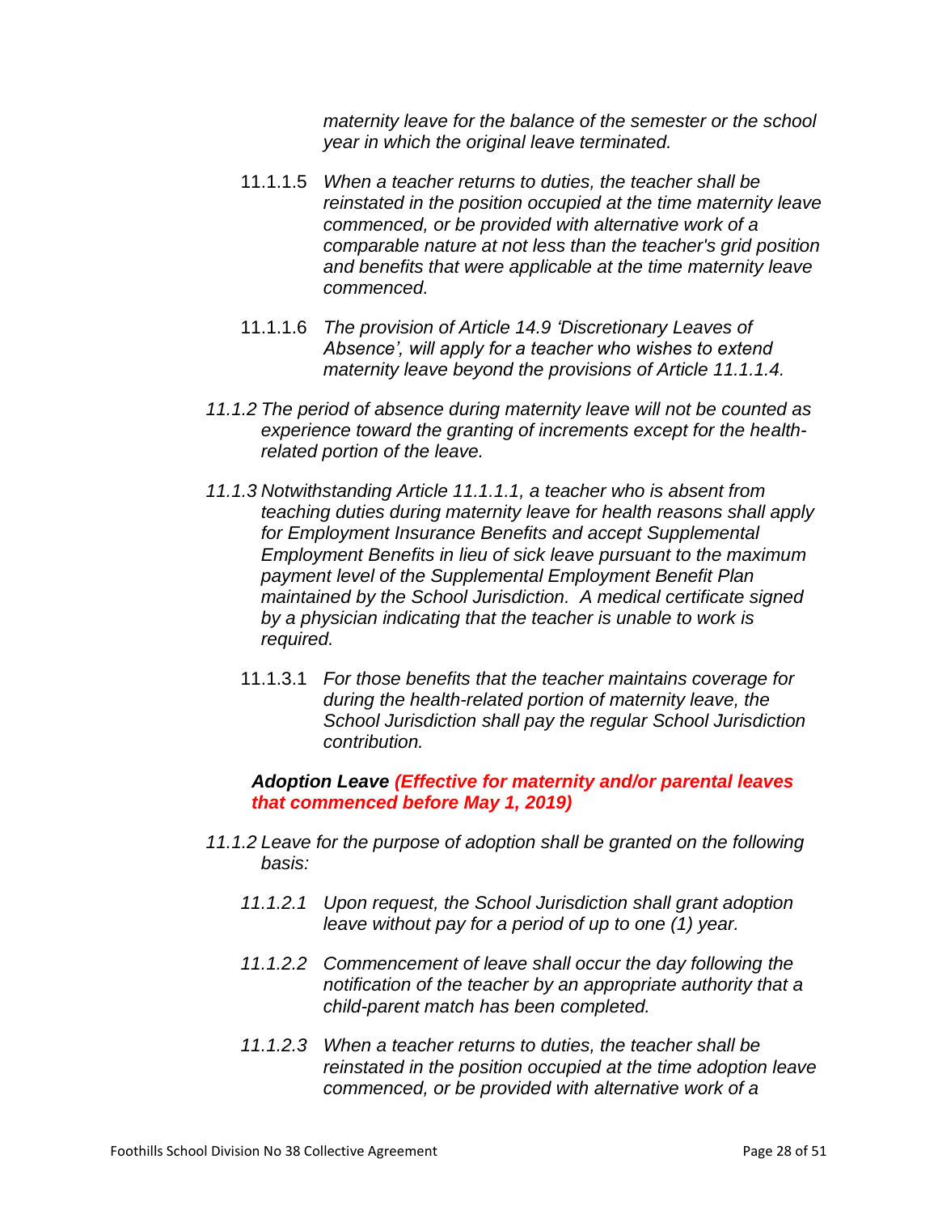*maternity leave for the balance of the semester or the school year in which the original leave terminated.*

11.1.1.5 *When a teacher returns to duties, the teacher shall be reinstated in the position occupied at the time maternity leave commenced, or be provided with alternative work of a comparable nature at not less than the teacher's grid position and benefits that were applicable at the time maternity leave commenced.*

11.1.1.6 *The provision of Article 14.9 'Discretionary Leaves of Absence', will apply for a teacher who wishes to extend maternity leave beyond the provisions of Article 11.1.1.4.*

*11.1.2 The period of absence during maternity leave will not be counted as experience toward the granting of increments except for the health-related portion of the leave.*

*11.1.3 Notwithstanding Article 11.1.1.1, a teacher who is absent from teaching duties during maternity leave for health reasons shall apply for Employment Insurance Benefits and accept Supplemental Employment Benefits in lieu of sick leave pursuant to the maximum payment level of the Supplemental Employment Benefit Plan maintained by the School Jurisdiction. A medical certificate signed by a physician indicating that the teacher is unable to work is required.*

11.1.3.1 *For those benefits that the teacher maintains coverage for during the health-related portion of maternity leave, the School Jurisdiction shall pay the regular School Jurisdiction contribution.*

***Adoption Leave (Effective for maternity and/or parental leaves that commenced before May 1, 2019)***

*11.1.2 Leave for the purpose of adoption shall be granted on the following basis:*

*11.1.2.1 Upon request, the School Jurisdiction shall grant adoption leave without pay for a period of up to one (1) year.*

*11.1.2.2 Commencement of leave shall occur the day following the notification of the teacher by an appropriate authority that a child-parent match has been completed.*

*11.1.2.3 When a teacher returns to duties, the teacher shall be reinstated in the position occupied at the time adoption leave commenced, or be provided with alternative work of a*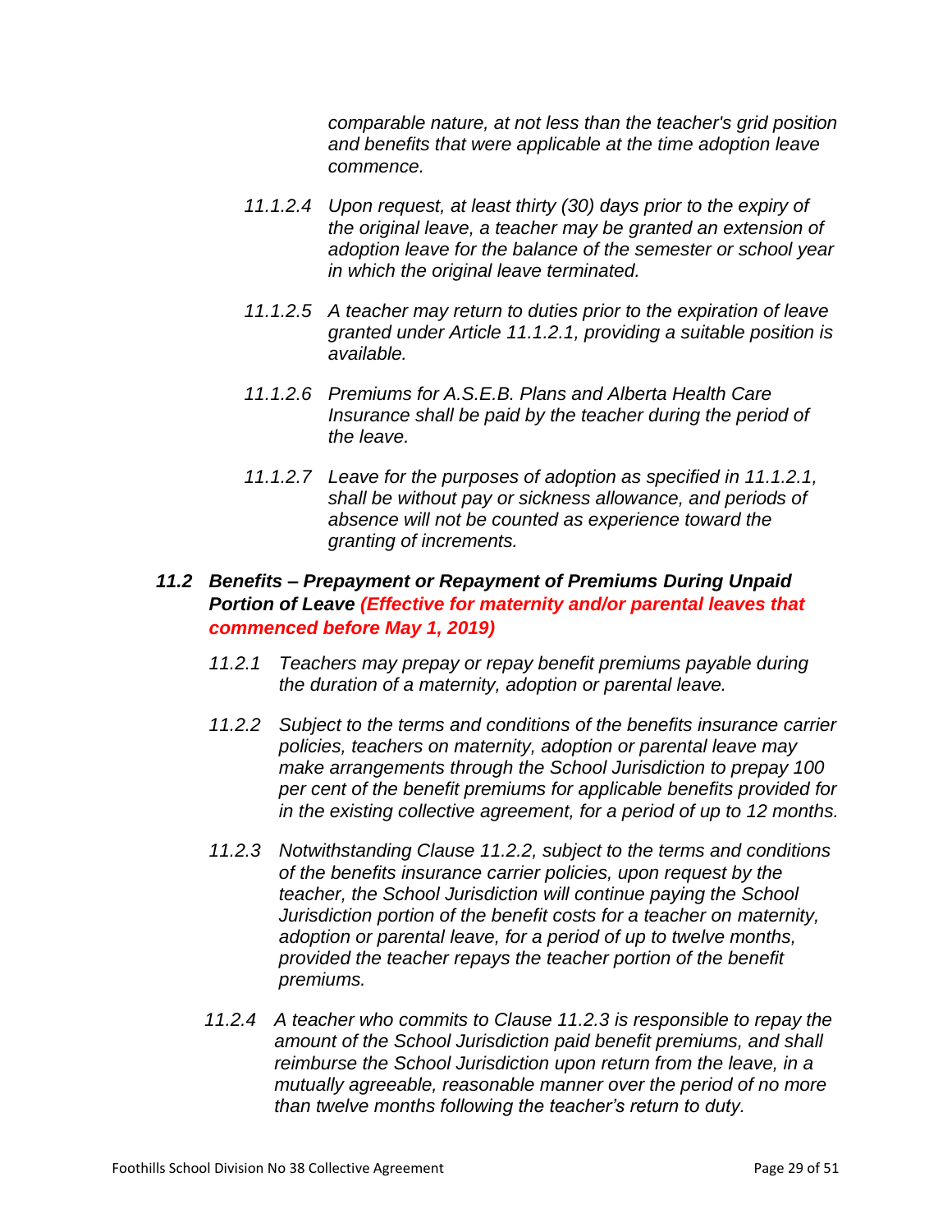*comparable nature, at not less than the teacher's grid position and benefits that were applicable at the time adoption leave commence.*

*11.1.2.4 Upon request, at least thirty (30) days prior to the expiry of the original leave, a teacher may be granted an extension of adoption leave for the balance of the semester or school year in which the original leave terminated.*

*11.1.2.5 A teacher may return to duties prior to the expiration of leave granted under Article 11.1.2.1, providing a suitable position is available.*

*11.1.2.6 Premiums for A.S.E.B. Plans and Alberta Health Care Insurance shall be paid by the teacher during the period of the leave.*

*11.1.2.7 Leave for the purposes of adoption as specified in 11.1.2.1, shall be without pay or sickness allowance, and periods of absence will not be counted as experience toward the granting of increments.*

### *11.2 Benefits – Prepayment or Repayment of Premiums During Unpaid Portion of Leave (Effective for maternity and/or parental leaves that commenced before May 1, 2019)*

*11.2.1 Teachers may prepay or repay benefit premiums payable during the duration of a maternity, adoption or parental leave.*

*11.2.2 Subject to the terms and conditions of the benefits insurance carrier policies, teachers on maternity, adoption or parental leave may make arrangements through the School Jurisdiction to prepay 100 per cent of the benefit premiums for applicable benefits provided for in the existing collective agreement, for a period of up to 12 months.*

*11.2.3 Notwithstanding Clause 11.2.2, subject to the terms and conditions of the benefits insurance carrier policies, upon request by the teacher, the School Jurisdiction will continue paying the School Jurisdiction portion of the benefit costs for a teacher on maternity, adoption or parental leave, for a period of up to twelve months, provided the teacher repays the teacher portion of the benefit premiums.*

*11.2.4 A teacher who commits to Clause 11.2.3 is responsible to repay the amount of the School Jurisdiction paid benefit premiums, and shall reimburse the School Jurisdiction upon return from the leave, in a mutually agreeable, reasonable manner over the period of no more than twelve months following the teacher's return to duty.*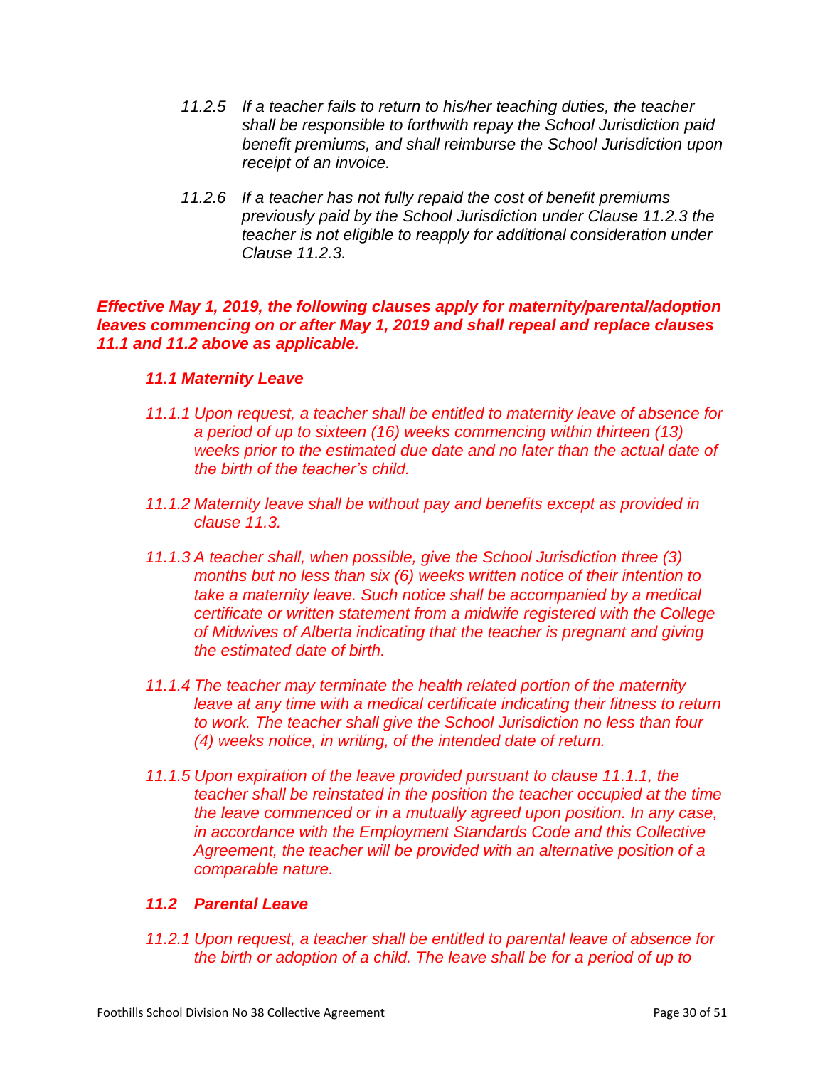*11.2.5 If a teacher fails to return to his/her teaching duties, the teacher shall be responsible to forthwith repay the School Jurisdiction paid benefit premiums, and shall reimburse the School Jurisdiction upon receipt of an invoice.*

*11.2.6 If a teacher has not fully repaid the cost of benefit premiums previously paid by the School Jurisdiction under Clause 11.2.3 the teacher is not eligible to reapply for additional consideration under Clause 11.2.3.*

***Effective May 1, 2019, the following clauses apply for maternity/parental/adoption leaves commencing on or after May 1, 2019 and shall repeal and replace clauses 11.1 and 11.2 above as applicable.***

***11.1 Maternity Leave***

*11.1.1 Upon request, a teacher shall be entitled to maternity leave of absence for a period of up to sixteen (16) weeks commencing within thirteen (13) weeks prior to the estimated due date and no later than the actual date of the birth of the teacher's child.*

*11.1.2 Maternity leave shall be without pay and benefits except as provided in clause 11.3.*

*11.1.3 A teacher shall, when possible, give the School Jurisdiction three (3) months but no less than six (6) weeks written notice of their intention to take a maternity leave. Such notice shall be accompanied by a medical certificate or written statement from a midwife registered with the College of Midwives of Alberta indicating that the teacher is pregnant and giving the estimated date of birth.*

*11.1.4 The teacher may terminate the health related portion of the maternity leave at any time with a medical certificate indicating their fitness to return to work. The teacher shall give the School Jurisdiction no less than four (4) weeks notice, in writing, of the intended date of return.*

*11.1.5 Upon expiration of the leave provided pursuant to clause 11.1.1, the teacher shall be reinstated in the position the teacher occupied at the time the leave commenced or in a mutually agreed upon position. In any case, in accordance with the Employment Standards Code and this Collective Agreement, the teacher will be provided with an alternative position of a comparable nature.*

***11.2 Parental Leave***

*11.2.1 Upon request, a teacher shall be entitled to parental leave of absence for the birth or adoption of a child. The leave shall be for a period of up to*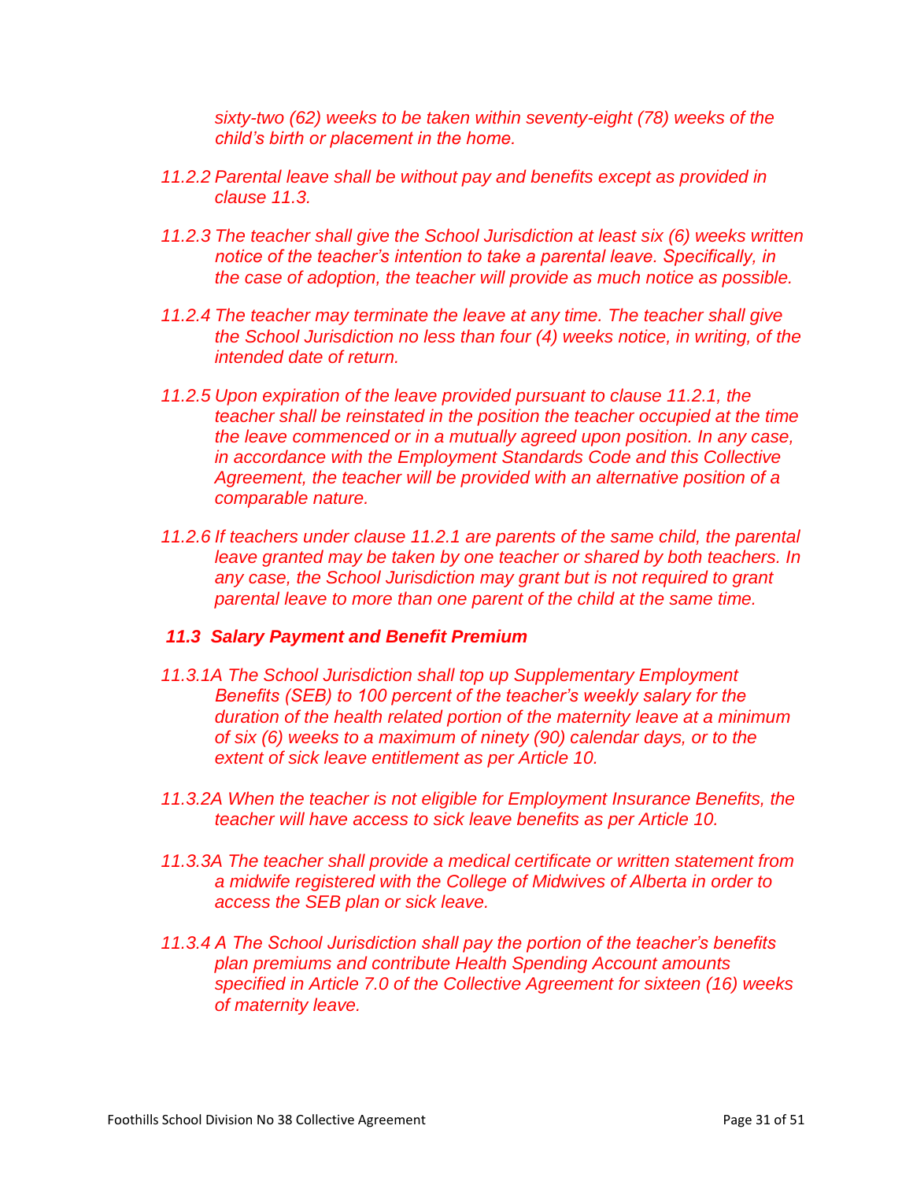*sixty-two (62) weeks to be taken within seventy-eight (78) weeks of the child's birth or placement in the home.*

*11.2.2 Parental leave shall be without pay and benefits except as provided in clause 11.3.*

*11.2.3 The teacher shall give the School Jurisdiction at least six (6) weeks written notice of the teacher's intention to take a parental leave. Specifically, in the case of adoption, the teacher will provide as much notice as possible.*

*11.2.4 The teacher may terminate the leave at any time. The teacher shall give the School Jurisdiction no less than four (4) weeks notice, in writing, of the intended date of return.*

*11.2.5 Upon expiration of the leave provided pursuant to clause 11.2.1, the teacher shall be reinstated in the position the teacher occupied at the time the leave commenced or in a mutually agreed upon position. In any case, in accordance with the Employment Standards Code and this Collective Agreement, the teacher will be provided with an alternative position of a comparable nature.*

*11.2.6 If teachers under clause 11.2.1 are parents of the same child, the parental leave granted may be taken by one teacher or shared by both teachers. In any case, the School Jurisdiction may grant but is not required to grant parental leave to more than one parent of the child at the same time.*

### *11.3 Salary Payment and Benefit Premium*

*11.3.1A The School Jurisdiction shall top up Supplementary Employment Benefits (SEB) to 100 percent of the teacher's weekly salary for the duration of the health related portion of the maternity leave at a minimum of six (6) weeks to a maximum of ninety (90) calendar days, or to the extent of sick leave entitlement as per Article 10.*

*11.3.2A When the teacher is not eligible for Employment Insurance Benefits, the teacher will have access to sick leave benefits as per Article 10.*

*11.3.3A The teacher shall provide a medical certificate or written statement from a midwife registered with the College of Midwives of Alberta in order to access the SEB plan or sick leave.*

*11.3.4 A The School Jurisdiction shall pay the portion of the teacher's benefits plan premiums and contribute Health Spending Account amounts specified in Article 7.0 of the Collective Agreement for sixteen (16) weeks of maternity leave.*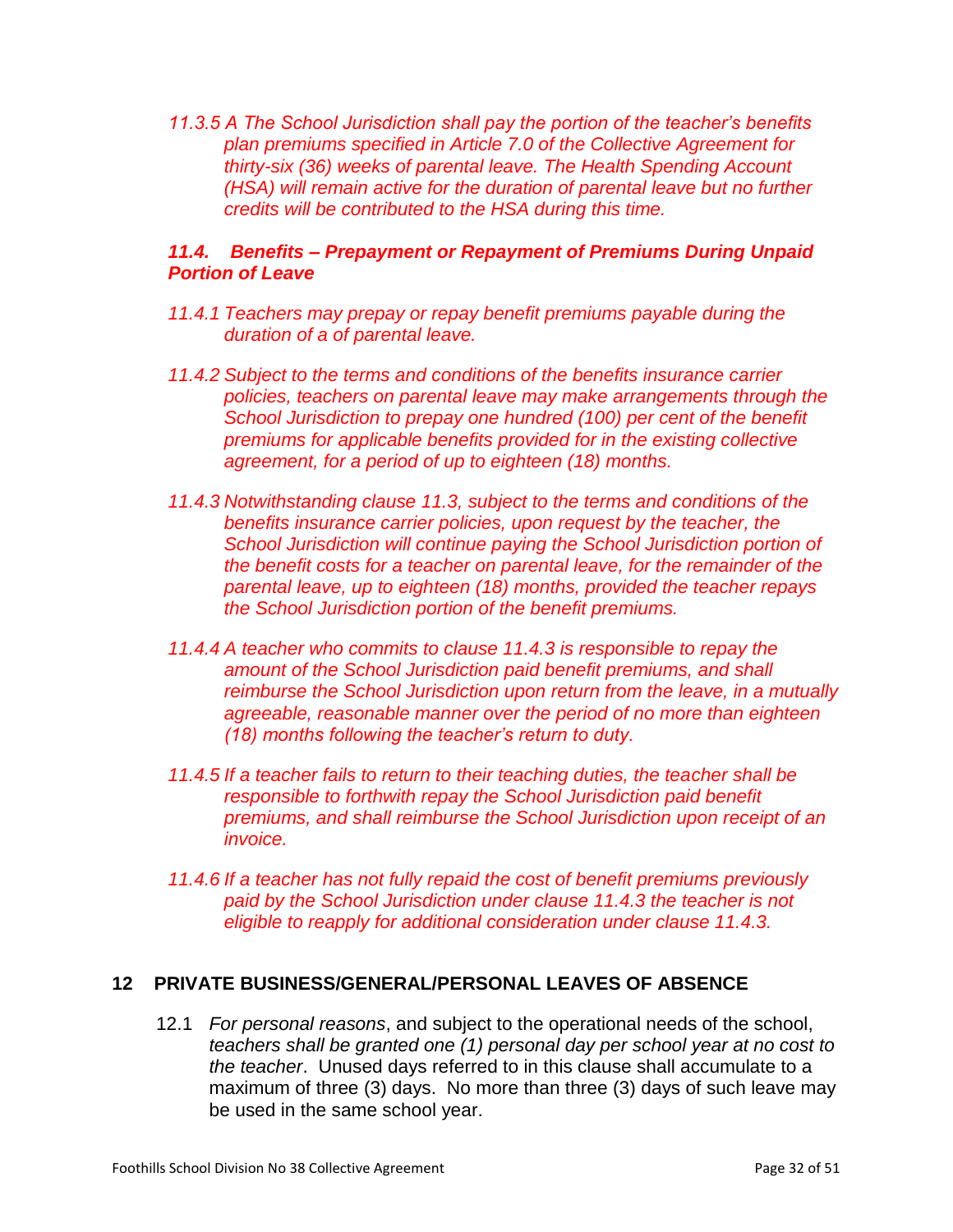*11.3.5 A The School Jurisdiction shall pay the portion of the teacher's benefits plan premiums specified in Article 7.0 of the Collective Agreement for thirty-six (36) weeks of parental leave. The Health Spending Account (HSA) will remain active for the duration of parental leave but no further credits will be contributed to the HSA during this time.*

### *11.4. Benefits – Prepayment or Repayment of Premiums During Unpaid Portion of Leave*

*11.4.1 Teachers may prepay or repay benefit premiums payable during the duration of a of parental leave.*

*11.4.2 Subject to the terms and conditions of the benefits insurance carrier policies, teachers on parental leave may make arrangements through the School Jurisdiction to prepay one hundred (100) per cent of the benefit premiums for applicable benefits provided for in the existing collective agreement, for a period of up to eighteen (18) months.*

*11.4.3 Notwithstanding clause 11.3, subject to the terms and conditions of the benefits insurance carrier policies, upon request by the teacher, the School Jurisdiction will continue paying the School Jurisdiction portion of the benefit costs for a teacher on parental leave, for the remainder of the parental leave, up to eighteen (18) months, provided the teacher repays the School Jurisdiction portion of the benefit premiums.*

*11.4.4 A teacher who commits to clause 11.4.3 is responsible to repay the amount of the School Jurisdiction paid benefit premiums, and shall reimburse the School Jurisdiction upon return from the leave, in a mutually agreeable, reasonable manner over the period of no more than eighteen (18) months following the teacher's return to duty.*

*11.4.5 If a teacher fails to return to their teaching duties, the teacher shall be responsible to forthwith repay the School Jurisdiction paid benefit premiums, and shall reimburse the School Jurisdiction upon receipt of an invoice.*

*11.4.6 If a teacher has not fully repaid the cost of benefit premiums previously paid by the School Jurisdiction under clause 11.4.3 the teacher is not eligible to reapply for additional consideration under clause 11.4.3.*

## 12 PRIVATE BUSINESS/GENERAL/PERSONAL LEAVES OF ABSENCE

12.1 *For personal reasons*, and subject to the operational needs of the school, *teachers shall be granted one (1) personal day per school year at no cost to the teacher*. Unused days referred to in this clause shall accumulate to a maximum of three (3) days. No more than three (3) days of such leave may be used in the same school year.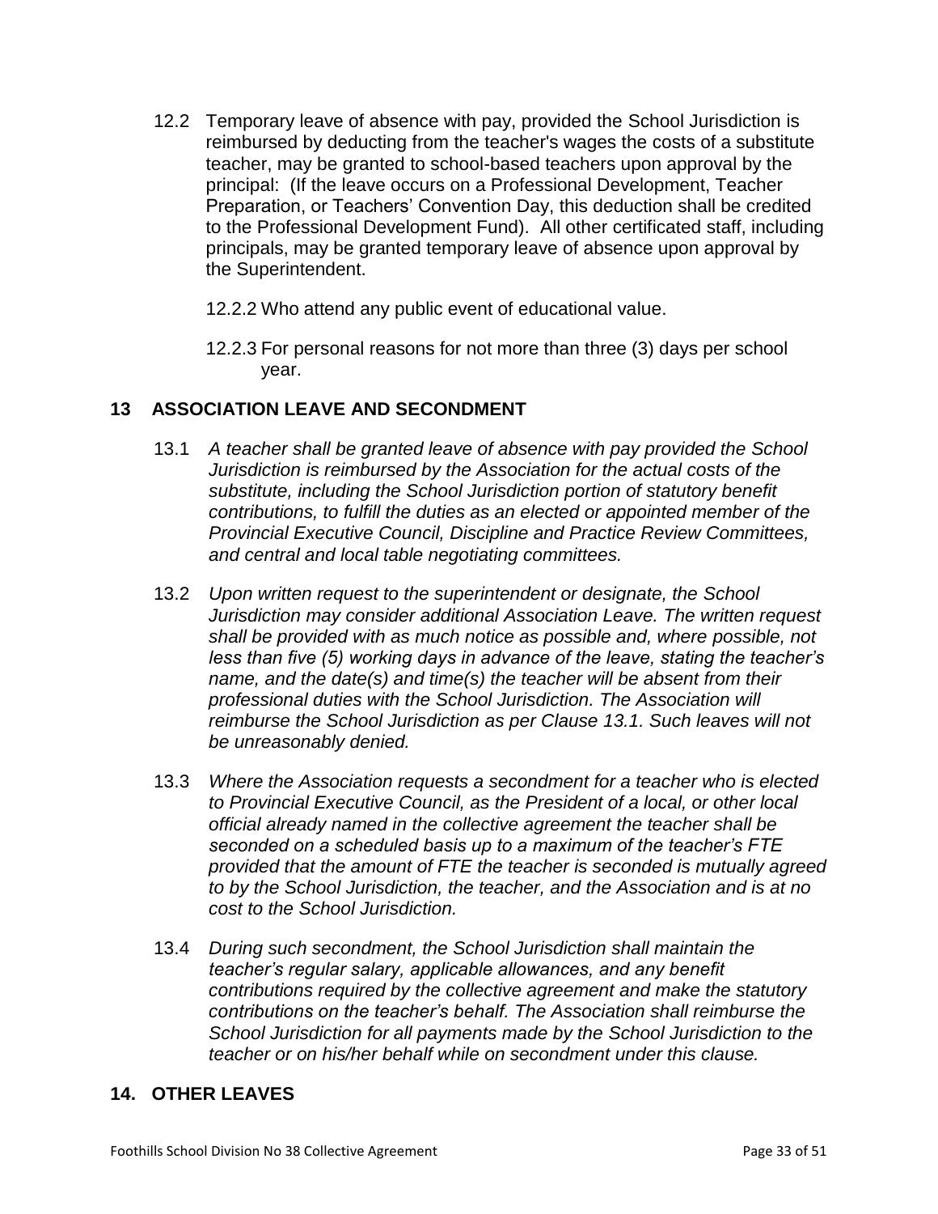12.2 Temporary leave of absence with pay, provided the School Jurisdiction is reimbursed by deducting from the teacher's wages the costs of a substitute teacher, may be granted to school-based teachers upon approval by the principal: (If the leave occurs on a Professional Development, Teacher Preparation, or Teachers' Convention Day, this deduction shall be credited to the Professional Development Fund). All other certificated staff, including principals, may be granted temporary leave of absence upon approval by the Superintendent.

12.2.2 Who attend any public event of educational value.

12.2.3 For personal reasons for not more than three (3) days per school year.

## 13 ASSOCIATION LEAVE AND SECONDMENT

13.1 *A teacher shall be granted leave of absence with pay provided the School Jurisdiction is reimbursed by the Association for the actual costs of the substitute, including the School Jurisdiction portion of statutory benefit contributions, to fulfill the duties as an elected or appointed member of the Provincial Executive Council, Discipline and Practice Review Committees, and central and local table negotiating committees.*

13.2 *Upon written request to the superintendent or designate, the School Jurisdiction may consider additional Association Leave. The written request shall be provided with as much notice as possible and, where possible, not less than five (5) working days in advance of the leave, stating the teacher's name, and the date(s) and time(s) the teacher will be absent from their professional duties with the School Jurisdiction. The Association will reimburse the School Jurisdiction as per Clause 13.1. Such leaves will not be unreasonably denied.*

13.3 *Where the Association requests a secondment for a teacher who is elected to Provincial Executive Council, as the President of a local, or other local official already named in the collective agreement the teacher shall be seconded on a scheduled basis up to a maximum of the teacher's FTE provided that the amount of FTE the teacher is seconded is mutually agreed to by the School Jurisdiction, the teacher, and the Association and is at no cost to the School Jurisdiction.*

13.4 *During such secondment, the School Jurisdiction shall maintain the teacher's regular salary, applicable allowances, and any benefit contributions required by the collective agreement and make the statutory contributions on the teacher's behalf. The Association shall reimburse the School Jurisdiction for all payments made by the School Jurisdiction to the teacher or on his/her behalf while on secondment under this clause.*

## 14. OTHER LEAVES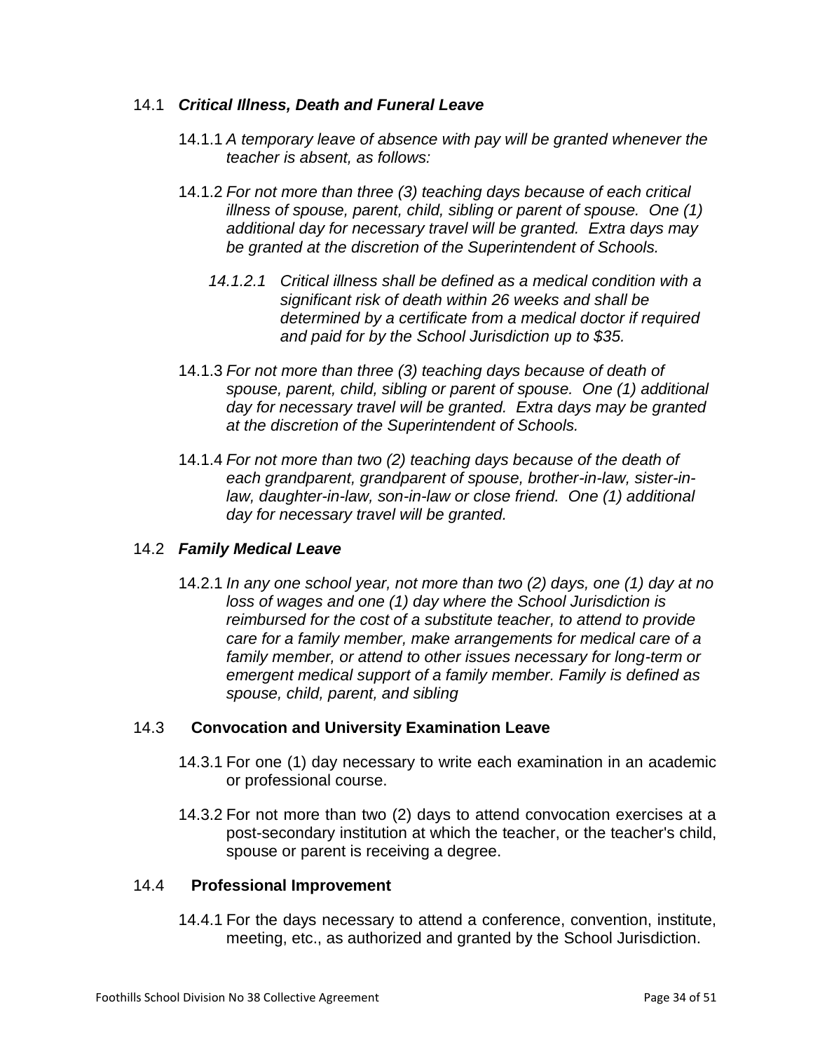### 14.1 *Critical Illness, Death and Funeral Leave*

14.1.1 *A temporary leave of absence with pay will be granted whenever the teacher is absent, as follows:*

14.1.2 *For not more than three (3) teaching days because of each critical illness of spouse, parent, child, sibling or parent of spouse. One (1) additional day for necessary travel will be granted. Extra days may be granted at the discretion of the Superintendent of Schools.*

*14.1.2.1 Critical illness shall be defined as a medical condition with a significant risk of death within 26 weeks and shall be determined by a certificate from a medical doctor if required and paid for by the School Jurisdiction up to $35.*

14.1.3 *For not more than three (3) teaching days because of death of spouse, parent, child, sibling or parent of spouse. One (1) additional day for necessary travel will be granted. Extra days may be granted at the discretion of the Superintendent of Schools.*

14.1.4 *For not more than two (2) teaching days because of the death of each grandparent, grandparent of spouse, brother-in-law, sister-in-law, daughter-in-law, son-in-law or close friend. One (1) additional day for necessary travel will be granted.*

### 14.2 *Family Medical Leave*

14.2.1 *In any one school year, not more than two (2) days, one (1) day at no loss of wages and one (1) day where the School Jurisdiction is reimbursed for the cost of a substitute teacher, to attend to provide care for a family member, make arrangements for medical care of a family member, or attend to other issues necessary for long-term or emergent medical support of a family member. Family is defined as spouse, child, parent, and sibling*

### 14.3 **Convocation and University Examination Leave**

14.3.1 For one (1) day necessary to write each examination in an academic or professional course.

14.3.2 For not more than two (2) days to attend convocation exercises at a post-secondary institution at which the teacher, or the teacher's child, spouse or parent is receiving a degree.

### 14.4 **Professional Improvement**

14.4.1 For the days necessary to attend a conference, convention, institute, meeting, etc., as authorized and granted by the School Jurisdiction.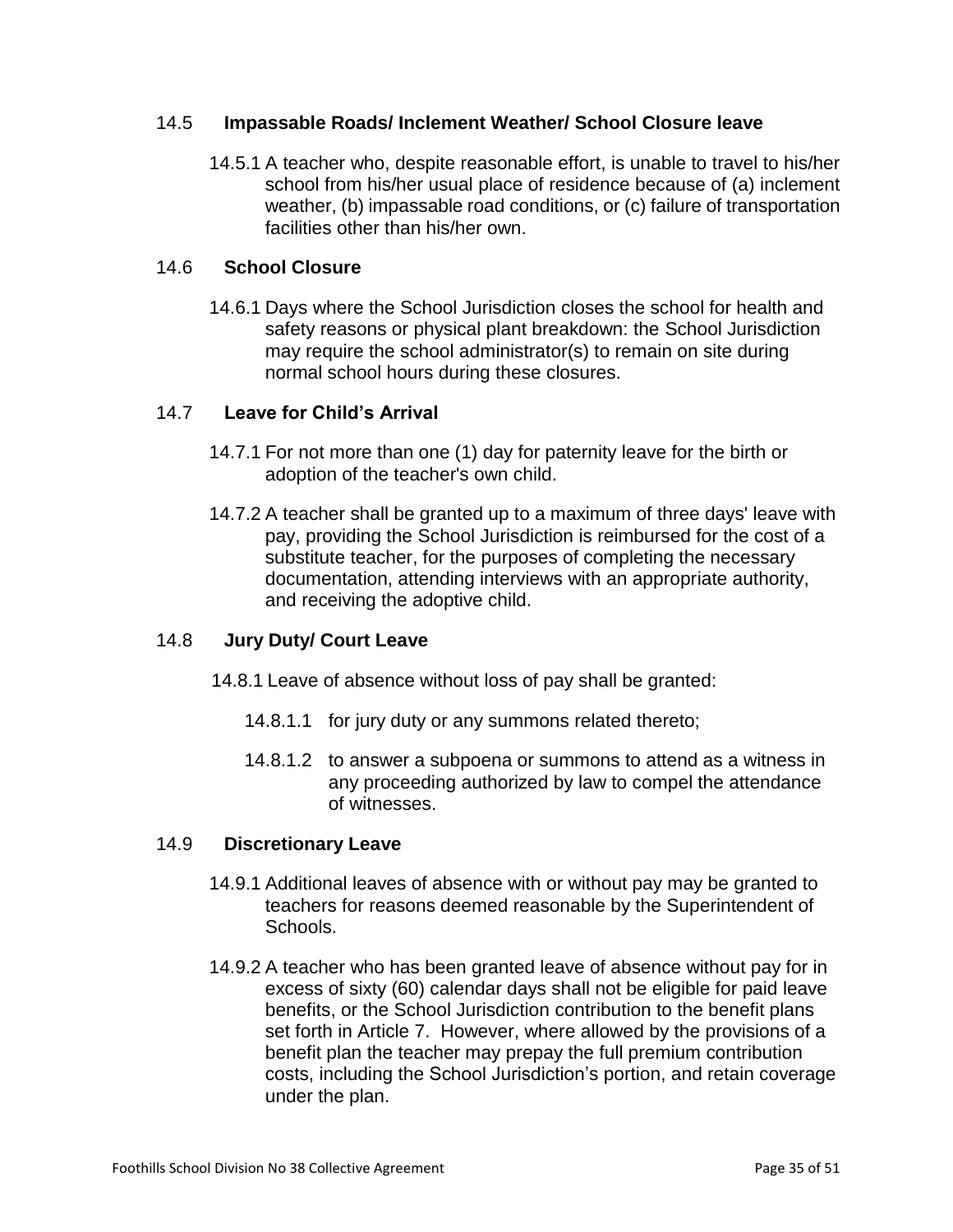## 14.5 Impassable Roads/ Inclement Weather/ School Closure leave

14.5.1 A teacher who, despite reasonable effort, is unable to travel to his/her school from his/her usual place of residence because of (a) inclement weather, (b) impassable road conditions, or (c) failure of transportation facilities other than his/her own.

## 14.6 School Closure

14.6.1 Days where the School Jurisdiction closes the school for health and safety reasons or physical plant breakdown: the School Jurisdiction may require the school administrator(s) to remain on site during normal school hours during these closures.

## 14.7 Leave for Child's Arrival

14.7.1 For not more than one (1) day for paternity leave for the birth or adoption of the teacher's own child.

14.7.2 A teacher shall be granted up to a maximum of three days' leave with pay, providing the School Jurisdiction is reimbursed for the cost of a substitute teacher, for the purposes of completing the necessary documentation, attending interviews with an appropriate authority, and receiving the adoptive child.

## 14.8 Jury Duty/ Court Leave

14.8.1 Leave of absence without loss of pay shall be granted:

14.8.1.1 for jury duty or any summons related thereto;

14.8.1.2 to answer a subpoena or summons to attend as a witness in any proceeding authorized by law to compel the attendance of witnesses.

## 14.9 Discretionary Leave

14.9.1 Additional leaves of absence with or without pay may be granted to teachers for reasons deemed reasonable by the Superintendent of Schools.

14.9.2 A teacher who has been granted leave of absence without pay for in excess of sixty (60) calendar days shall not be eligible for paid leave benefits, or the School Jurisdiction contribution to the benefit plans set forth in Article 7. However, where allowed by the provisions of a benefit plan the teacher may prepay the full premium contribution costs, including the School Jurisdiction's portion, and retain coverage under the plan.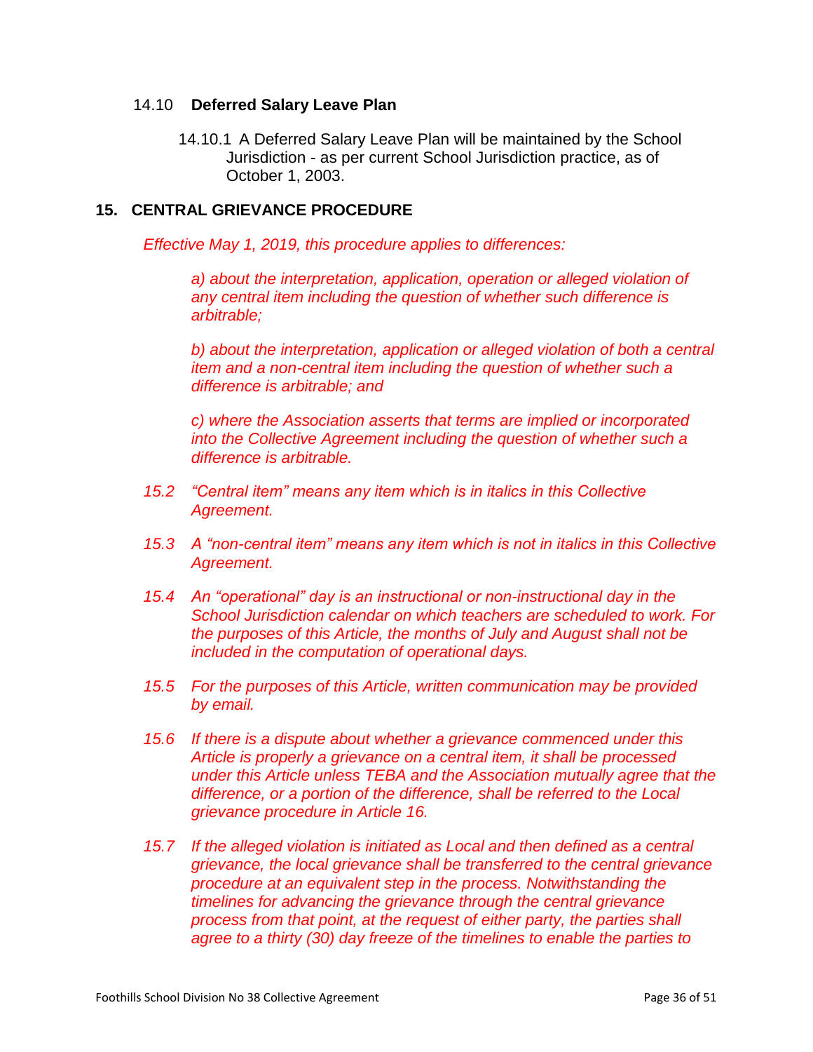14.10 **Deferred Salary Leave Plan**

14.10.1 A Deferred Salary Leave Plan will be maintained by the School Jurisdiction - as per current School Jurisdiction practice, as of October 1, 2003.

## 15. CENTRAL GRIEVANCE PROCEDURE

*Effective May 1, 2019, this procedure applies to differences:*

*a) about the interpretation, application, operation or alleged violation of any central item including the question of whether such difference is arbitrable;*

*b) about the interpretation, application or alleged violation of both a central item and a non-central item including the question of whether such a difference is arbitrable; and*

*c) where the Association asserts that terms are implied or incorporated into the Collective Agreement including the question of whether such a difference is arbitrable.*

*15.2 "Central item" means any item which is in italics in this Collective Agreement.*

*15.3 A "non-central item" means any item which is not in italics in this Collective Agreement.*

*15.4 An "operational" day is an instructional or non-instructional day in the School Jurisdiction calendar on which teachers are scheduled to work. For the purposes of this Article, the months of July and August shall not be included in the computation of operational days.*

*15.5 For the purposes of this Article, written communication may be provided by email.*

*15.6 If there is a dispute about whether a grievance commenced under this Article is properly a grievance on a central item, it shall be processed under this Article unless TEBA and the Association mutually agree that the difference, or a portion of the difference, shall be referred to the Local grievance procedure in Article 16.*

*15.7 If the alleged violation is initiated as Local and then defined as a central grievance, the local grievance shall be transferred to the central grievance procedure at an equivalent step in the process. Notwithstanding the timelines for advancing the grievance through the central grievance process from that point, at the request of either party, the parties shall agree to a thirty (30) day freeze of the timelines to enable the parties to*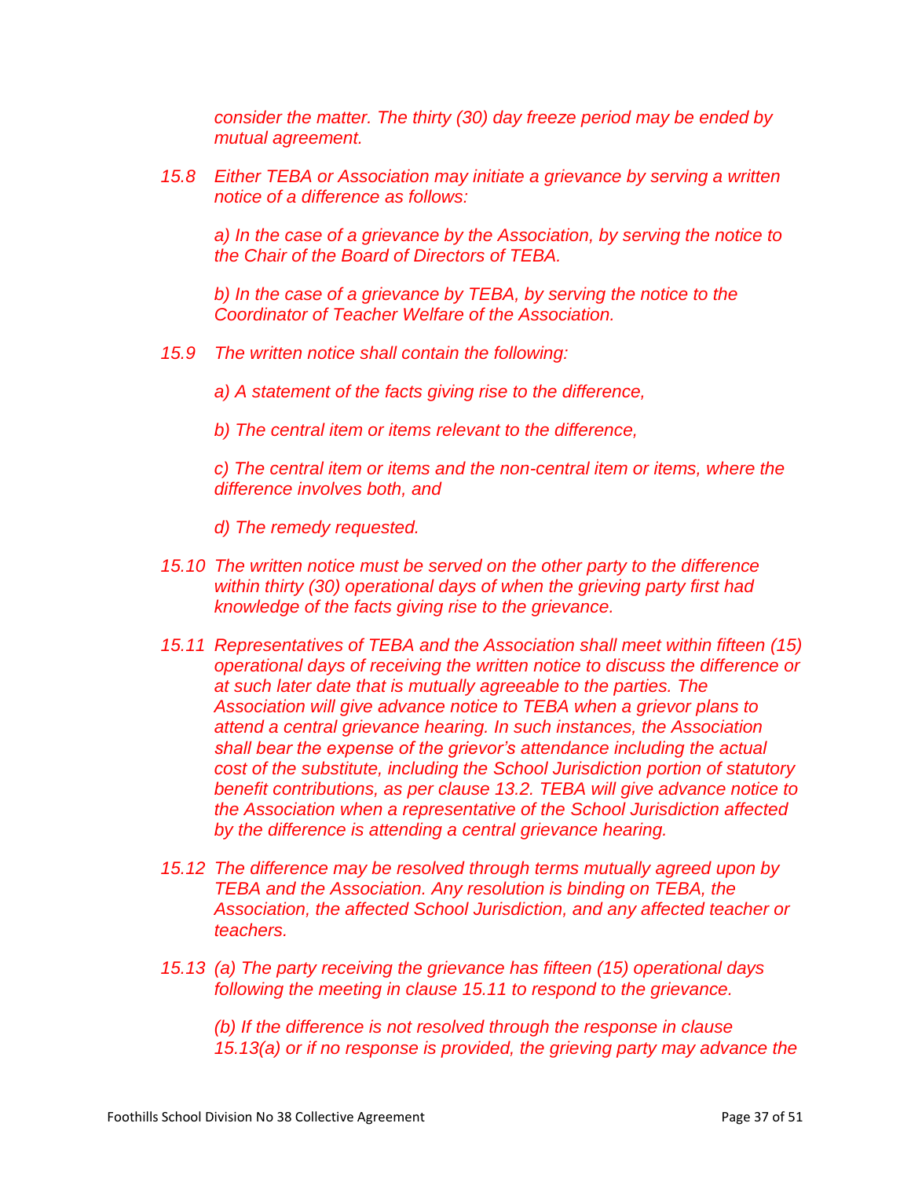*consider the matter. The thirty (30) day freeze period may be ended by mutual agreement.*

*15.8 Either TEBA or Association may initiate a grievance by serving a written notice of a difference as follows:*

*a) In the case of a grievance by the Association, by serving the notice to the Chair of the Board of Directors of TEBA.*

*b) In the case of a grievance by TEBA, by serving the notice to the Coordinator of Teacher Welfare of the Association.*

*15.9 The written notice shall contain the following:*

*a) A statement of the facts giving rise to the difference,*

*b) The central item or items relevant to the difference,*

*c) The central item or items and the non-central item or items, where the difference involves both, and*

*d) The remedy requested.*

*15.10 The written notice must be served on the other party to the difference within thirty (30) operational days of when the grieving party first had knowledge of the facts giving rise to the grievance.*

*15.11 Representatives of TEBA and the Association shall meet within fifteen (15) operational days of receiving the written notice to discuss the difference or at such later date that is mutually agreeable to the parties. The Association will give advance notice to TEBA when a grievor plans to attend a central grievance hearing. In such instances, the Association shall bear the expense of the grievor's attendance including the actual cost of the substitute, including the School Jurisdiction portion of statutory benefit contributions, as per clause 13.2. TEBA will give advance notice to the Association when a representative of the School Jurisdiction affected by the difference is attending a central grievance hearing.*

*15.12 The difference may be resolved through terms mutually agreed upon by TEBA and the Association. Any resolution is binding on TEBA, the Association, the affected School Jurisdiction, and any affected teacher or teachers.*

*15.13 (a) The party receiving the grievance has fifteen (15) operational days following the meeting in clause 15.11 to respond to the grievance.*

*(b) If the difference is not resolved through the response in clause 15.13(a) or if no response is provided, the grieving party may advance the*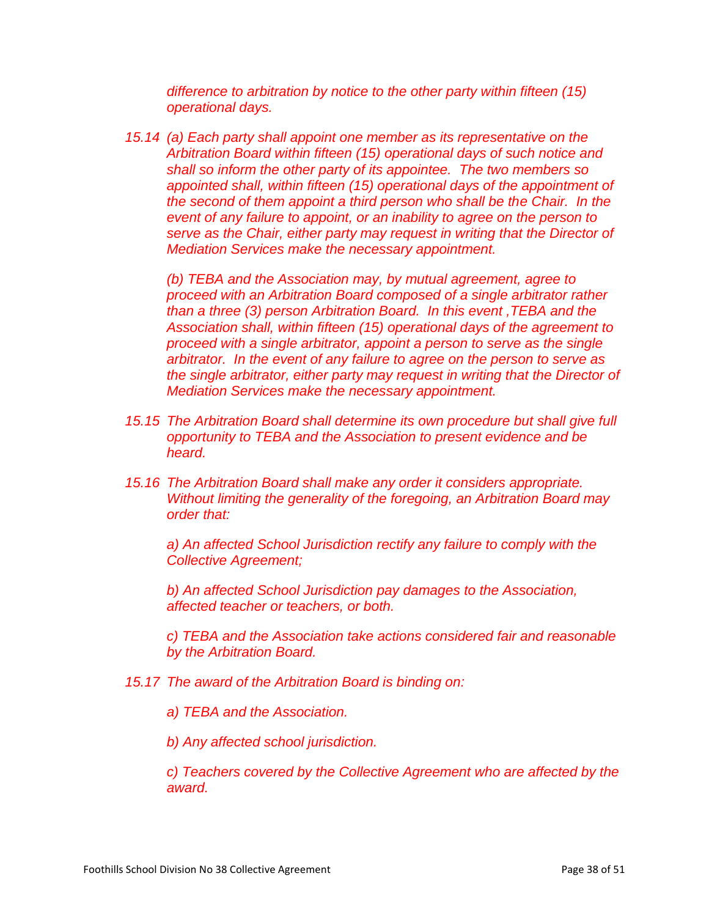*difference to arbitration by notice to the other party within fifteen (15) operational days.*

*15.14 (a) Each party shall appoint one member as its representative on the Arbitration Board within fifteen (15) operational days of such notice and shall so inform the other party of its appointee. The two members so appointed shall, within fifteen (15) operational days of the appointment of the second of them appoint a third person who shall be the Chair. In the event of any failure to appoint, or an inability to agree on the person to serve as the Chair, either party may request in writing that the Director of Mediation Services make the necessary appointment.*

*(b) TEBA and the Association may, by mutual agreement, agree to proceed with an Arbitration Board composed of a single arbitrator rather than a three (3) person Arbitration Board. In this event ,TEBA and the Association shall, within fifteen (15) operational days of the agreement to proceed with a single arbitrator, appoint a person to serve as the single arbitrator. In the event of any failure to agree on the person to serve as the single arbitrator, either party may request in writing that the Director of Mediation Services make the necessary appointment.*

*15.15 The Arbitration Board shall determine its own procedure but shall give full opportunity to TEBA and the Association to present evidence and be heard.*

*15.16 The Arbitration Board shall make any order it considers appropriate. Without limiting the generality of the foregoing, an Arbitration Board may order that:*

*a) An affected School Jurisdiction rectify any failure to comply with the Collective Agreement;*

*b) An affected School Jurisdiction pay damages to the Association, affected teacher or teachers, or both.*

*c) TEBA and the Association take actions considered fair and reasonable by the Arbitration Board.*

*15.17 The award of the Arbitration Board is binding on:*

*a) TEBA and the Association.*

*b) Any affected school jurisdiction.*

*c) Teachers covered by the Collective Agreement who are affected by the award.*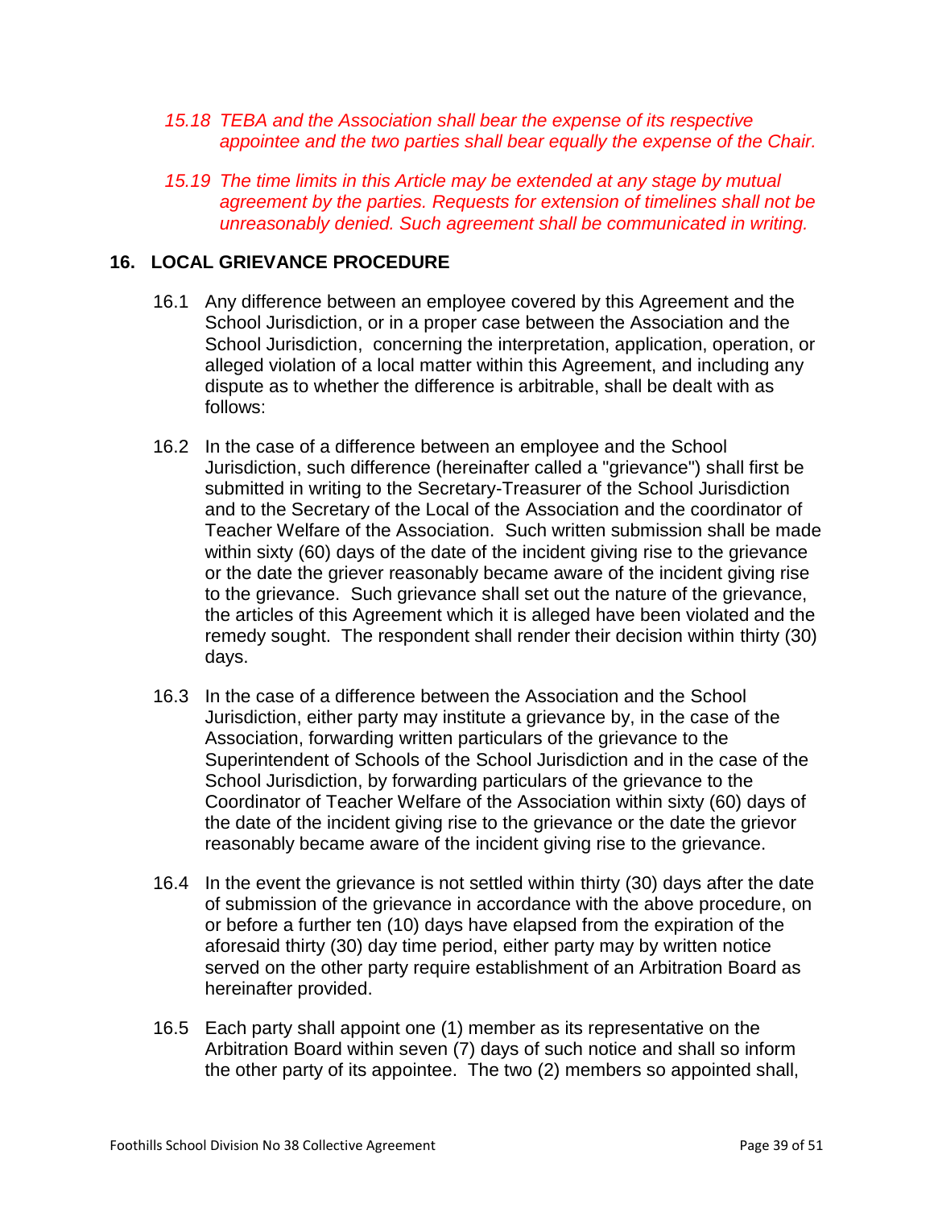*15.18 TEBA and the Association shall bear the expense of its respective appointee and the two parties shall bear equally the expense of the Chair.*

*15.19 The time limits in this Article may be extended at any stage by mutual agreement by the parties. Requests for extension of timelines shall not be unreasonably denied. Such agreement shall be communicated in writing.*

## 16. LOCAL GRIEVANCE PROCEDURE

16.1 Any difference between an employee covered by this Agreement and the School Jurisdiction, or in a proper case between the Association and the School Jurisdiction, concerning the interpretation, application, operation, or alleged violation of a local matter within this Agreement, and including any dispute as to whether the difference is arbitrable, shall be dealt with as follows:

16.2 In the case of a difference between an employee and the School Jurisdiction, such difference (hereinafter called a "grievance") shall first be submitted in writing to the Secretary-Treasurer of the School Jurisdiction and to the Secretary of the Local of the Association and the coordinator of Teacher Welfare of the Association. Such written submission shall be made within sixty (60) days of the date of the incident giving rise to the grievance or the date the griever reasonably became aware of the incident giving rise to the grievance. Such grievance shall set out the nature of the grievance, the articles of this Agreement which it is alleged have been violated and the remedy sought. The respondent shall render their decision within thirty (30) days.

16.3 In the case of a difference between the Association and the School Jurisdiction, either party may institute a grievance by, in the case of the Association, forwarding written particulars of the grievance to the Superintendent of Schools of the School Jurisdiction and in the case of the School Jurisdiction, by forwarding particulars of the grievance to the Coordinator of Teacher Welfare of the Association within sixty (60) days of the date of the incident giving rise to the grievance or the date the grievor reasonably became aware of the incident giving rise to the grievance.

16.4 In the event the grievance is not settled within thirty (30) days after the date of submission of the grievance in accordance with the above procedure, on or before a further ten (10) days have elapsed from the expiration of the aforesaid thirty (30) day time period, either party may by written notice served on the other party require establishment of an Arbitration Board as hereinafter provided.

16.5 Each party shall appoint one (1) member as its representative on the Arbitration Board within seven (7) days of such notice and shall so inform the other party of its appointee. The two (2) members so appointed shall,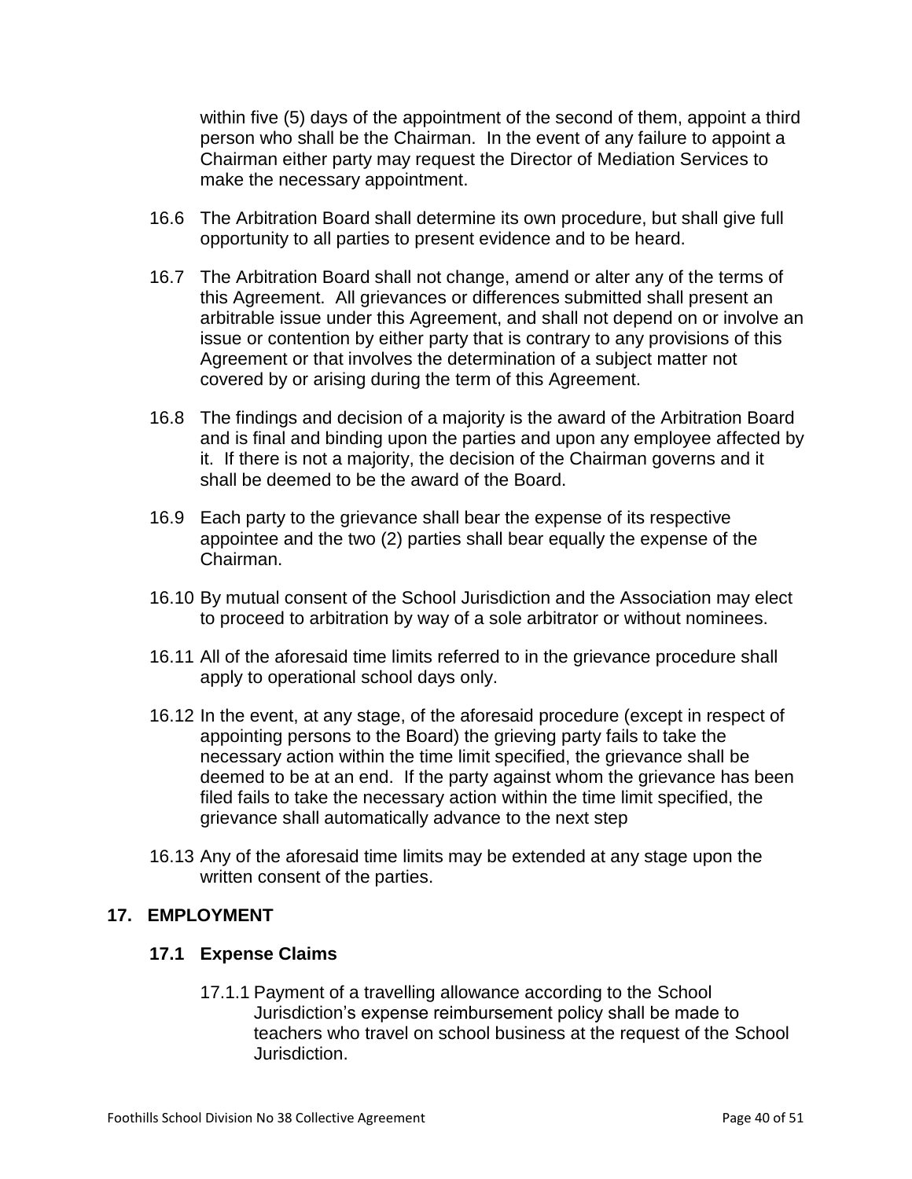within five (5) days of the appointment of the second of them, appoint a third person who shall be the Chairman. In the event of any failure to appoint a Chairman either party may request the Director of Mediation Services to make the necessary appointment.

16.6 The Arbitration Board shall determine its own procedure, but shall give full opportunity to all parties to present evidence and to be heard.

16.7 The Arbitration Board shall not change, amend or alter any of the terms of this Agreement. All grievances or differences submitted shall present an arbitrable issue under this Agreement, and shall not depend on or involve an issue or contention by either party that is contrary to any provisions of this Agreement or that involves the determination of a subject matter not covered by or arising during the term of this Agreement.

16.8 The findings and decision of a majority is the award of the Arbitration Board and is final and binding upon the parties and upon any employee affected by it. If there is not a majority, the decision of the Chairman governs and it shall be deemed to be the award of the Board.

16.9 Each party to the grievance shall bear the expense of its respective appointee and the two (2) parties shall bear equally the expense of the Chairman.

16.10 By mutual consent of the School Jurisdiction and the Association may elect to proceed to arbitration by way of a sole arbitrator or without nominees.

16.11 All of the aforesaid time limits referred to in the grievance procedure shall apply to operational school days only.

16.12 In the event, at any stage, of the aforesaid procedure (except in respect of appointing persons to the Board) the grieving party fails to take the necessary action within the time limit specified, the grievance shall be deemed to be at an end. If the party against whom the grievance has been filed fails to take the necessary action within the time limit specified, the grievance shall automatically advance to the next step

16.13 Any of the aforesaid time limits may be extended at any stage upon the written consent of the parties.

## 17. EMPLOYMENT

### 17.1 Expense Claims

17.1.1 Payment of a travelling allowance according to the School Jurisdiction's expense reimbursement policy shall be made to teachers who travel on school business at the request of the School Jurisdiction.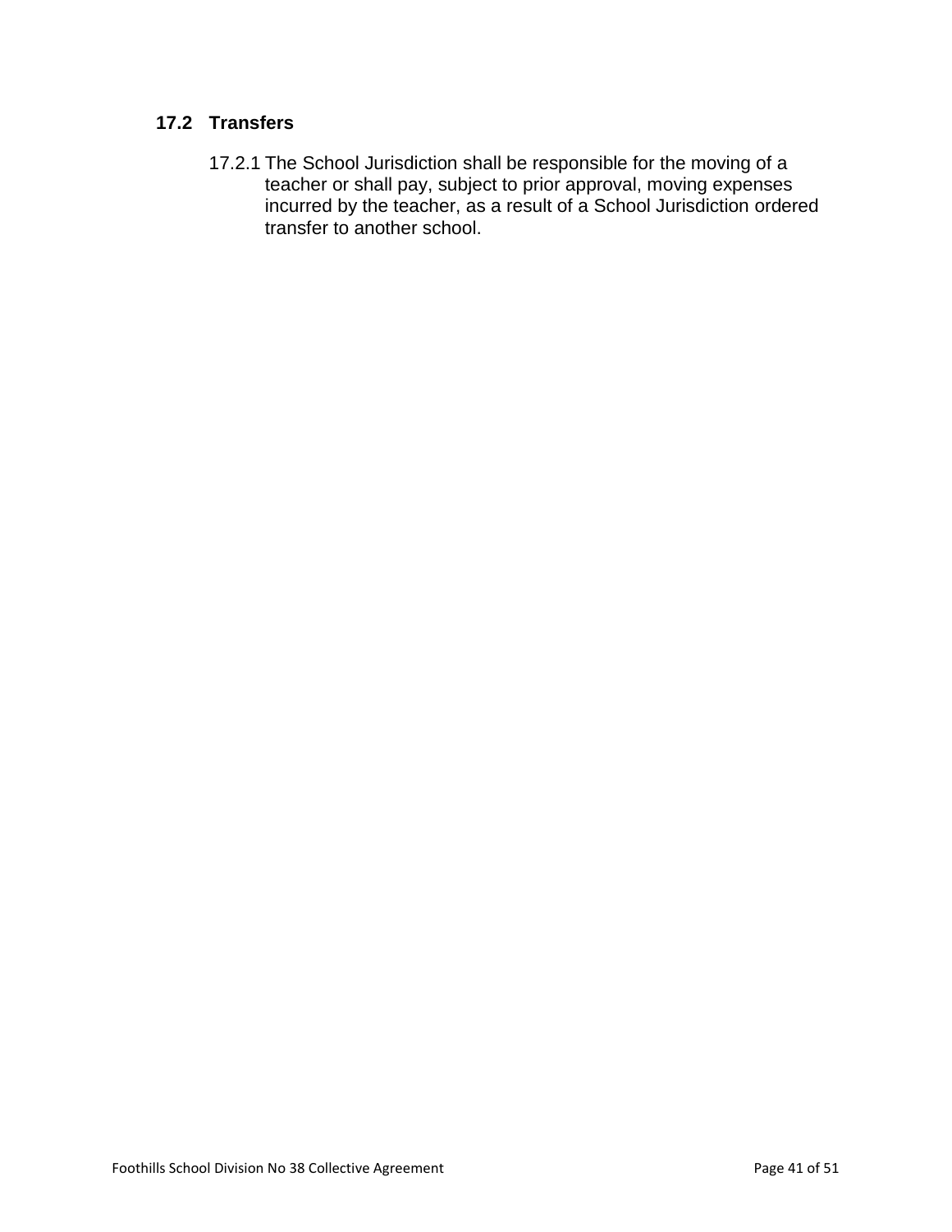### 17.2 Transfers

17.2.1 The School Jurisdiction shall be responsible for the moving of a teacher or shall pay, subject to prior approval, moving expenses incurred by the teacher, as a result of a School Jurisdiction ordered transfer to another school.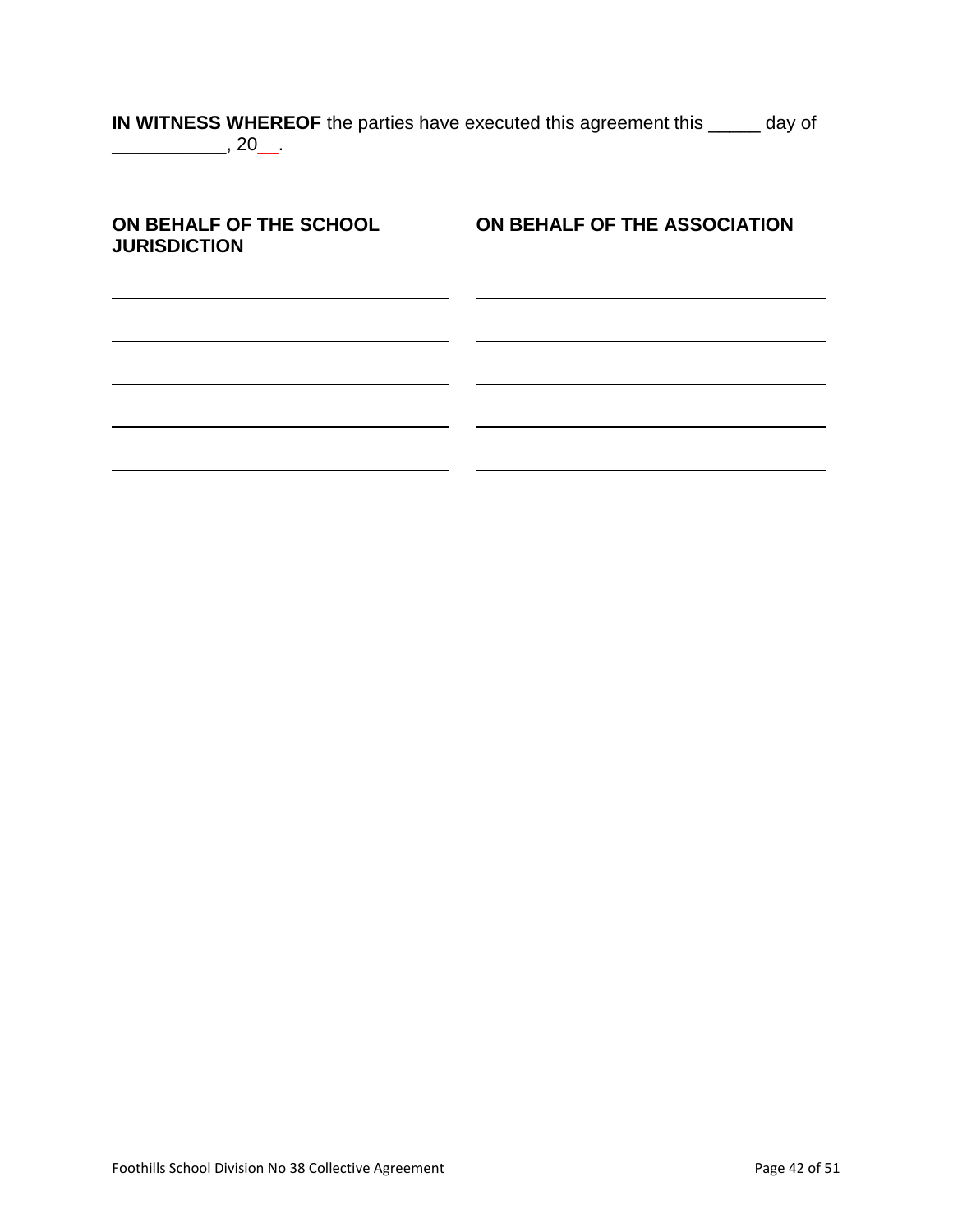**IN WITNESS WHEREOF** the parties have executed this agreement this _____ day of ___________, 20__.

| **ON BEHALF OF THE SCHOOL JURISDICTION** | **ON BEHALF OF THE ASSOCIATION** |
|---|---|
| ______________________________ | ______________________________ |
| ______________________________ | ______________________________ |
| ______________________________ | ______________________________ |
| ______________________________ | ______________________________ |
| ______________________________ | ______________________________ |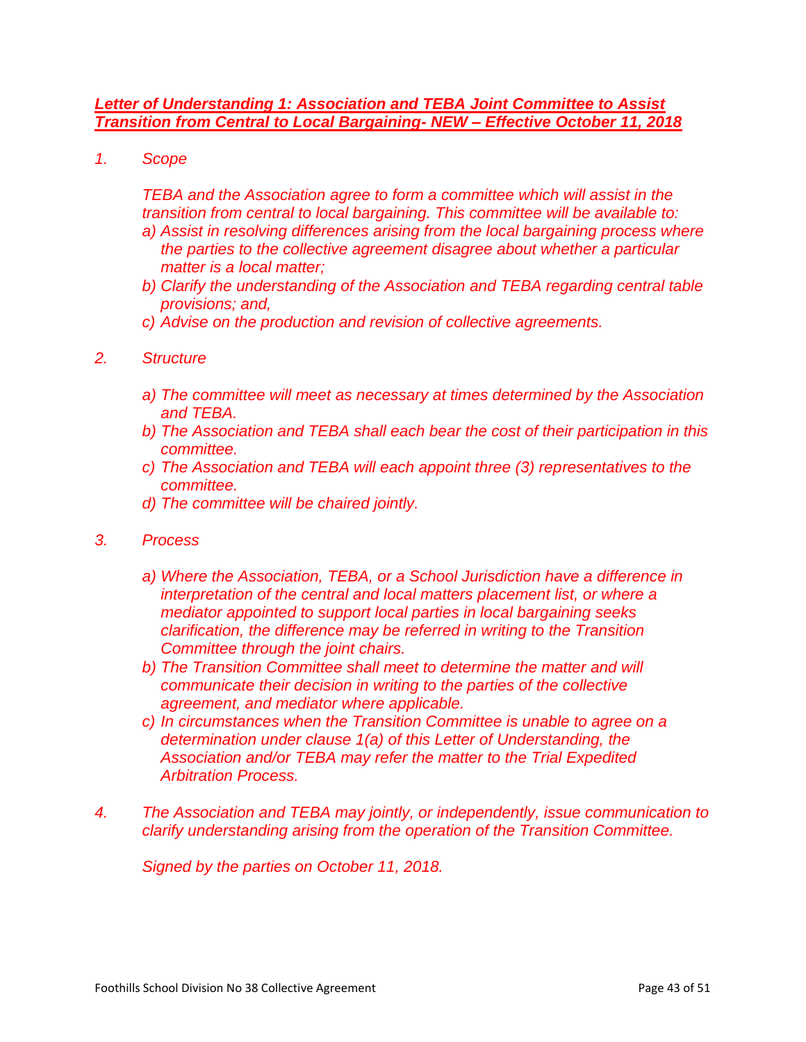## ***Letter of Understanding 1: Association and TEBA Joint Committee to Assist Transition from Central to Local Bargaining- NEW – Effective October 11, 2018***

*1. Scope*

*TEBA and the Association agree to form a committee which will assist in the transition from central to local bargaining. This committee will be available to:*

*a) Assist in resolving differences arising from the local bargaining process where the parties to the collective agreement disagree about whether a particular matter is a local matter;*

*b) Clarify the understanding of the Association and TEBA regarding central table provisions; and,*

*c) Advise on the production and revision of collective agreements.*

*2. Structure*

*a) The committee will meet as necessary at times determined by the Association and TEBA.*

*b) The Association and TEBA shall each bear the cost of their participation in this committee.*

*c) The Association and TEBA will each appoint three (3) representatives to the committee.*

*d) The committee will be chaired jointly.*

*3. Process*

*a) Where the Association, TEBA, or a School Jurisdiction have a difference in interpretation of the central and local matters placement list, or where a mediator appointed to support local parties in local bargaining seeks clarification, the difference may be referred in writing to the Transition Committee through the joint chairs.*

*b) The Transition Committee shall meet to determine the matter and will communicate their decision in writing to the parties of the collective agreement, and mediator where applicable.*

*c) In circumstances when the Transition Committee is unable to agree on a determination under clause 1(a) of this Letter of Understanding, the Association and/or TEBA may refer the matter to the Trial Expedited Arbitration Process.*

*4. The Association and TEBA may jointly, or independently, issue communication to clarify understanding arising from the operation of the Transition Committee.*

*Signed by the parties on October 11, 2018.*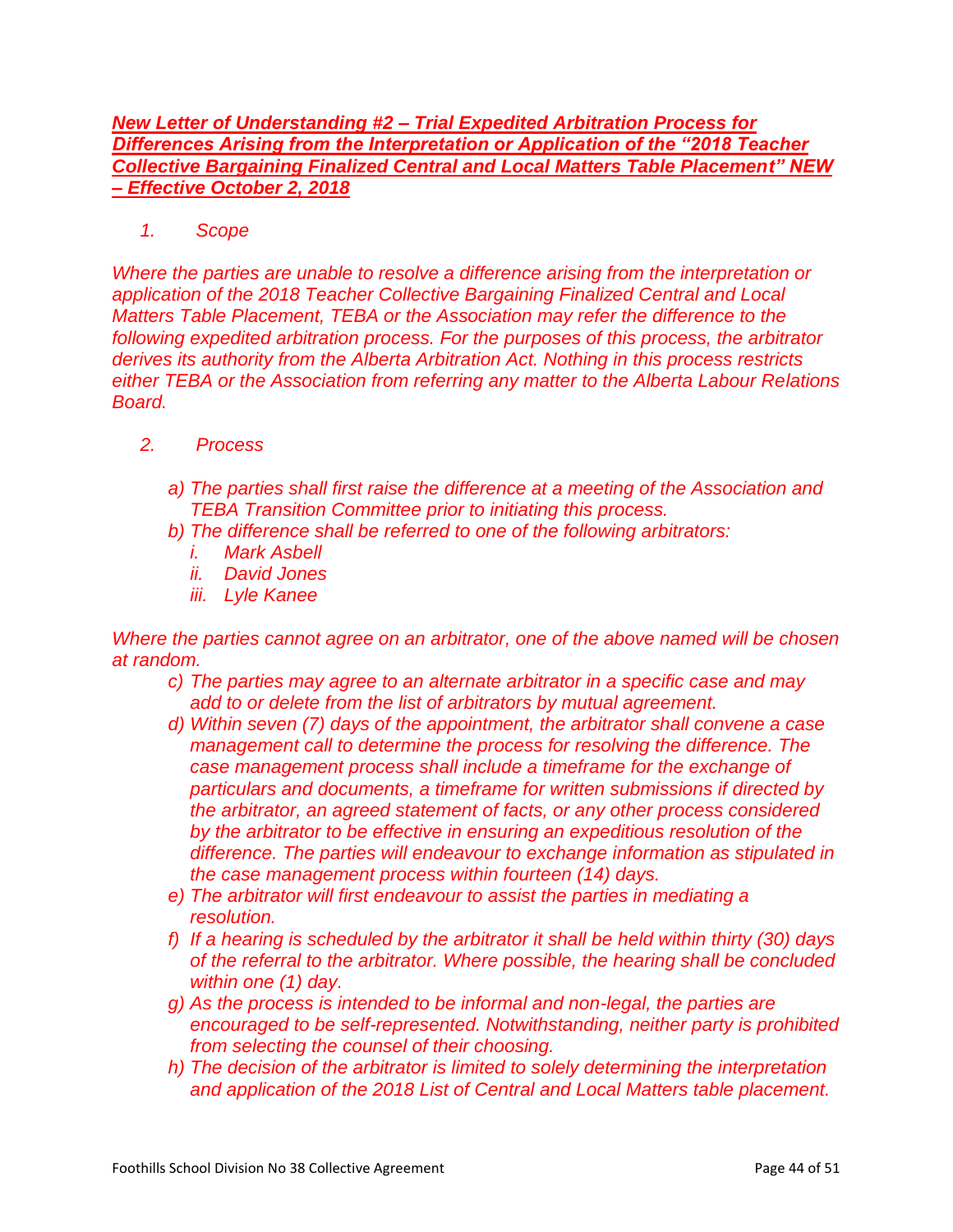## ***New Letter of Understanding #2 – Trial Expedited Arbitration Process for Differences Arising from the Interpretation or Application of the "2018 Teacher Collective Bargaining Finalized Central and Local Matters Table Placement" NEW – Effective October 2, 2018***

*1. Scope*

*Where the parties are unable to resolve a difference arising from the interpretation or application of the 2018 Teacher Collective Bargaining Finalized Central and Local Matters Table Placement, TEBA or the Association may refer the difference to the following expedited arbitration process. For the purposes of this process, the arbitrator derives its authority from the Alberta Arbitration Act. Nothing in this process restricts either TEBA or the Association from referring any matter to the Alberta Labour Relations Board.*

*2. Process*

- *a) The parties shall first raise the difference at a meeting of the Association and TEBA Transition Committee prior to initiating this process.*
- *b) The difference shall be referred to one of the following arbitrators:*
  - *i. Mark Asbell*
  - *ii. David Jones*
  - *iii. Lyle Kanee*

*Where the parties cannot agree on an arbitrator, one of the above named will be chosen at random.*

- *c) The parties may agree to an alternate arbitrator in a specific case and may add to or delete from the list of arbitrators by mutual agreement.*
- *d) Within seven (7) days of the appointment, the arbitrator shall convene a case management call to determine the process for resolving the difference. The case management process shall include a timeframe for the exchange of particulars and documents, a timeframe for written submissions if directed by the arbitrator, an agreed statement of facts, or any other process considered by the arbitrator to be effective in ensuring an expeditious resolution of the difference. The parties will endeavour to exchange information as stipulated in the case management process within fourteen (14) days.*
- *e) The arbitrator will first endeavour to assist the parties in mediating a resolution.*
- *f) If a hearing is scheduled by the arbitrator it shall be held within thirty (30) days of the referral to the arbitrator. Where possible, the hearing shall be concluded within one (1) day.*
- *g) As the process is intended to be informal and non-legal, the parties are encouraged to be self-represented. Notwithstanding, neither party is prohibited from selecting the counsel of their choosing.*
- *h) The decision of the arbitrator is limited to solely determining the interpretation and application of the 2018 List of Central and Local Matters table placement.*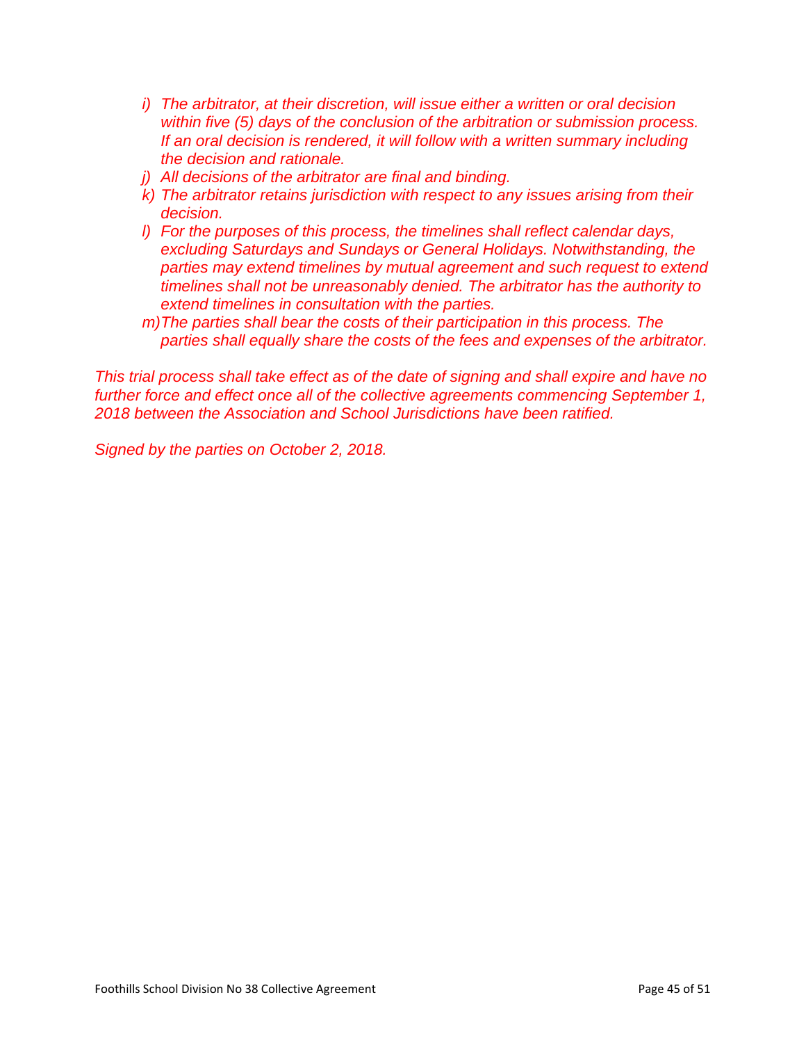*i) The arbitrator, at their discretion, will issue either a written or oral decision within five (5) days of the conclusion of the arbitration or submission process. If an oral decision is rendered, it will follow with a written summary including the decision and rationale.*

*j) All decisions of the arbitrator are final and binding.*

*k) The arbitrator retains jurisdiction with respect to any issues arising from their decision.*

*l) For the purposes of this process, the timelines shall reflect calendar days, excluding Saturdays and Sundays or General Holidays. Notwithstanding, the parties may extend timelines by mutual agreement and such request to extend timelines shall not be unreasonably denied. The arbitrator has the authority to extend timelines in consultation with the parties.*

*m) The parties shall bear the costs of their participation in this process. The parties shall equally share the costs of the fees and expenses of the arbitrator.*

*This trial process shall take effect as of the date of signing and shall expire and have no further force and effect once all of the collective agreements commencing September 1, 2018 between the Association and School Jurisdictions have been ratified.*

*Signed by the parties on October 2, 2018.*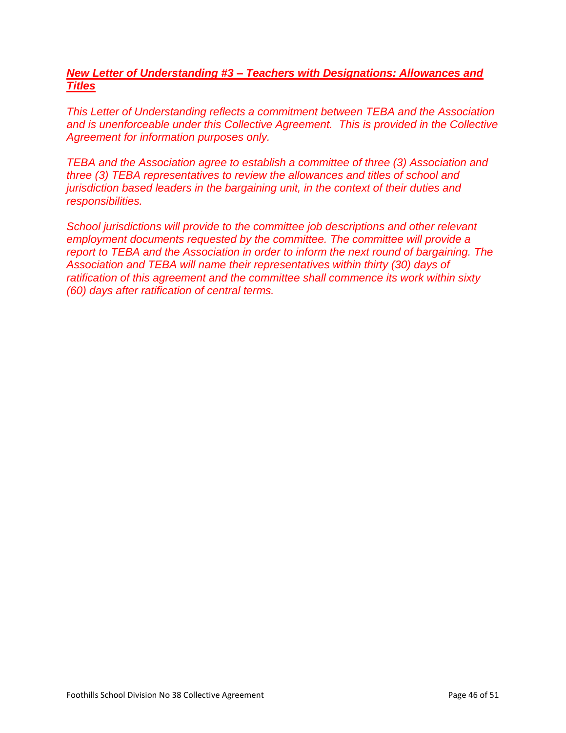## ***New Letter of Understanding #3 – Teachers with Designations: Allowances and Titles***

*This Letter of Understanding reflects a commitment between TEBA and the Association and is unenforceable under this Collective Agreement. This is provided in the Collective Agreement for information purposes only.*

*TEBA and the Association agree to establish a committee of three (3) Association and three (3) TEBA representatives to review the allowances and titles of school and jurisdiction based leaders in the bargaining unit, in the context of their duties and responsibilities.*

*School jurisdictions will provide to the committee job descriptions and other relevant employment documents requested by the committee. The committee will provide a report to TEBA and the Association in order to inform the next round of bargaining. The Association and TEBA will name their representatives within thirty (30) days of ratification of this agreement and the committee shall commence its work within sixty (60) days after ratification of central terms.*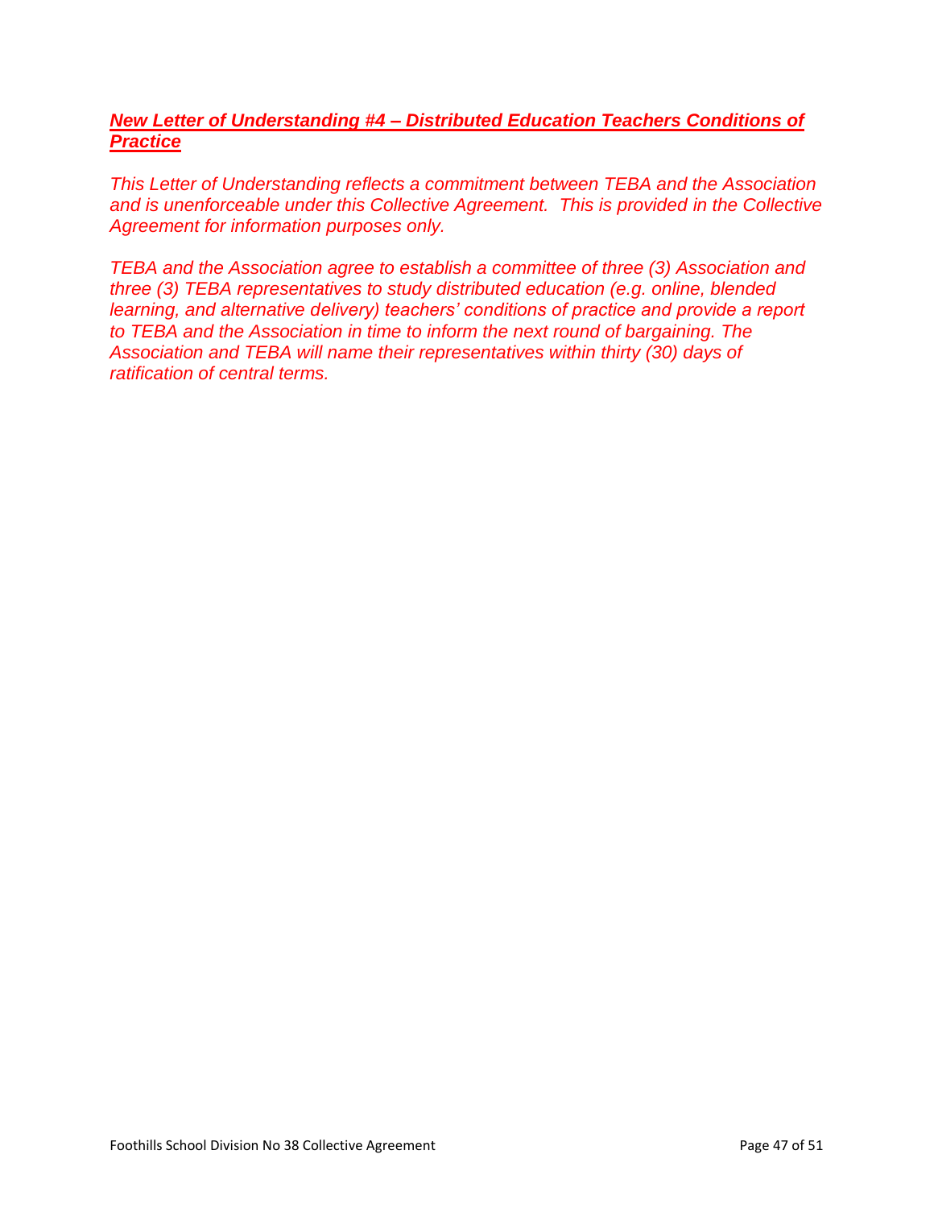## ***New Letter of Understanding #4 – Distributed Education Teachers Conditions of Practice***

*This Letter of Understanding reflects a commitment between TEBA and the Association and is unenforceable under this Collective Agreement. This is provided in the Collective Agreement for information purposes only.*

*TEBA and the Association agree to establish a committee of three (3) Association and three (3) TEBA representatives to study distributed education (e.g. online, blended learning, and alternative delivery) teachers' conditions of practice and provide a report to TEBA and the Association in time to inform the next round of bargaining. The Association and TEBA will name their representatives within thirty (30) days of ratification of central terms.*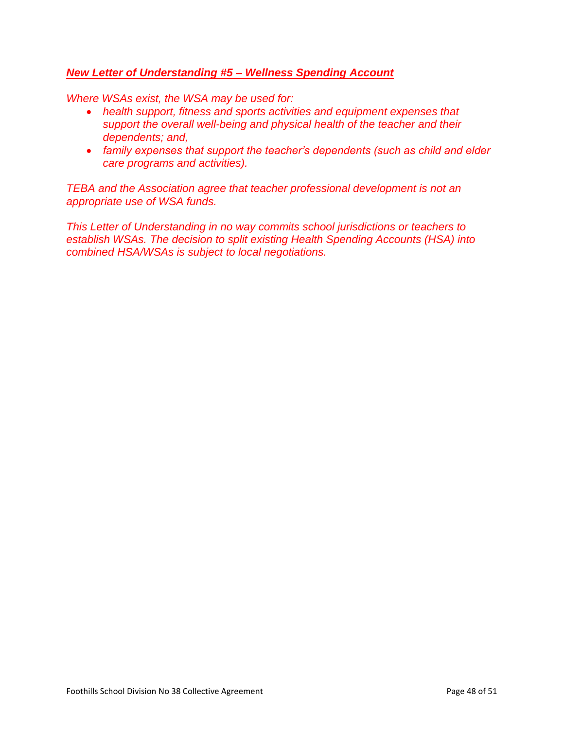## ***New Letter of Understanding #5 – Wellness Spending Account***

*Where WSAs exist, the WSA may be used for:*

- *health support, fitness and sports activities and equipment expenses that support the overall well-being and physical health of the teacher and their dependents; and,*
- *family expenses that support the teacher's dependents (such as child and elder care programs and activities).*

*TEBA and the Association agree that teacher professional development is not an appropriate use of WSA funds.*

*This Letter of Understanding in no way commits school jurisdictions or teachers to establish WSAs. The decision to split existing Health Spending Accounts (HSA) into combined HSA/WSAs is subject to local negotiations.*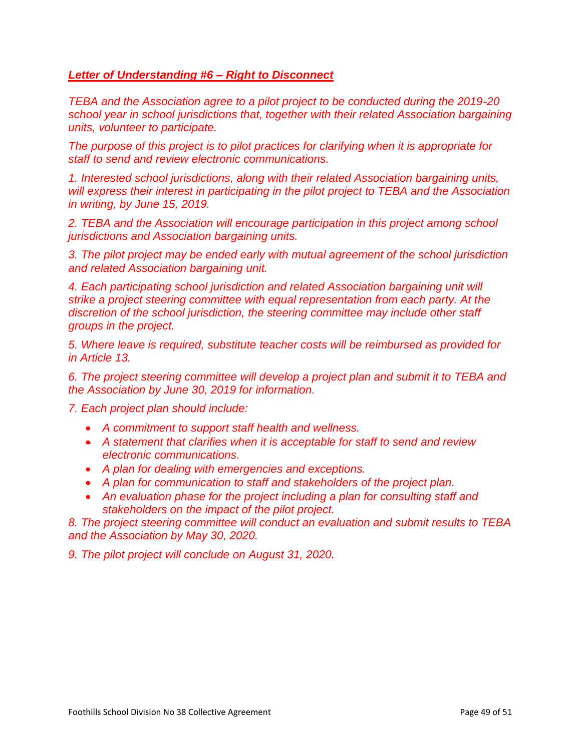***Letter of Understanding #6 – Right to Disconnect***

*TEBA and the Association agree to a pilot project to be conducted during the 2019-20 school year in school jurisdictions that, together with their related Association bargaining units, volunteer to participate.*

*The purpose of this project is to pilot practices for clarifying when it is appropriate for staff to send and review electronic communications.*

*1. Interested school jurisdictions, along with their related Association bargaining units, will express their interest in participating in the pilot project to TEBA and the Association in writing, by June 15, 2019.*

*2. TEBA and the Association will encourage participation in this project among school jurisdictions and Association bargaining units.*

*3. The pilot project may be ended early with mutual agreement of the school jurisdiction and related Association bargaining unit.*

*4. Each participating school jurisdiction and related Association bargaining unit will strike a project steering committee with equal representation from each party. At the discretion of the school jurisdiction, the steering committee may include other staff groups in the project.*

*5. Where leave is required, substitute teacher costs will be reimbursed as provided for in Article 13.*

*6. The project steering committee will develop a project plan and submit it to TEBA and the Association by June 30, 2019 for information.*

*7. Each project plan should include:*

- *A commitment to support staff health and wellness.*
- *A statement that clarifies when it is acceptable for staff to send and review electronic communications.*
- *A plan for dealing with emergencies and exceptions.*
- *A plan for communication to staff and stakeholders of the project plan.*
- *An evaluation phase for the project including a plan for consulting staff and stakeholders on the impact of the pilot project.*

*8. The project steering committee will conduct an evaluation and submit results to TEBA and the Association by May 30, 2020.*

*9. The pilot project will conclude on August 31, 2020.*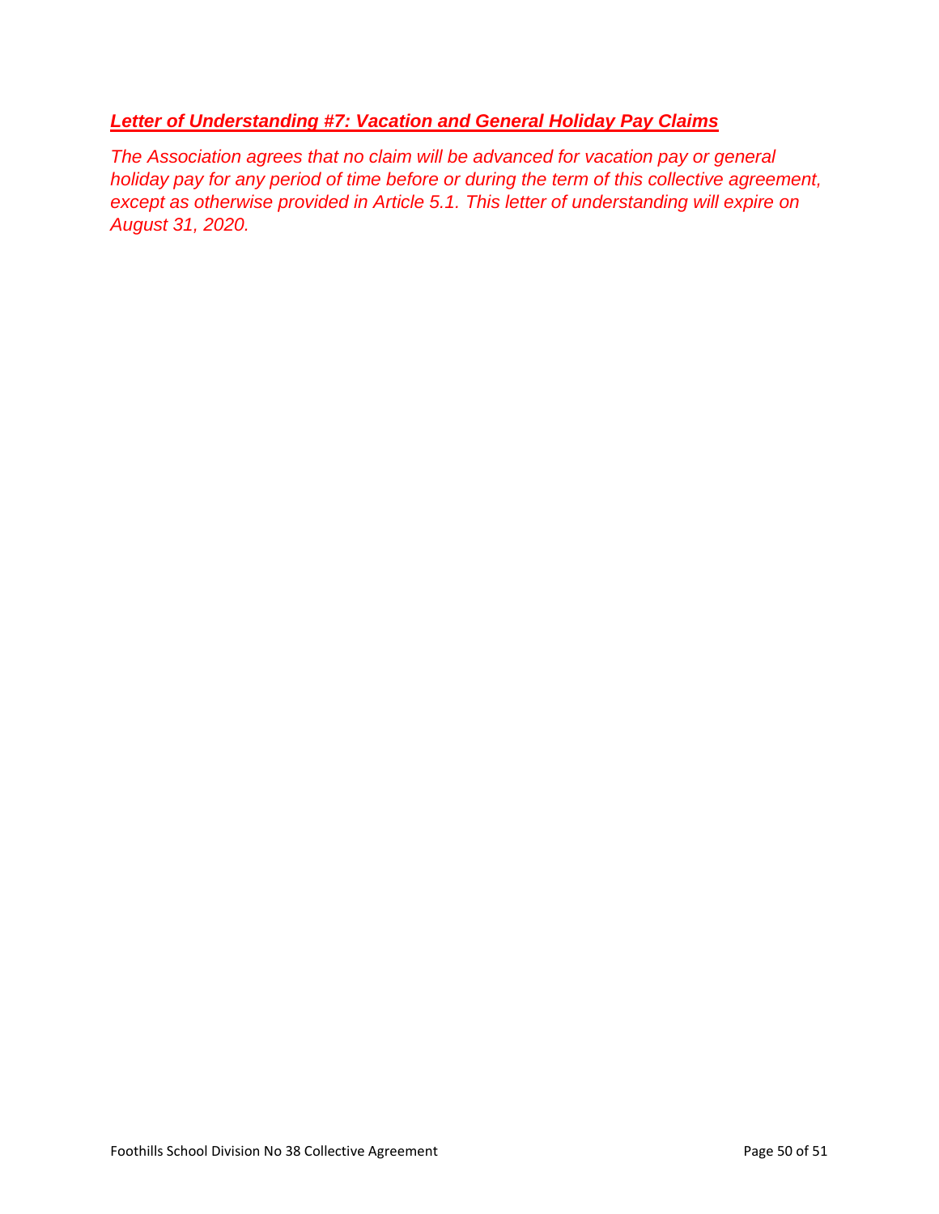## ***Letter of Understanding #7: Vacation and General Holiday Pay Claims***

*The Association agrees that no claim will be advanced for vacation pay or general holiday pay for any period of time before or during the term of this collective agreement, except as otherwise provided in Article 5.1. This letter of understanding will expire on August 31, 2020.*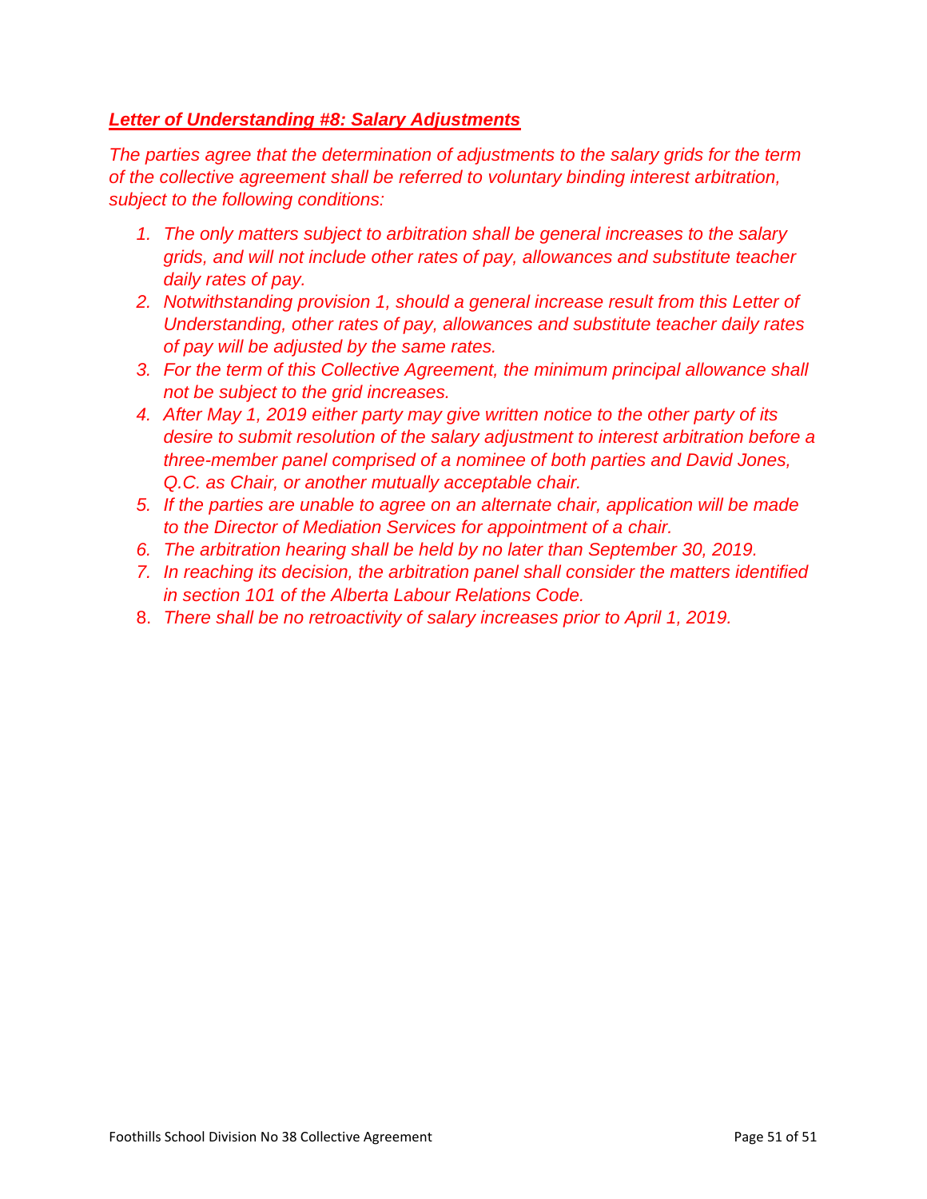***Letter of Understanding #8: Salary Adjustments***

*The parties agree that the determination of adjustments to the salary grids for the term of the collective agreement shall be referred to voluntary binding interest arbitration, subject to the following conditions:*

1. *The only matters subject to arbitration shall be general increases to the salary grids, and will not include other rates of pay, allowances and substitute teacher daily rates of pay.*
2. *Notwithstanding provision 1, should a general increase result from this Letter of Understanding, other rates of pay, allowances and substitute teacher daily rates of pay will be adjusted by the same rates.*
3. *For the term of this Collective Agreement, the minimum principal allowance shall not be subject to the grid increases.*
4. *After May 1, 2019 either party may give written notice to the other party of its desire to submit resolution of the salary adjustment to interest arbitration before a three-member panel comprised of a nominee of both parties and David Jones, Q.C. as Chair, or another mutually acceptable chair.*
5. *If the parties are unable to agree on an alternate chair, application will be made to the Director of Mediation Services for appointment of a chair.*
6. *The arbitration hearing shall be held by no later than September 30, 2019.*
7. *In reaching its decision, the arbitration panel shall consider the matters identified in section 101 of the Alberta Labour Relations Code.*
8. *There shall be no retroactivity of salary increases prior to April 1, 2019.*